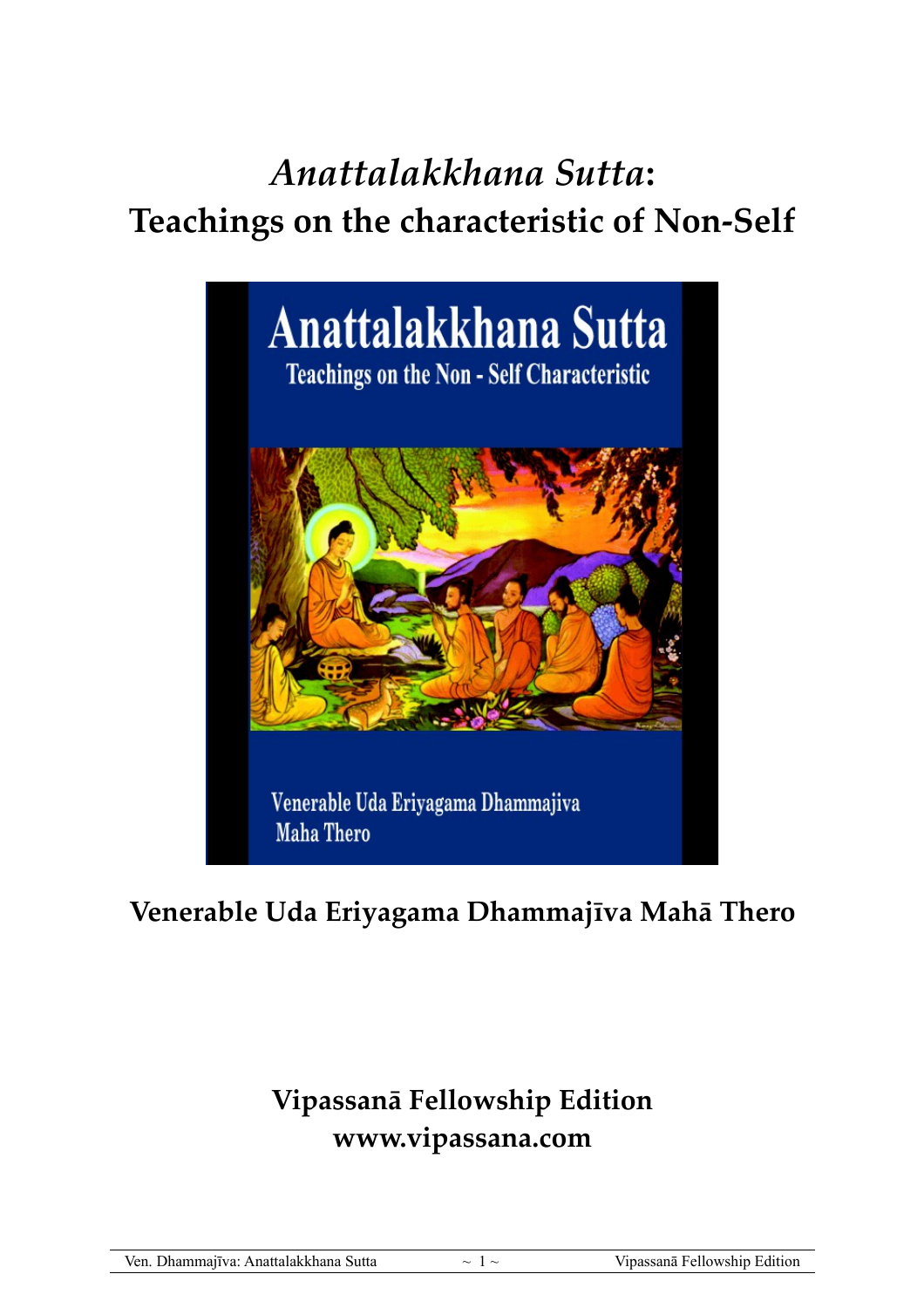# *Anattalakkhana Sutta*: Teachings on the characteristic of Non-Self

Venerable Uda Eriyagama Dhammajīva Mahā Thero

**Vipassanā Fellowship Edition**
**www.vipassana.com**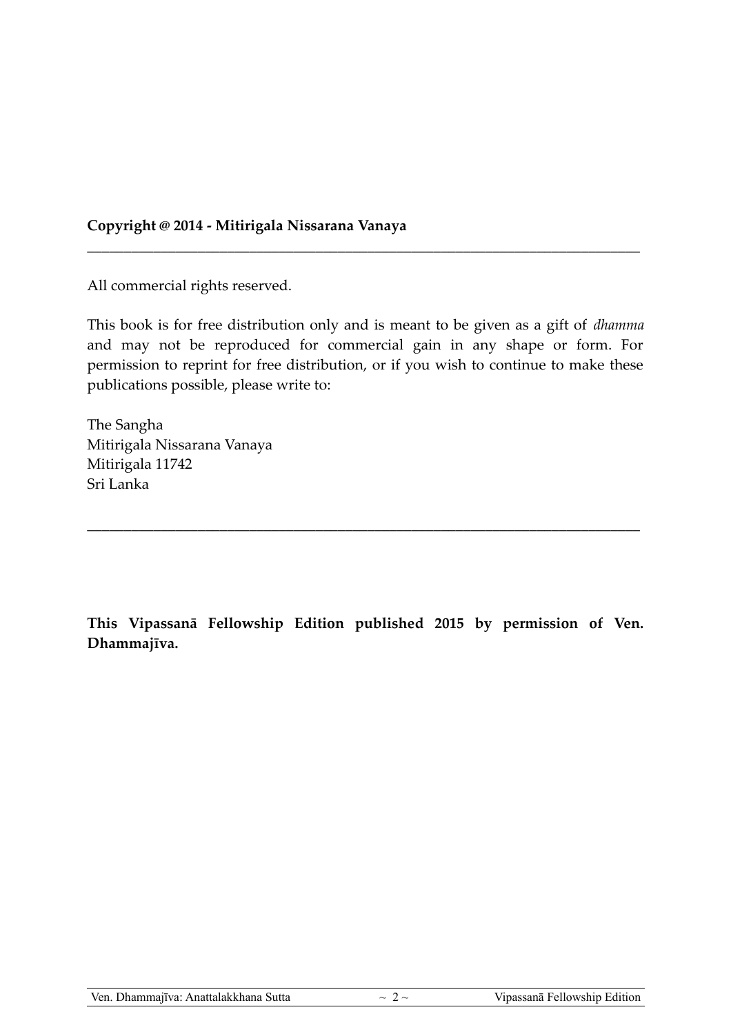**Copyright @ 2014 - Mitirigala Nissarana Vanaya**

---

All commercial rights reserved.

This book is for free distribution only and is meant to be given as a gift of *dhamma* and may not be reproduced for commercial gain in any shape or form. For permission to reprint for free distribution, or if you wish to continue to make these publications possible, please write to:

The Sangha
Mitirigala Nissarana Vanaya
Mitirigala 11742
Sri Lanka

---

**This Vipassanā Fellowship Edition published 2015 by permission of Ven. Dhammajīva.**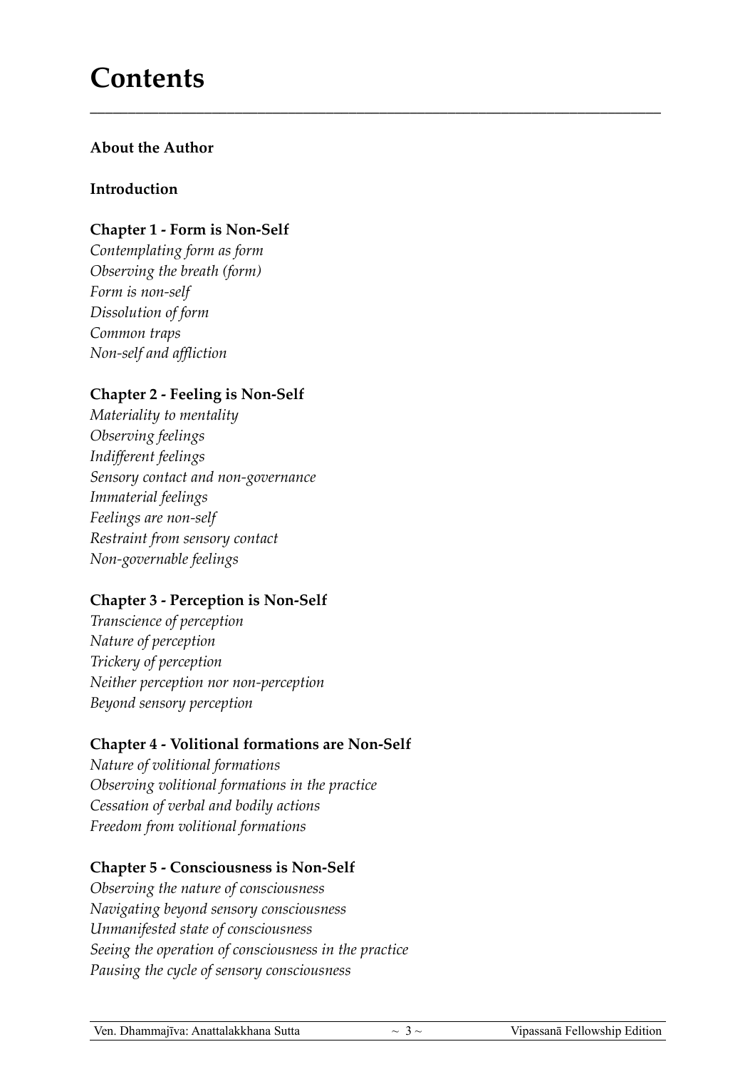# Contents

**About the Author**

**Introduction**

**Chapter 1 - Form is Non-Self**
*Contemplating form as form*
*Observing the breath (form)*
*Form is non-self*
*Dissolution of form*
*Common traps*
*Non-self and affliction*

**Chapter 2 - Feeling is Non-Self**
*Materiality to mentality*
*Observing feelings*
*Indifferent feelings*
*Sensory contact and non-governance*
*Immaterial feelings*
*Feelings are non-self*
*Restraint from sensory contact*
*Non-governable feelings*

**Chapter 3 - Perception is Non-Self**
*Transcience of perception*
*Nature of perception*
*Trickery of perception*
*Neither perception nor non-perception*
*Beyond sensory perception*

**Chapter 4 - Volitional formations are Non-Self**
*Nature of volitional formations*
*Observing volitional formations in the practice*
*Cessation of verbal and bodily actions*
*Freedom from volitional formations*

**Chapter 5 - Consciousness is Non-Self**
*Observing the nature of consciousness*
*Navigating beyond sensory consciousness*
*Unmanifested state of consciousness*
*Seeing the operation of consciousness in the practice*
*Pausing the cycle of sensory consciousness*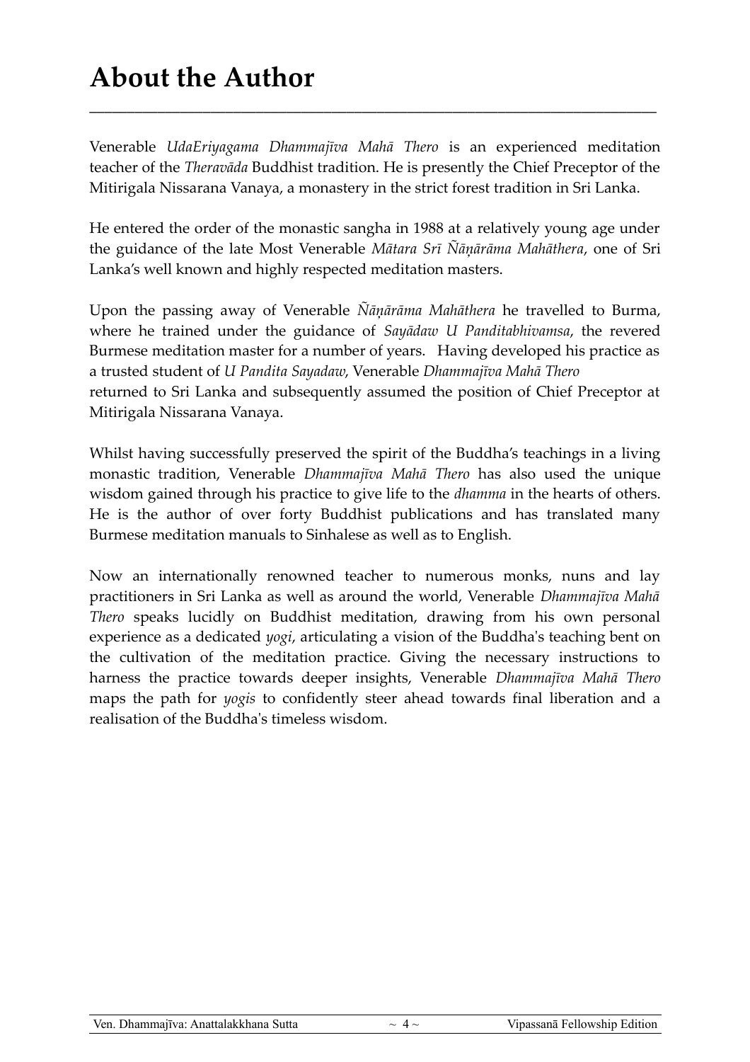# About the Author

Venerable *UdaEriyagama Dhammajīva Mahā Thero* is an experienced meditation teacher of the *Theravāda* Buddhist tradition. He is presently the Chief Preceptor of the Mitirigala Nissarana Vanaya, a monastery in the strict forest tradition in Sri Lanka.

He entered the order of the monastic sangha in 1988 at a relatively young age under the guidance of the late Most Venerable *Mātara Srī Ñāṇārāma Mahāthera*, one of Sri Lanka's well known and highly respected meditation masters.

Upon the passing away of Venerable *Ñāṇārāma Mahāthera* he travelled to Burma, where he trained under the guidance of *Sayādaw U Panditabhivamsa*, the revered Burmese meditation master for a number of years. Having developed his practice as a trusted student of *U Pandita Sayadaw*, Venerable *Dhammajīva Mahā Thero* returned to Sri Lanka and subsequently assumed the position of Chief Preceptor at Mitirigala Nissarana Vanaya.

Whilst having successfully preserved the spirit of the Buddha's teachings in a living monastic tradition, Venerable *Dhammajīva Mahā Thero* has also used the unique wisdom gained through his practice to give life to the *dhamma* in the hearts of others. He is the author of over forty Buddhist publications and has translated many Burmese meditation manuals to Sinhalese as well as to English.

Now an internationally renowned teacher to numerous monks, nuns and lay practitioners in Sri Lanka as well as around the world, Venerable *Dhammajīva Mahā Thero* speaks lucidly on Buddhist meditation, drawing from his own personal experience as a dedicated *yogi*, articulating a vision of the Buddha's teaching bent on the cultivation of the meditation practice. Giving the necessary instructions to harness the practice towards deeper insights, Venerable *Dhammajīva Mahā Thero* maps the path for *yogis* to confidently steer ahead towards final liberation and a realisation of the Buddha's timeless wisdom.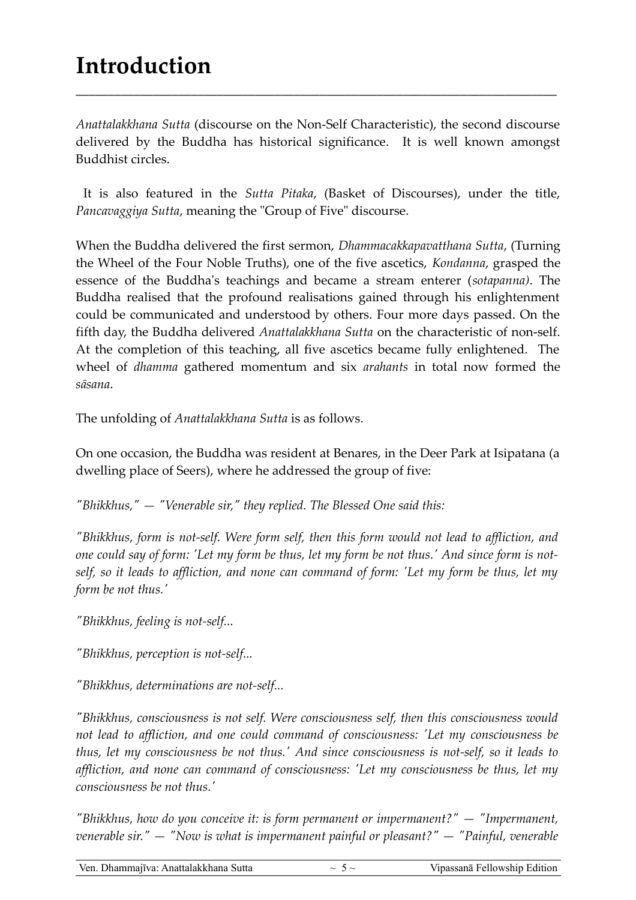# Introduction

*Anattalakkhana Sutta* (discourse on the Non-Self Characteristic), the second discourse delivered by the Buddha has historical significance. It is well known amongst Buddhist circles.

It is also featured in the *Sutta Pitaka*, (Basket of Discourses), under the title, *Pancavaggiya Sutta*, meaning the "Group of Five" discourse.

When the Buddha delivered the first sermon, *Dhammacakkapavatthana Sutta*, (Turning the Wheel of the Four Noble Truths), one of the five ascetics, *Kondanna*, grasped the essence of the Buddha's teachings and became a stream enterer (*sotapanna)*. The Buddha realised that the profound realisations gained through his enlightenment could be communicated and understood by others. Four more days passed. On the fifth day, the Buddha delivered *Anattalakkhana Sutta* on the characteristic of non-self. At the completion of this teaching, all five ascetics became fully enlightened. The wheel of *dhamma* gathered momentum and six *arahants* in total now formed the *sāsana*.

The unfolding of *Anattalakkhana Sutta* is as follows.

On one occasion, the Buddha was resident at Benares, in the Deer Park at Isipatana (a dwelling place of Seers), where he addressed the group of five:

*"Bhikkhus," — "Venerable sir," they replied. The Blessed One said this:*

*"Bhikkhus, form is not-self. Were form self, then this form would not lead to affliction, and one could say of form: 'Let my form be thus, let my form be not thus.' And since form is not-self, so it leads to affliction, and none can command of form: 'Let my form be thus, let my form be not thus.'*

*"Bhikkhus, feeling is not-self...*

*"Bhikkhus, perception is not-self...*

*"Bhikkhus, determinations are not-self...*

*"Bhikkhus, consciousness is not self. Were consciousness self, then this consciousness would not lead to affliction, and one could command of consciousness: 'Let my consciousness be thus, let my consciousness be not thus.' And since consciousness is not-self, so it leads to affliction, and none can command of consciousness: 'Let my consciousness be thus, let my consciousness be not thus.'*

*"Bhikkhus, how do you conceive it: is form permanent or impermanent?" — "Impermanent, venerable sir." — "Now is what is impermanent painful or pleasant?" — "Painful, venerable*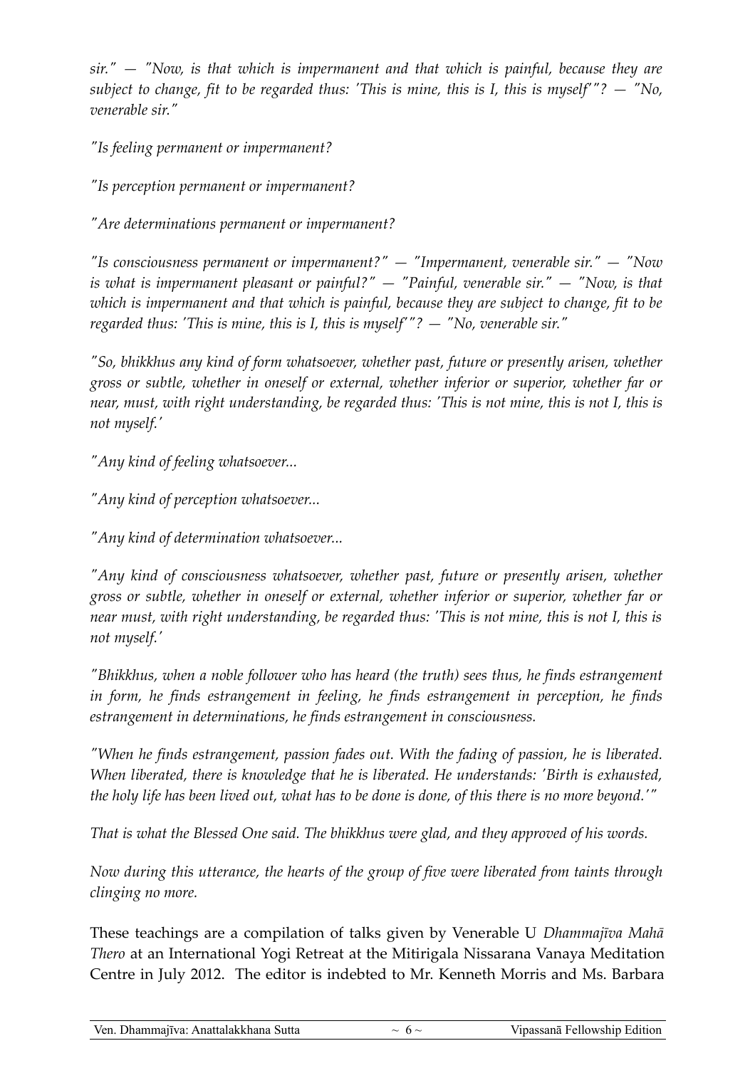*sir." — "Now, is that which is impermanent and that which is painful, because they are subject to change, fit to be regarded thus: 'This is mine, this is I, this is myself'"? — "No, venerable sir."*

*"Is feeling permanent or impermanent?*

*"Is perception permanent or impermanent?*

*"Are determinations permanent or impermanent?*

*"Is consciousness permanent or impermanent?" — "Impermanent, venerable sir." — "Now is what is impermanent pleasant or painful?" — "Painful, venerable sir." — "Now, is that which is impermanent and that which is painful, because they are subject to change, fit to be regarded thus: 'This is mine, this is I, this is myself'"? — "No, venerable sir."*

*"So, bhikkhus any kind of form whatsoever, whether past, future or presently arisen, whether gross or subtle, whether in oneself or external, whether inferior or superior, whether far or near, must, with right understanding, be regarded thus: 'This is not mine, this is not I, this is not myself.'*

*"Any kind of feeling whatsoever...*

*"Any kind of perception whatsoever...*

*"Any kind of determination whatsoever...*

*"Any kind of consciousness whatsoever, whether past, future or presently arisen, whether gross or subtle, whether in oneself or external, whether inferior or superior, whether far or near must, with right understanding, be regarded thus: 'This is not mine, this is not I, this is not myself.'*

*"Bhikkhus, when a noble follower who has heard (the truth) sees thus, he finds estrangement in form, he finds estrangement in feeling, he finds estrangement in perception, he finds estrangement in determinations, he finds estrangement in consciousness.*

*"When he finds estrangement, passion fades out. With the fading of passion, he is liberated. When liberated, there is knowledge that he is liberated. He understands: 'Birth is exhausted, the holy life has been lived out, what has to be done is done, of this there is no more beyond.'"*

*That is what the Blessed One said. The bhikkhus were glad, and they approved of his words.*

*Now during this utterance, the hearts of the group of five were liberated from taints through clinging no more.*

These teachings are a compilation of talks given by Venerable U *Dhammajīva Mahā Thero* at an International Yogi Retreat at the Mitirigala Nissarana Vanaya Meditation Centre in July 2012. The editor is indebted to Mr. Kenneth Morris and Ms. Barbara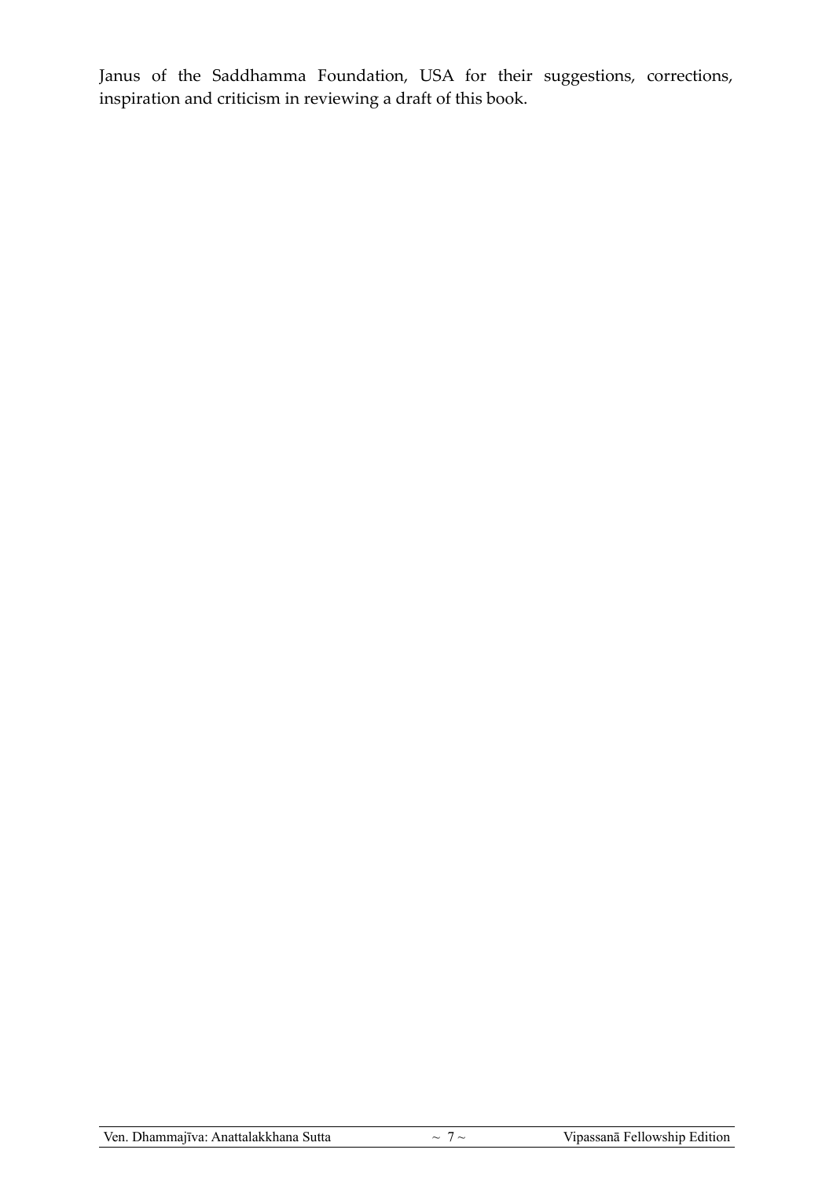Janus of the Saddhamma Foundation, USA for their suggestions, corrections, inspiration and criticism in reviewing a draft of this book.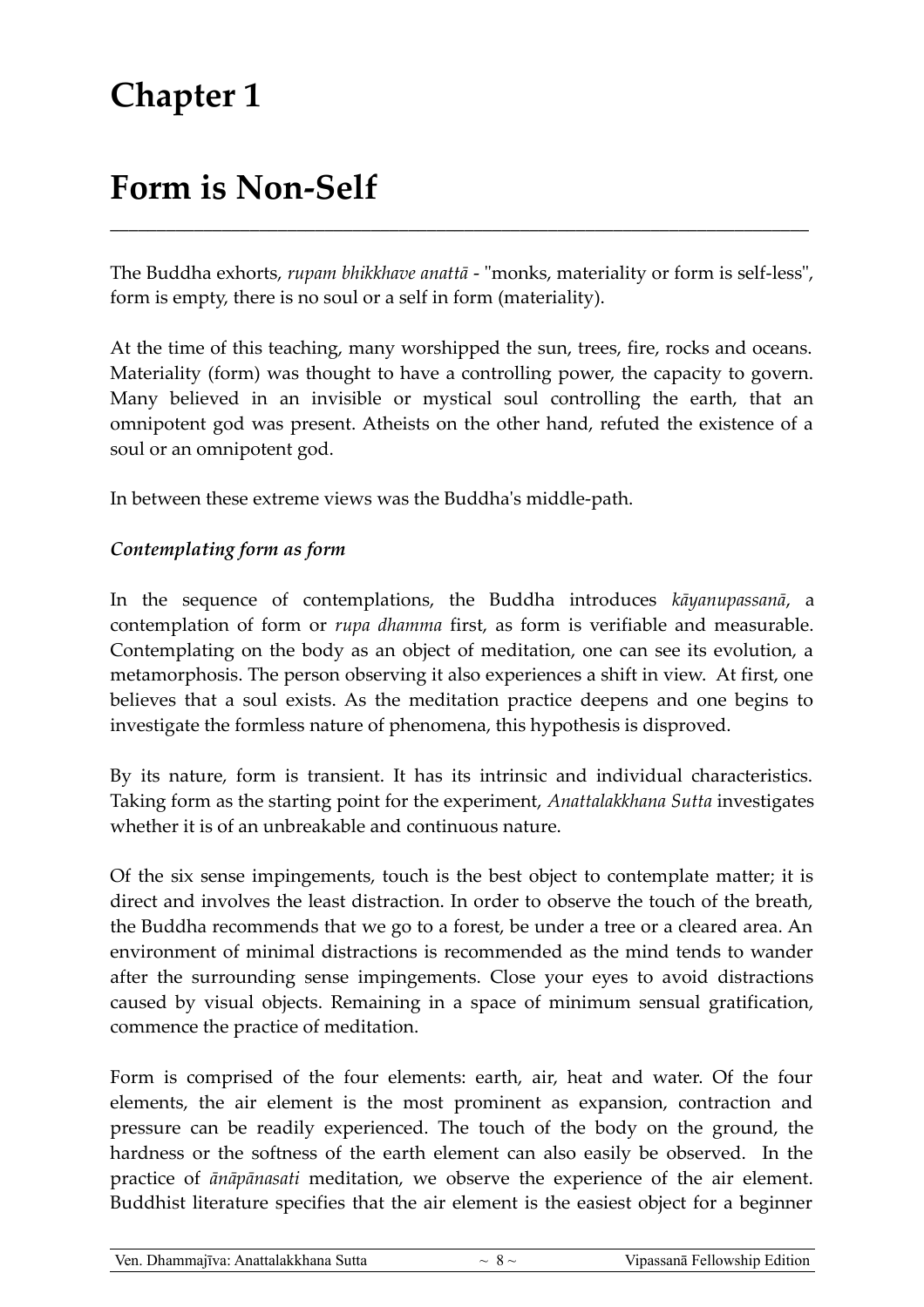# Chapter 1

# Form is Non-Self

The Buddha exhorts, *rupam bhikkhave anattā* - "monks, materiality or form is self-less", form is empty, there is no soul or a self in form (materiality).

At the time of this teaching, many worshipped the sun, trees, fire, rocks and oceans. Materiality (form) was thought to have a controlling power, the capacity to govern. Many believed in an invisible or mystical soul controlling the earth, that an omnipotent god was present. Atheists on the other hand, refuted the existence of a soul or an omnipotent god.

In between these extreme views was the Buddha's middle-path.

### *Contemplating form as form*

In the sequence of contemplations, the Buddha introduces *kāyanupassanā*, a contemplation of form or *rupa dhamma* first, as form is verifiable and measurable. Contemplating on the body as an object of meditation, one can see its evolution, a metamorphosis. The person observing it also experiences a shift in view. At first, one believes that a soul exists. As the meditation practice deepens and one begins to investigate the formless nature of phenomena, this hypothesis is disproved.

By its nature, form is transient. It has its intrinsic and individual characteristics. Taking form as the starting point for the experiment, *Anattalakkhana Sutta* investigates whether it is of an unbreakable and continuous nature.

Of the six sense impingements, touch is the best object to contemplate matter; it is direct and involves the least distraction. In order to observe the touch of the breath, the Buddha recommends that we go to a forest, be under a tree or a cleared area. An environment of minimal distractions is recommended as the mind tends to wander after the surrounding sense impingements. Close your eyes to avoid distractions caused by visual objects. Remaining in a space of minimum sensual gratification, commence the practice of meditation.

Form is comprised of the four elements: earth, air, heat and water. Of the four elements, the air element is the most prominent as expansion, contraction and pressure can be readily experienced. The touch of the body on the ground, the hardness or the softness of the earth element can also easily be observed. In the practice of *ānāpānasati* meditation, we observe the experience of the air element. Buddhist literature specifies that the air element is the easiest object for a beginner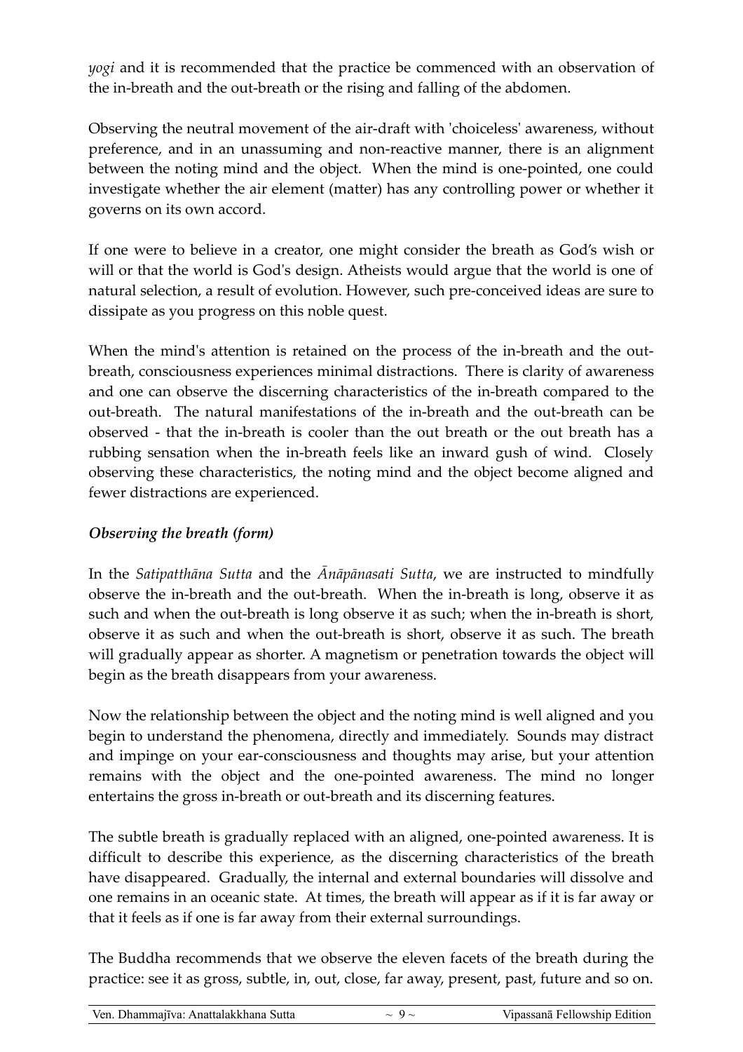*yogi* and it is recommended that the practice be commenced with an observation of the in-breath and the out-breath or the rising and falling of the abdomen.

Observing the neutral movement of the air-draft with 'choiceless' awareness, without preference, and in an unassuming and non-reactive manner, there is an alignment between the noting mind and the object. When the mind is one-pointed, one could investigate whether the air element (matter) has any controlling power or whether it governs on its own accord.

If one were to believe in a creator, one might consider the breath as God's wish or will or that the world is God's design. Atheists would argue that the world is one of natural selection, a result of evolution. However, such pre-conceived ideas are sure to dissipate as you progress on this noble quest.

When the mind's attention is retained on the process of the in-breath and the out-breath, consciousness experiences minimal distractions. There is clarity of awareness and one can observe the discerning characteristics of the in-breath compared to the out-breath. The natural manifestations of the in-breath and the out-breath can be observed - that the in-breath is cooler than the out breath or the out breath has a rubbing sensation when the in-breath feels like an inward gush of wind. Closely observing these characteristics, the noting mind and the object become aligned and fewer distractions are experienced.

### *Observing the breath (form)*

In the *Satipatthāna Sutta* and the *Ānāpānasati Sutta*, we are instructed to mindfully observe the in-breath and the out-breath. When the in-breath is long, observe it as such and when the out-breath is long observe it as such; when the in-breath is short, observe it as such and when the out-breath is short, observe it as such. The breath will gradually appear as shorter. A magnetism or penetration towards the object will begin as the breath disappears from your awareness.

Now the relationship between the object and the noting mind is well aligned and you begin to understand the phenomena, directly and immediately. Sounds may distract and impinge on your ear-consciousness and thoughts may arise, but your attention remains with the object and the one-pointed awareness. The mind no longer entertains the gross in-breath or out-breath and its discerning features.

The subtle breath is gradually replaced with an aligned, one-pointed awareness. It is difficult to describe this experience, as the discerning characteristics of the breath have disappeared. Gradually, the internal and external boundaries will dissolve and one remains in an oceanic state. At times, the breath will appear as if it is far away or that it feels as if one is far away from their external surroundings.

The Buddha recommends that we observe the eleven facets of the breath during the practice: see it as gross, subtle, in, out, close, far away, present, past, future and so on.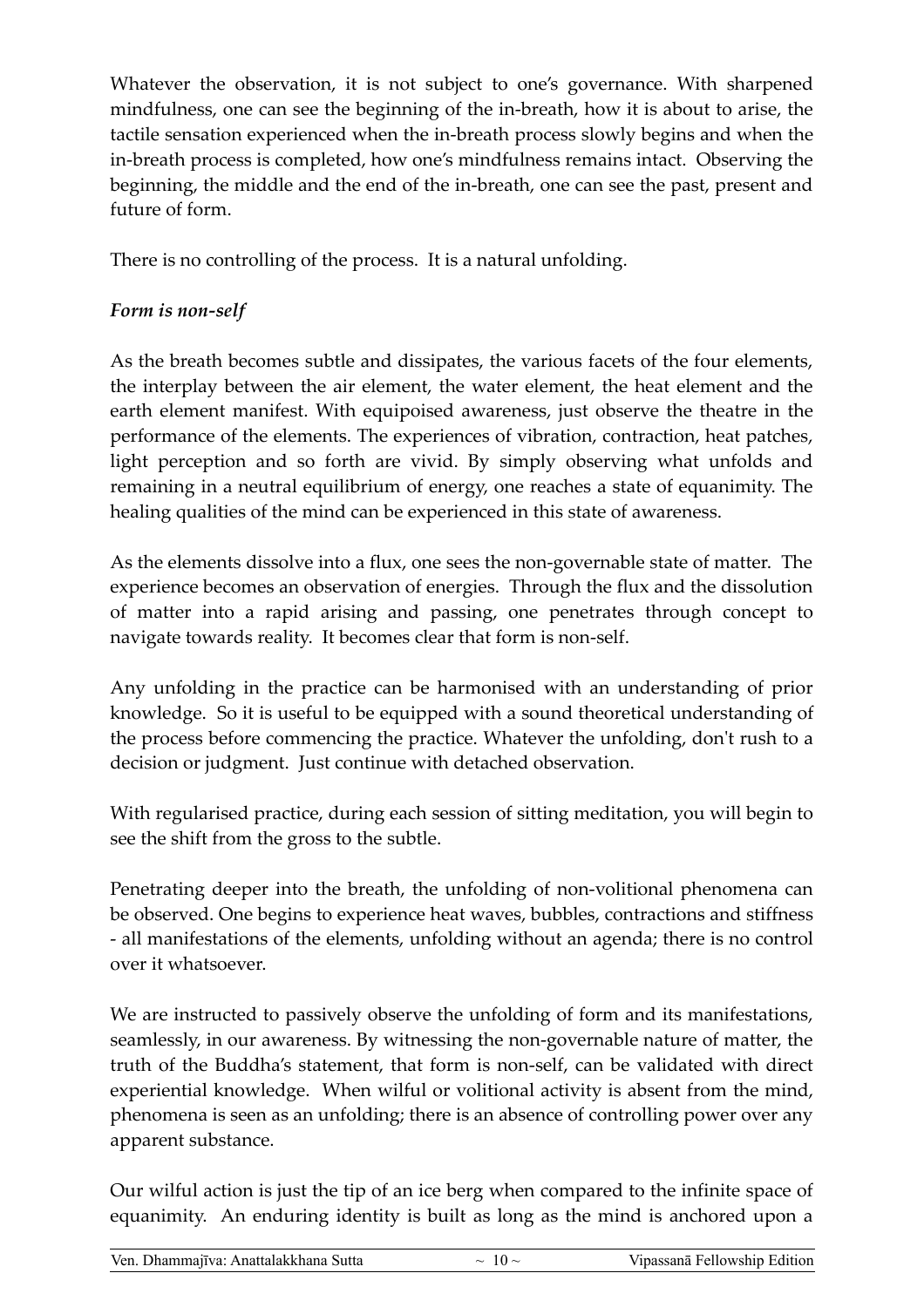Whatever the observation, it is not subject to one's governance. With sharpened mindfulness, one can see the beginning of the in-breath, how it is about to arise, the tactile sensation experienced when the in-breath process slowly begins and when the in-breath process is completed, how one's mindfulness remains intact. Observing the beginning, the middle and the end of the in-breath, one can see the past, present and future of form.

There is no controlling of the process. It is a natural unfolding.

***Form is non-self***

As the breath becomes subtle and dissipates, the various facets of the four elements, the interplay between the air element, the water element, the heat element and the earth element manifest. With equipoised awareness, just observe the theatre in the performance of the elements. The experiences of vibration, contraction, heat patches, light perception and so forth are vivid. By simply observing what unfolds and remaining in a neutral equilibrium of energy, one reaches a state of equanimity. The healing qualities of the mind can be experienced in this state of awareness.

As the elements dissolve into a flux, one sees the non-governable state of matter. The experience becomes an observation of energies. Through the flux and the dissolution of matter into a rapid arising and passing, one penetrates through concept to navigate towards reality. It becomes clear that form is non-self.

Any unfolding in the practice can be harmonised with an understanding of prior knowledge. So it is useful to be equipped with a sound theoretical understanding of the process before commencing the practice. Whatever the unfolding, don't rush to a decision or judgment. Just continue with detached observation.

With regularised practice, during each session of sitting meditation, you will begin to see the shift from the gross to the subtle.

Penetrating deeper into the breath, the unfolding of non-volitional phenomena can be observed. One begins to experience heat waves, bubbles, contractions and stiffness - all manifestations of the elements, unfolding without an agenda; there is no control over it whatsoever.

We are instructed to passively observe the unfolding of form and its manifestations, seamlessly, in our awareness. By witnessing the non-governable nature of matter, the truth of the Buddha's statement, that form is non-self, can be validated with direct experiential knowledge. When wilful or volitional activity is absent from the mind, phenomena is seen as an unfolding; there is an absence of controlling power over any apparent substance.

Our wilful action is just the tip of an ice berg when compared to the infinite space of equanimity. An enduring identity is built as long as the mind is anchored upon a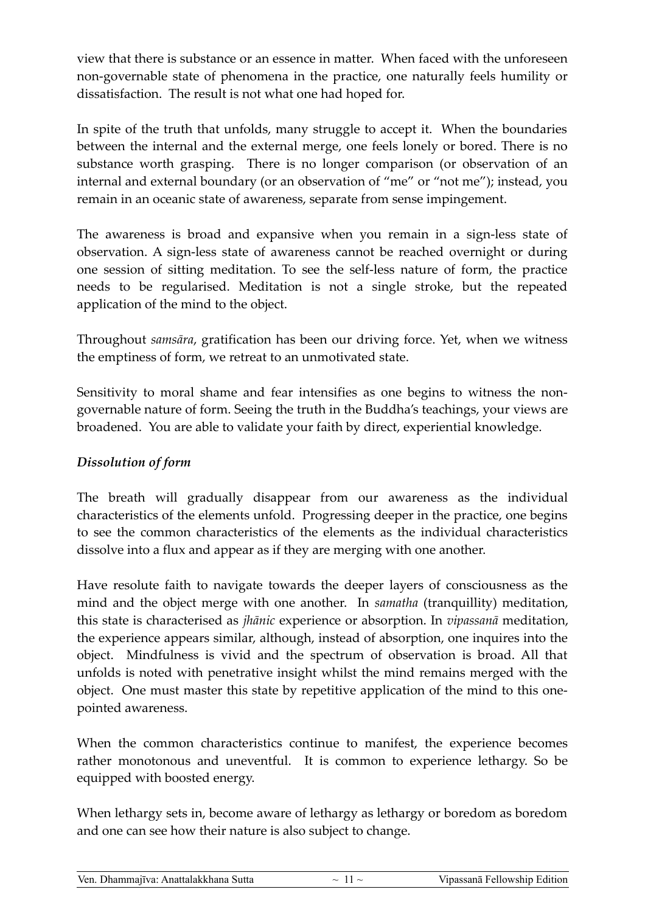view that there is substance or an essence in matter. When faced with the unforeseen non-governable state of phenomena in the practice, one naturally feels humility or dissatisfaction. The result is not what one had hoped for.

In spite of the truth that unfolds, many struggle to accept it. When the boundaries between the internal and the external merge, one feels lonely or bored. There is no substance worth grasping. There is no longer comparison (or observation of an internal and external boundary (or an observation of "me" or "not me"); instead, you remain in an oceanic state of awareness, separate from sense impingement.

The awareness is broad and expansive when you remain in a sign-less state of observation. A sign-less state of awareness cannot be reached overnight or during one session of sitting meditation. To see the self-less nature of form, the practice needs to be regularised. Meditation is not a single stroke, but the repeated application of the mind to the object.

Throughout *samsāra*, gratification has been our driving force. Yet, when we witness the emptiness of form, we retreat to an unmotivated state.

Sensitivity to moral shame and fear intensifies as one begins to witness the non-governable nature of form. Seeing the truth in the Buddha's teachings, your views are broadened. You are able to validate your faith by direct, experiential knowledge.

### *Dissolution of form*

The breath will gradually disappear from our awareness as the individual characteristics of the elements unfold. Progressing deeper in the practice, one begins to see the common characteristics of the elements as the individual characteristics dissolve into a flux and appear as if they are merging with one another.

Have resolute faith to navigate towards the deeper layers of consciousness as the mind and the object merge with one another. In *samatha* (tranquillity) meditation, this state is characterised as *jhānic* experience or absorption. In *vipassanā* meditation, the experience appears similar, although, instead of absorption, one inquires into the object. Mindfulness is vivid and the spectrum of observation is broad. All that unfolds is noted with penetrative insight whilst the mind remains merged with the object. One must master this state by repetitive application of the mind to this one-pointed awareness.

When the common characteristics continue to manifest, the experience becomes rather monotonous and uneventful. It is common to experience lethargy. So be equipped with boosted energy.

When lethargy sets in, become aware of lethargy as lethargy or boredom as boredom and one can see how their nature is also subject to change.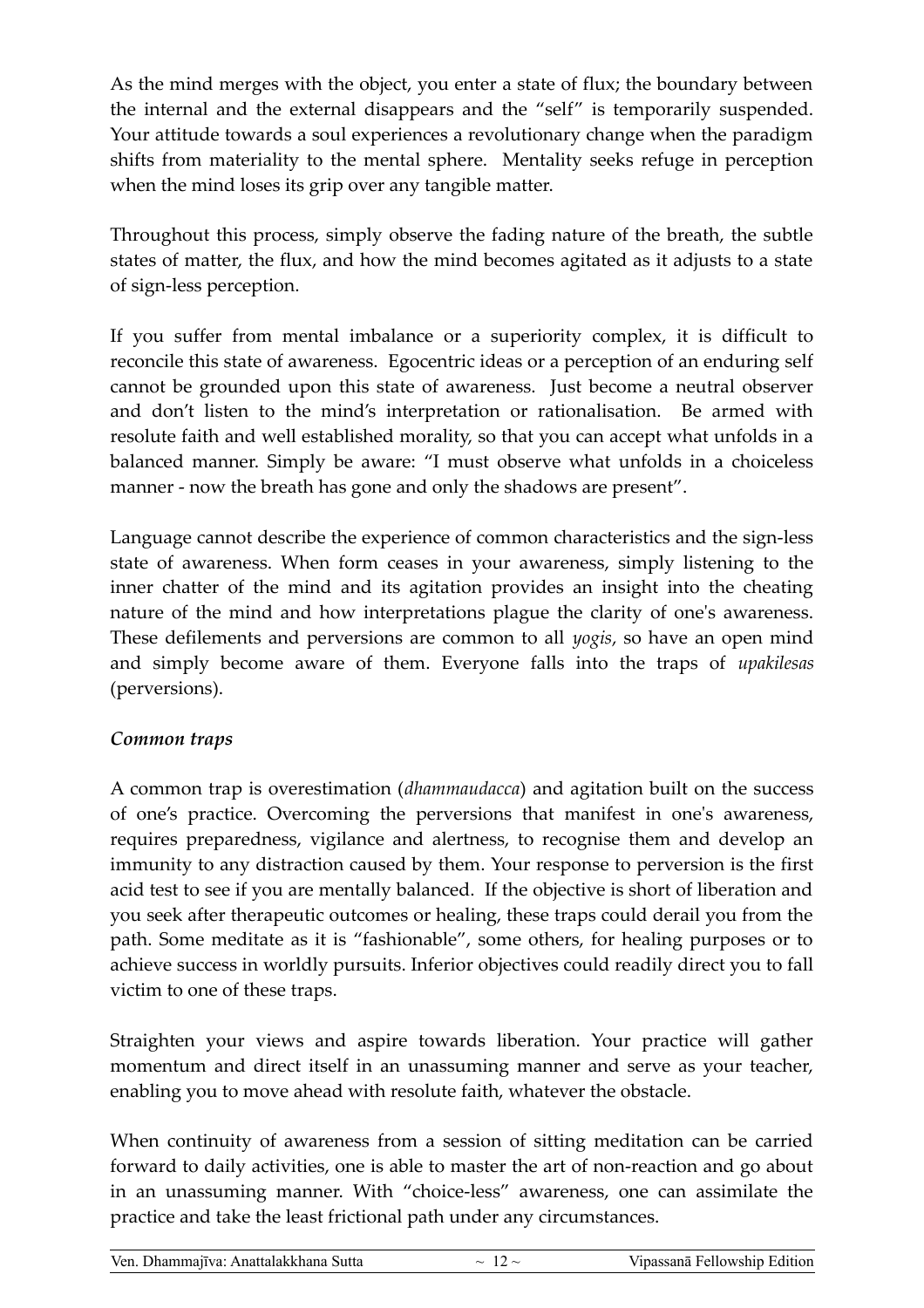As the mind merges with the object, you enter a state of flux; the boundary between the internal and the external disappears and the "self" is temporarily suspended. Your attitude towards a soul experiences a revolutionary change when the paradigm shifts from materiality to the mental sphere. Mentality seeks refuge in perception when the mind loses its grip over any tangible matter.

Throughout this process, simply observe the fading nature of the breath, the subtle states of matter, the flux, and how the mind becomes agitated as it adjusts to a state of sign-less perception.

If you suffer from mental imbalance or a superiority complex, it is difficult to reconcile this state of awareness. Egocentric ideas or a perception of an enduring self cannot be grounded upon this state of awareness. Just become a neutral observer and don't listen to the mind's interpretation or rationalisation. Be armed with resolute faith and well established morality, so that you can accept what unfolds in a balanced manner. Simply be aware: "I must observe what unfolds in a choiceless manner - now the breath has gone and only the shadows are present".

Language cannot describe the experience of common characteristics and the sign-less state of awareness. When form ceases in your awareness, simply listening to the inner chatter of the mind and its agitation provides an insight into the cheating nature of the mind and how interpretations plague the clarity of one's awareness. These defilements and perversions are common to all *yogis*, so have an open mind and simply become aware of them. Everyone falls into the traps of *upakilesas* (perversions).

***Common traps***

A common trap is overestimation (*dhammaudacca*) and agitation built on the success of one's practice. Overcoming the perversions that manifest in one's awareness, requires preparedness, vigilance and alertness, to recognise them and develop an immunity to any distraction caused by them. Your response to perversion is the first acid test to see if you are mentally balanced. If the objective is short of liberation and you seek after therapeutic outcomes or healing, these traps could derail you from the path. Some meditate as it is "fashionable", some others, for healing purposes or to achieve success in worldly pursuits. Inferior objectives could readily direct you to fall victim to one of these traps.

Straighten your views and aspire towards liberation. Your practice will gather momentum and direct itself in an unassuming manner and serve as your teacher, enabling you to move ahead with resolute faith, whatever the obstacle.

When continuity of awareness from a session of sitting meditation can be carried forward to daily activities, one is able to master the art of non-reaction and go about in an unassuming manner. With "choice-less" awareness, one can assimilate the practice and take the least frictional path under any circumstances.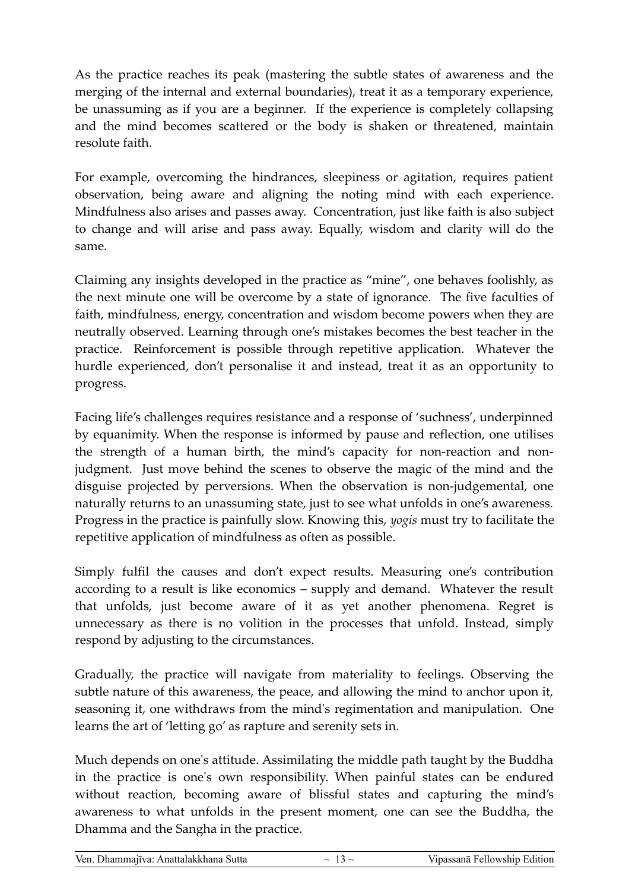As the practice reaches its peak (mastering the subtle states of awareness and the merging of the internal and external boundaries), treat it as a temporary experience, be unassuming as if you are a beginner. If the experience is completely collapsing and the mind becomes scattered or the body is shaken or threatened, maintain resolute faith.

For example, overcoming the hindrances, sleepiness or agitation, requires patient observation, being aware and aligning the noting mind with each experience. Mindfulness also arises and passes away. Concentration, just like faith is also subject to change and will arise and pass away. Equally, wisdom and clarity will do the same.

Claiming any insights developed in the practice as "mine", one behaves foolishly, as the next minute one will be overcome by a state of ignorance. The five faculties of faith, mindfulness, energy, concentration and wisdom become powers when they are neutrally observed. Learning through one's mistakes becomes the best teacher in the practice. Reinforcement is possible through repetitive application. Whatever the hurdle experienced, don't personalise it and instead, treat it as an opportunity to progress.

Facing life's challenges requires resistance and a response of 'suchness', underpinned by equanimity. When the response is informed by pause and reflection, one utilises the strength of a human birth, the mind's capacity for non-reaction and non-judgment. Just move behind the scenes to observe the magic of the mind and the disguise projected by perversions. When the observation is non-judgemental, one naturally returns to an unassuming state, just to see what unfolds in one's awareness. Progress in the practice is painfully slow. Knowing this, *yogis* must try to facilitate the repetitive application of mindfulness as often as possible.

Simply fulfil the causes and don't expect results. Measuring one's contribution according to a result is like economics – supply and demand. Whatever the result that unfolds, just become aware of it as yet another phenomena. Regret is unnecessary as there is no volition in the processes that unfold. Instead, simply respond by adjusting to the circumstances.

Gradually, the practice will navigate from materiality to feelings. Observing the subtle nature of this awareness, the peace, and allowing the mind to anchor upon it, seasoning it, one withdraws from the mind's regimentation and manipulation. One learns the art of 'letting go' as rapture and serenity sets in.

Much depends on one's attitude. Assimilating the middle path taught by the Buddha in the practice is one's own responsibility. When painful states can be endured without reaction, becoming aware of blissful states and capturing the mind's awareness to what unfolds in the present moment, one can see the Buddha, the Dhamma and the Sangha in the practice.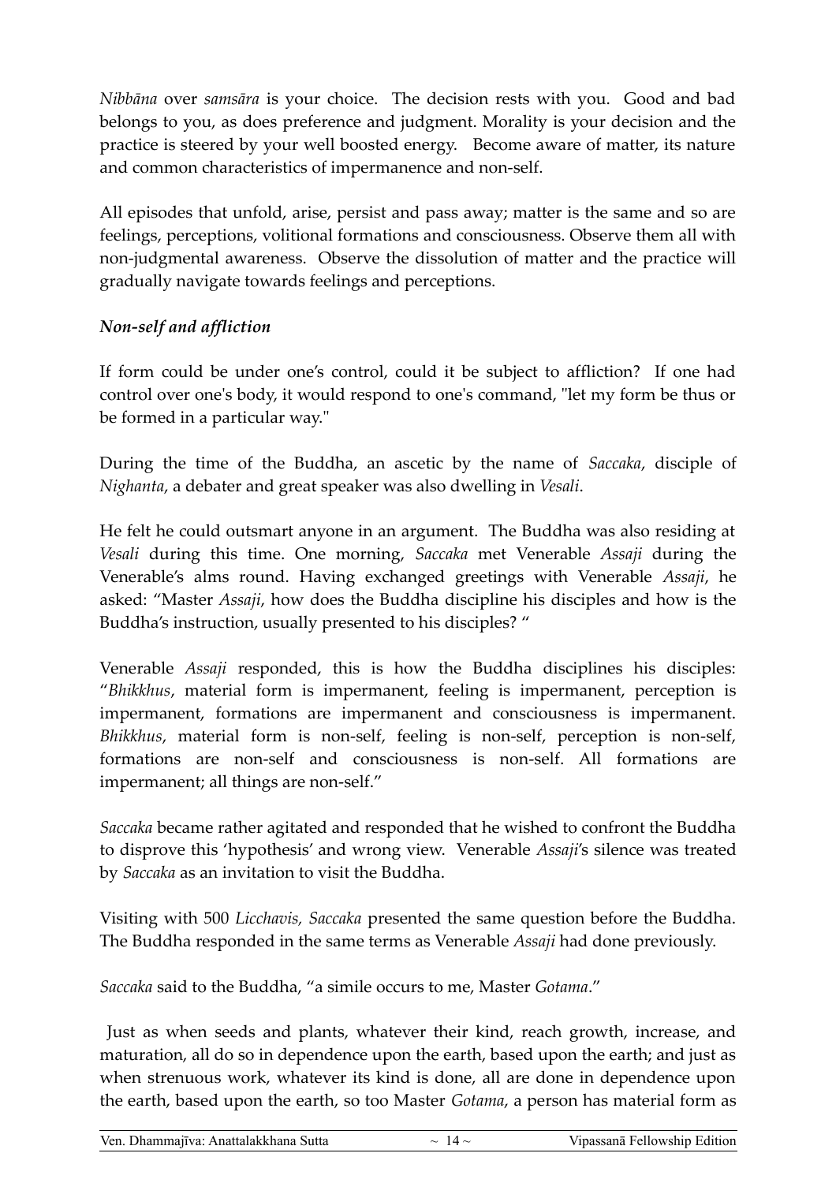*Nibbāna* over *samsāra* is your choice. The decision rests with you. Good and bad belongs to you, as does preference and judgment. Morality is your decision and the practice is steered by your well boosted energy. Become aware of matter, its nature and common characteristics of impermanence and non-self.

All episodes that unfold, arise, persist and pass away; matter is the same and so are feelings, perceptions, volitional formations and consciousness. Observe them all with non-judgmental awareness. Observe the dissolution of matter and the practice will gradually navigate towards feelings and perceptions.

### *Non-self and affliction*

If form could be under one's control, could it be subject to affliction? If one had control over one's body, it would respond to one's command, "let my form be thus or be formed in a particular way."

During the time of the Buddha, an ascetic by the name of *Saccaka*, disciple of *Nighanta*, a debater and great speaker was also dwelling in *Vesali*.

He felt he could outsmart anyone in an argument. The Buddha was also residing at *Vesali* during this time. One morning, *Saccaka* met Venerable *Assaji* during the Venerable's alms round. Having exchanged greetings with Venerable *Assaji*, he asked: "Master *Assaji*, how does the Buddha discipline his disciples and how is the Buddha's instruction, usually presented to his disciples? "

Venerable *Assaji* responded, this is how the Buddha disciplines his disciples: "*Bhikkhus*, material form is impermanent, feeling is impermanent, perception is impermanent, formations are impermanent and consciousness is impermanent. *Bhikkhus*, material form is non-self, feeling is non-self, perception is non-self, formations are non-self and consciousness is non-self. All formations are impermanent; all things are non-self."

*Saccaka* became rather agitated and responded that he wished to confront the Buddha to disprove this 'hypothesis' and wrong view. Venerable *Assaji*'s silence was treated by *Saccaka* as an invitation to visit the Buddha.

Visiting with 500 *Licchavis, Saccaka* presented the same question before the Buddha. The Buddha responded in the same terms as Venerable *Assaji* had done previously.

*Saccaka* said to the Buddha, "a simile occurs to me, Master *Gotama*."

Just as when seeds and plants, whatever their kind, reach growth, increase, and maturation, all do so in dependence upon the earth, based upon the earth; and just as when strenuous work, whatever its kind is done, all are done in dependence upon the earth, based upon the earth, so too Master *Gotama*, a person has material form as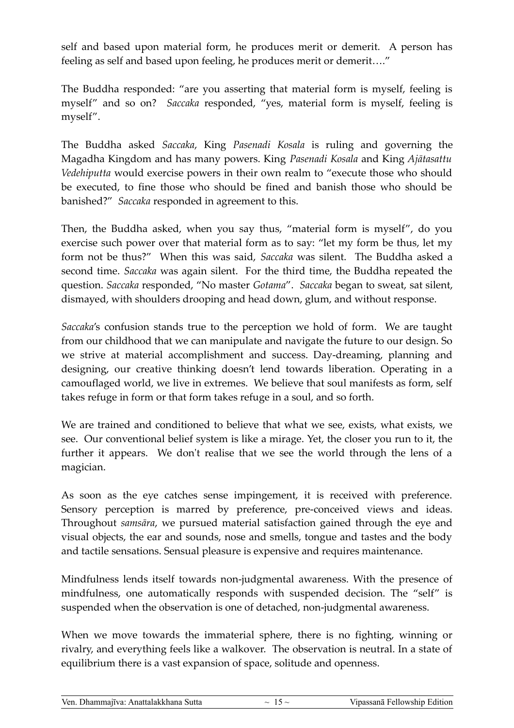self and based upon material form, he produces merit or demerit. A person has feeling as self and based upon feeling, he produces merit or demerit…."

The Buddha responded: "are you asserting that material form is myself, feeling is myself" and so on? *Saccaka* responded, "yes, material form is myself, feeling is myself".

The Buddha asked *Saccaka*, King *Pasenadi Kosala* is ruling and governing the Magadha Kingdom and has many powers. King *Pasenadi Kosala* and King *Ajātasattu Vedehiputta* would exercise powers in their own realm to "execute those who should be executed, to fine those who should be fined and banish those who should be banished?" *Saccaka* responded in agreement to this.

Then, the Buddha asked, when you say thus, "material form is myself", do you exercise such power over that material form as to say: "let my form be thus, let my form not be thus?" When this was said, *Saccaka* was silent. The Buddha asked a second time. *Saccaka* was again silent. For the third time, the Buddha repeated the question. *Saccaka* responded, "No master *Gotama*". *Saccaka* began to sweat, sat silent, dismayed, with shoulders drooping and head down, glum, and without response.

*Saccaka*'s confusion stands true to the perception we hold of form. We are taught from our childhood that we can manipulate and navigate the future to our design. So we strive at material accomplishment and success. Day-dreaming, planning and designing, our creative thinking doesn't lend towards liberation. Operating in a camouflaged world, we live in extremes. We believe that soul manifests as form, self takes refuge in form or that form takes refuge in a soul, and so forth.

We are trained and conditioned to believe that what we see, exists, what exists, we see. Our conventional belief system is like a mirage. Yet, the closer you run to it, the further it appears. We don't realise that we see the world through the lens of a magician.

As soon as the eye catches sense impingement, it is received with preference. Sensory perception is marred by preference, pre-conceived views and ideas. Throughout *samsāra*, we pursued material satisfaction gained through the eye and visual objects, the ear and sounds, nose and smells, tongue and tastes and the body and tactile sensations. Sensual pleasure is expensive and requires maintenance.

Mindfulness lends itself towards non-judgmental awareness. With the presence of mindfulness, one automatically responds with suspended decision. The "self" is suspended when the observation is one of detached, non-judgmental awareness.

When we move towards the immaterial sphere, there is no fighting, winning or rivalry, and everything feels like a walkover. The observation is neutral. In a state of equilibrium there is a vast expansion of space, solitude and openness.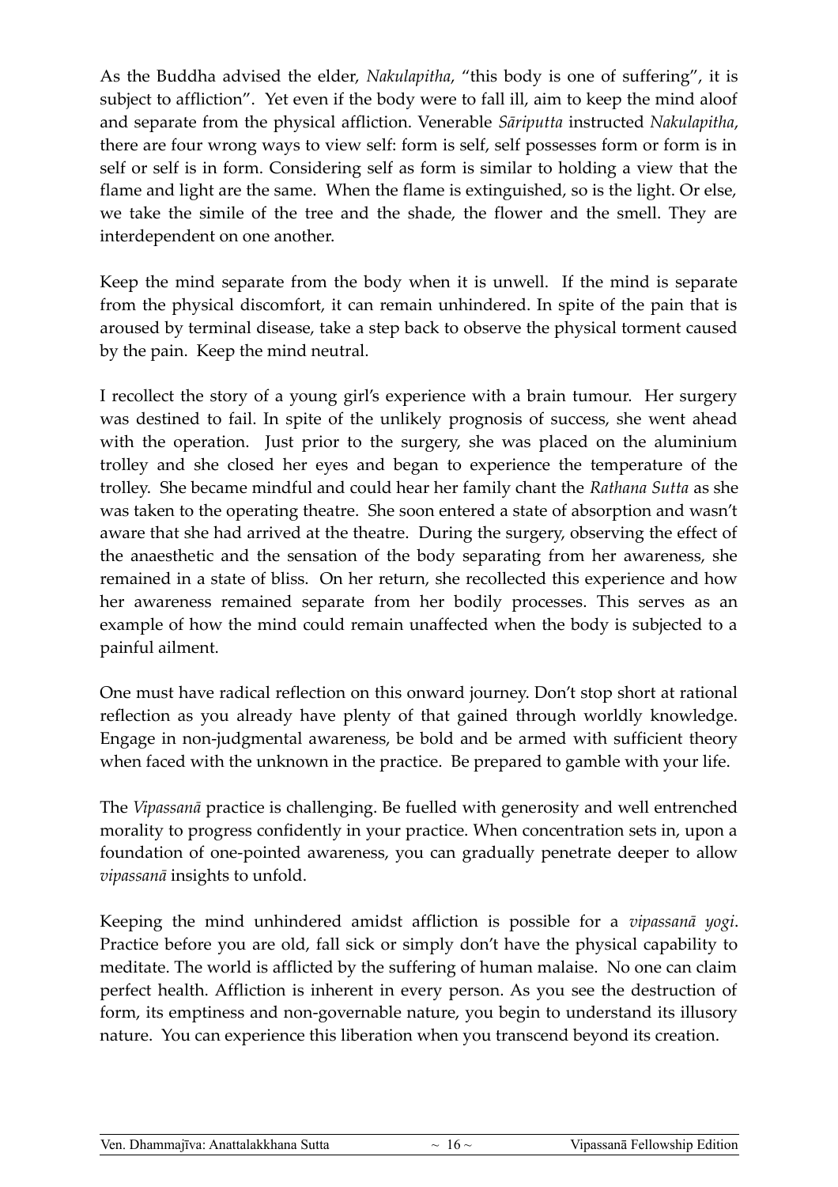As the Buddha advised the elder, *Nakulapitha*, "this body is one of suffering", it is subject to affliction". Yet even if the body were to fall ill, aim to keep the mind aloof and separate from the physical affliction. Venerable *Sāriputta* instructed *Nakulapitha*, there are four wrong ways to view self: form is self, self possesses form or form is in self or self is in form. Considering self as form is similar to holding a view that the flame and light are the same. When the flame is extinguished, so is the light. Or else, we take the simile of the tree and the shade, the flower and the smell. They are interdependent on one another.

Keep the mind separate from the body when it is unwell. If the mind is separate from the physical discomfort, it can remain unhindered. In spite of the pain that is aroused by terminal disease, take a step back to observe the physical torment caused by the pain. Keep the mind neutral.

I recollect the story of a young girl's experience with a brain tumour. Her surgery was destined to fail. In spite of the unlikely prognosis of success, she went ahead with the operation. Just prior to the surgery, she was placed on the aluminium trolley and she closed her eyes and began to experience the temperature of the trolley. She became mindful and could hear her family chant the *Rathana Sutta* as she was taken to the operating theatre. She soon entered a state of absorption and wasn't aware that she had arrived at the theatre. During the surgery, observing the effect of the anaesthetic and the sensation of the body separating from her awareness, she remained in a state of bliss. On her return, she recollected this experience and how her awareness remained separate from her bodily processes. This serves as an example of how the mind could remain unaffected when the body is subjected to a painful ailment.

One must have radical reflection on this onward journey. Don't stop short at rational reflection as you already have plenty of that gained through worldly knowledge. Engage in non-judgmental awareness, be bold and be armed with sufficient theory when faced with the unknown in the practice. Be prepared to gamble with your life.

The *Vipassanā* practice is challenging. Be fuelled with generosity and well entrenched morality to progress confidently in your practice. When concentration sets in, upon a foundation of one-pointed awareness, you can gradually penetrate deeper to allow *vipassanā* insights to unfold.

Keeping the mind unhindered amidst affliction is possible for a *vipassanā yogi*. Practice before you are old, fall sick or simply don't have the physical capability to meditate. The world is afflicted by the suffering of human malaise. No one can claim perfect health. Affliction is inherent in every person. As you see the destruction of form, its emptiness and non-governable nature, you begin to understand its illusory nature. You can experience this liberation when you transcend beyond its creation.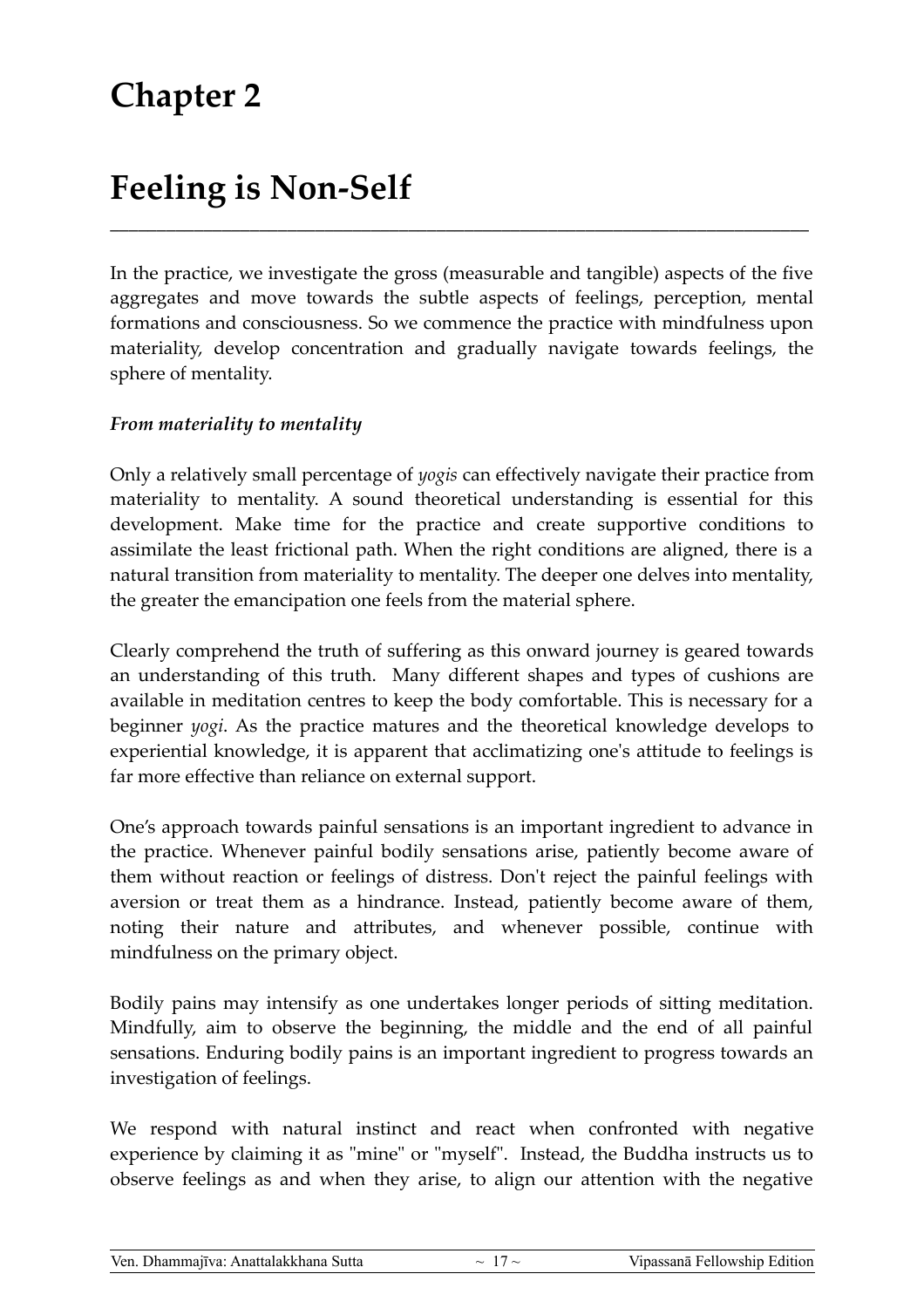# Chapter 2

# Feeling is Non-Self

In the practice, we investigate the gross (measurable and tangible) aspects of the five aggregates and move towards the subtle aspects of feelings, perception, mental formations and consciousness. So we commence the practice with mindfulness upon materiality, develop concentration and gradually navigate towards feelings, the sphere of mentality.

***From materiality to mentality***

Only a relatively small percentage of *yogis* can effectively navigate their practice from materiality to mentality. A sound theoretical understanding is essential for this development. Make time for the practice and create supportive conditions to assimilate the least frictional path. When the right conditions are aligned, there is a natural transition from materiality to mentality. The deeper one delves into mentality, the greater the emancipation one feels from the material sphere.

Clearly comprehend the truth of suffering as this onward journey is geared towards an understanding of this truth. Many different shapes and types of cushions are available in meditation centres to keep the body comfortable. This is necessary for a beginner *yogi*. As the practice matures and the theoretical knowledge develops to experiential knowledge, it is apparent that acclimatizing one's attitude to feelings is far more effective than reliance on external support.

One's approach towards painful sensations is an important ingredient to advance in the practice. Whenever painful bodily sensations arise, patiently become aware of them without reaction or feelings of distress. Don't reject the painful feelings with aversion or treat them as a hindrance. Instead, patiently become aware of them, noting their nature and attributes, and whenever possible, continue with mindfulness on the primary object.

Bodily pains may intensify as one undertakes longer periods of sitting meditation. Mindfully, aim to observe the beginning, the middle and the end of all painful sensations. Enduring bodily pains is an important ingredient to progress towards an investigation of feelings.

We respond with natural instinct and react when confronted with negative experience by claiming it as "mine" or "myself". Instead, the Buddha instructs us to observe feelings as and when they arise, to align our attention with the negative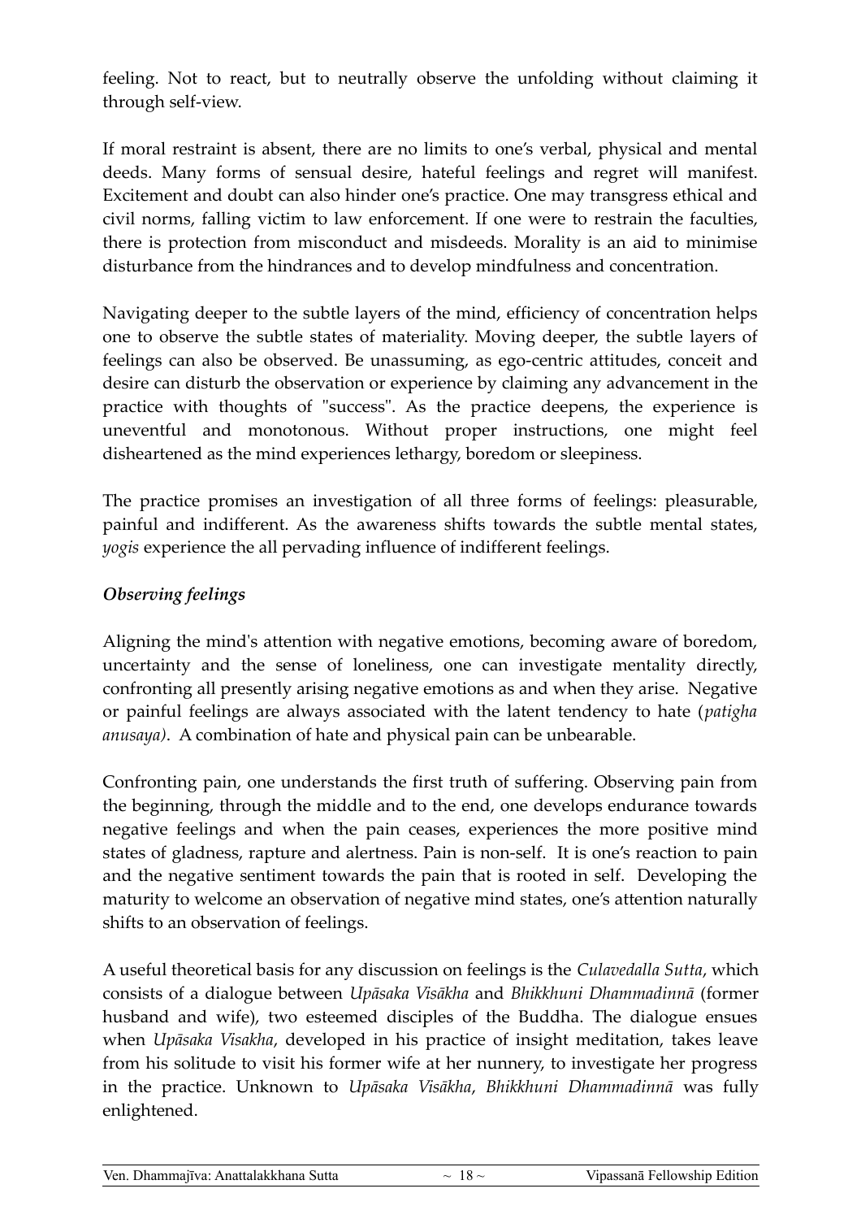feeling. Not to react, but to neutrally observe the unfolding without claiming it through self-view.

If moral restraint is absent, there are no limits to one's verbal, physical and mental deeds. Many forms of sensual desire, hateful feelings and regret will manifest. Excitement and doubt can also hinder one's practice. One may transgress ethical and civil norms, falling victim to law enforcement. If one were to restrain the faculties, there is protection from misconduct and misdeeds. Morality is an aid to minimise disturbance from the hindrances and to develop mindfulness and concentration.

Navigating deeper to the subtle layers of the mind, efficiency of concentration helps one to observe the subtle states of materiality. Moving deeper, the subtle layers of feelings can also be observed. Be unassuming, as ego-centric attitudes, conceit and desire can disturb the observation or experience by claiming any advancement in the practice with thoughts of "success". As the practice deepens, the experience is uneventful and monotonous. Without proper instructions, one might feel disheartened as the mind experiences lethargy, boredom or sleepiness.

The practice promises an investigation of all three forms of feelings: pleasurable, painful and indifferent. As the awareness shifts towards the subtle mental states, *yogis* experience the all pervading influence of indifferent feelings.

### *Observing feelings*

Aligning the mind's attention with negative emotions, becoming aware of boredom, uncertainty and the sense of loneliness, one can investigate mentality directly, confronting all presently arising negative emotions as and when they arise. Negative or painful feelings are always associated with the latent tendency to hate (*patigha anusaya)*. A combination of hate and physical pain can be unbearable.

Confronting pain, one understands the first truth of suffering. Observing pain from the beginning, through the middle and to the end, one develops endurance towards negative feelings and when the pain ceases, experiences the more positive mind states of gladness, rapture and alertness. Pain is non-self. It is one's reaction to pain and the negative sentiment towards the pain that is rooted in self. Developing the maturity to welcome an observation of negative mind states, one's attention naturally shifts to an observation of feelings.

A useful theoretical basis for any discussion on feelings is the *Culavedalla Sutta*, which consists of a dialogue between *Upāsaka Visākha* and *Bhikkhuni Dhammadinnā* (former husband and wife), two esteemed disciples of the Buddha. The dialogue ensues when *Upāsaka Visakha*, developed in his practice of insight meditation, takes leave from his solitude to visit his former wife at her nunnery, to investigate her progress in the practice. Unknown to *Upāsaka Visākha*, *Bhikkhuni Dhammadinnā* was fully enlightened.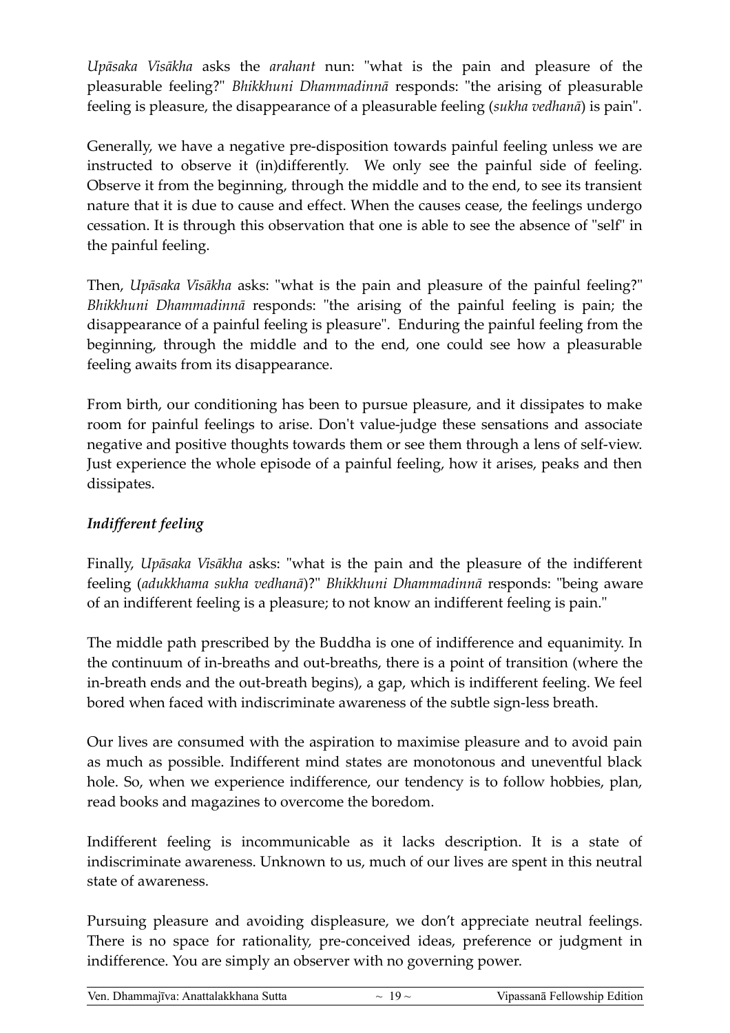*Upāsaka Visākha* asks the *arahant* nun: "what is the pain and pleasure of the pleasurable feeling?" *Bhikkhuni Dhammadinnā* responds: "the arising of pleasurable feeling is pleasure, the disappearance of a pleasurable feeling (*sukha vedhanā*) is pain".

Generally, we have a negative pre-disposition towards painful feeling unless we are instructed to observe it (in)differently. We only see the painful side of feeling. Observe it from the beginning, through the middle and to the end, to see its transient nature that it is due to cause and effect. When the causes cease, the feelings undergo cessation. It is through this observation that one is able to see the absence of "self" in the painful feeling.

Then, *Upāsaka Visākha* asks: "what is the pain and pleasure of the painful feeling?" *Bhikkhuni Dhammadinnā* responds: "the arising of the painful feeling is pain; the disappearance of a painful feeling is pleasure". Enduring the painful feeling from the beginning, through the middle and to the end, one could see how a pleasurable feeling awaits from its disappearance.

From birth, our conditioning has been to pursue pleasure, and it dissipates to make room for painful feelings to arise. Don't value-judge these sensations and associate negative and positive thoughts towards them or see them through a lens of self-view. Just experience the whole episode of a painful feeling, how it arises, peaks and then dissipates.

### *Indifferent feeling*

Finally, *Upāsaka Visākha* asks: "what is the pain and the pleasure of the indifferent feeling (*adukkhama sukha vedhanā*)?" *Bhikkhuni Dhammadinnā* responds: "being aware of an indifferent feeling is a pleasure; to not know an indifferent feeling is pain."

The middle path prescribed by the Buddha is one of indifference and equanimity. In the continuum of in-breaths and out-breaths, there is a point of transition (where the in-breath ends and the out-breath begins), a gap, which is indifferent feeling. We feel bored when faced with indiscriminate awareness of the subtle sign-less breath.

Our lives are consumed with the aspiration to maximise pleasure and to avoid pain as much as possible. Indifferent mind states are monotonous and uneventful black hole. So, when we experience indifference, our tendency is to follow hobbies, plan, read books and magazines to overcome the boredom.

Indifferent feeling is incommunicable as it lacks description. It is a state of indiscriminate awareness. Unknown to us, much of our lives are spent in this neutral state of awareness.

Pursuing pleasure and avoiding displeasure, we don't appreciate neutral feelings. There is no space for rationality, pre-conceived ideas, preference or judgment in indifference. You are simply an observer with no governing power.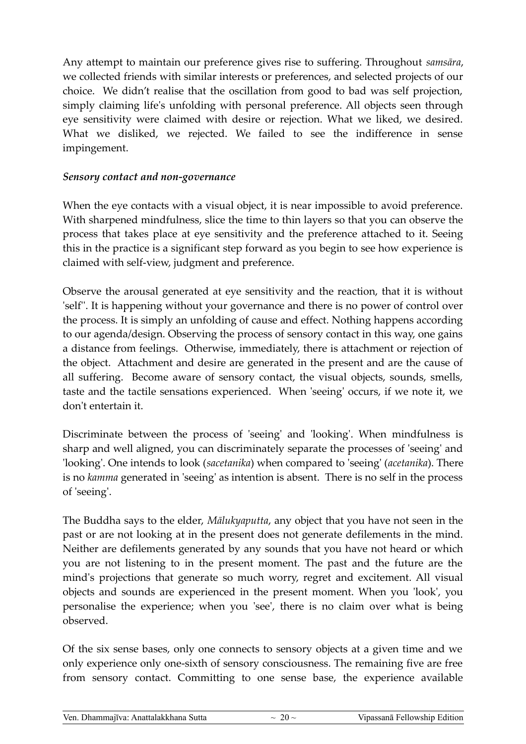Any attempt to maintain our preference gives rise to suffering. Throughout *samsāra*, we collected friends with similar interests or preferences, and selected projects of our choice. We didn't realise that the oscillation from good to bad was self projection, simply claiming life's unfolding with personal preference. All objects seen through eye sensitivity were claimed with desire or rejection. What we liked, we desired. What we disliked, we rejected. We failed to see the indifference in sense impingement.

***Sensory contact and non-governance***

When the eye contacts with a visual object, it is near impossible to avoid preference. With sharpened mindfulness, slice the time to thin layers so that you can observe the process that takes place at eye sensitivity and the preference attached to it. Seeing this in the practice is a significant step forward as you begin to see how experience is claimed with self-view, judgment and preference.

Observe the arousal generated at eye sensitivity and the reaction, that it is without 'self''. It is happening without your governance and there is no power of control over the process. It is simply an unfolding of cause and effect. Nothing happens according to our agenda/design. Observing the process of sensory contact in this way, one gains a distance from feelings. Otherwise, immediately, there is attachment or rejection of the object. Attachment and desire are generated in the present and are the cause of all suffering. Become aware of sensory contact, the visual objects, sounds, smells, taste and the tactile sensations experienced. When 'seeing' occurs, if we note it, we don't entertain it.

Discriminate between the process of 'seeing' and 'looking'. When mindfulness is sharp and well aligned, you can discriminately separate the processes of 'seeing' and 'looking'. One intends to look (*sacetanika*) when compared to 'seeing' (*acetanika*). There is no *kamma* generated in 'seeing' as intention is absent. There is no self in the process of 'seeing'.

The Buddha says to the elder, *Mālukyaputta*, any object that you have not seen in the past or are not looking at in the present does not generate defilements in the mind. Neither are defilements generated by any sounds that you have not heard or which you are not listening to in the present moment. The past and the future are the mind's projections that generate so much worry, regret and excitement. All visual objects and sounds are experienced in the present moment. When you 'look', you personalise the experience; when you 'see', there is no claim over what is being observed.

Of the six sense bases, only one connects to sensory objects at a given time and we only experience only one-sixth of sensory consciousness. The remaining five are free from sensory contact. Committing to one sense base, the experience available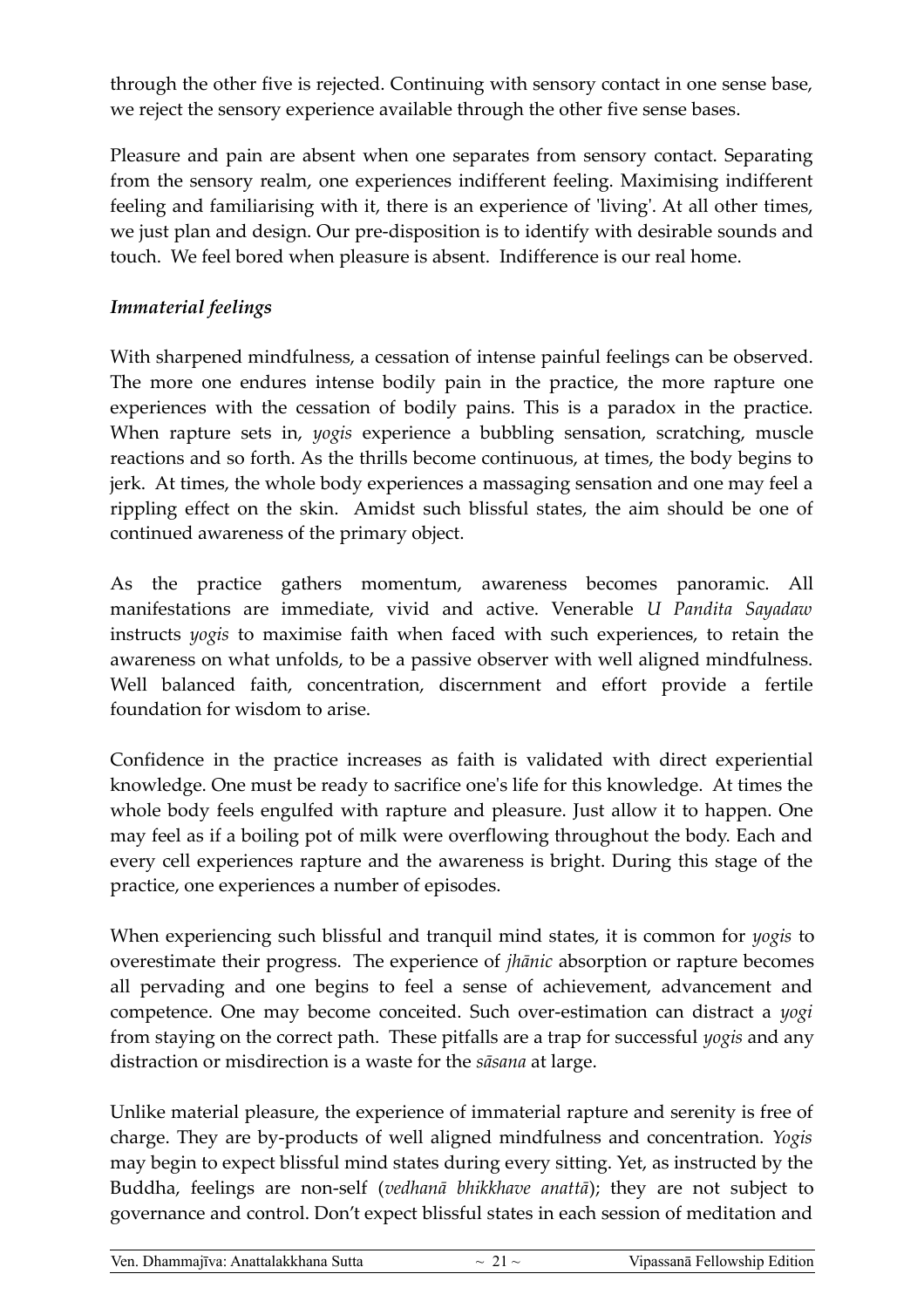through the other five is rejected. Continuing with sensory contact in one sense base, we reject the sensory experience available through the other five sense bases.

Pleasure and pain are absent when one separates from sensory contact. Separating from the sensory realm, one experiences indifferent feeling. Maximising indifferent feeling and familiarising with it, there is an experience of 'living'. At all other times, we just plan and design. Our pre-disposition is to identify with desirable sounds and touch. We feel bored when pleasure is absent. Indifference is our real home.

### *Immaterial feelings*

With sharpened mindfulness, a cessation of intense painful feelings can be observed. The more one endures intense bodily pain in the practice, the more rapture one experiences with the cessation of bodily pains. This is a paradox in the practice. When rapture sets in, *yogis* experience a bubbling sensation, scratching, muscle reactions and so forth. As the thrills become continuous, at times, the body begins to jerk. At times, the whole body experiences a massaging sensation and one may feel a rippling effect on the skin. Amidst such blissful states, the aim should be one of continued awareness of the primary object.

As the practice gathers momentum, awareness becomes panoramic. All manifestations are immediate, vivid and active. Venerable *U Pandita Sayadaw* instructs *yogis* to maximise faith when faced with such experiences, to retain the awareness on what unfolds, to be a passive observer with well aligned mindfulness. Well balanced faith, concentration, discernment and effort provide a fertile foundation for wisdom to arise.

Confidence in the practice increases as faith is validated with direct experiential knowledge. One must be ready to sacrifice one's life for this knowledge. At times the whole body feels engulfed with rapture and pleasure. Just allow it to happen. One may feel as if a boiling pot of milk were overflowing throughout the body. Each and every cell experiences rapture and the awareness is bright. During this stage of the practice, one experiences a number of episodes.

When experiencing such blissful and tranquil mind states, it is common for *yogis* to overestimate their progress. The experience of *jhānic* absorption or rapture becomes all pervading and one begins to feel a sense of achievement, advancement and competence. One may become conceited. Such over-estimation can distract a *yogi* from staying on the correct path. These pitfalls are a trap for successful *yogis* and any distraction or misdirection is a waste for the *sāsana* at large.

Unlike material pleasure, the experience of immaterial rapture and serenity is free of charge. They are by-products of well aligned mindfulness and concentration. *Yogis* may begin to expect blissful mind states during every sitting. Yet, as instructed by the Buddha, feelings are non-self (*vedhanā bhikkhave anattā*); they are not subject to governance and control. Don't expect blissful states in each session of meditation and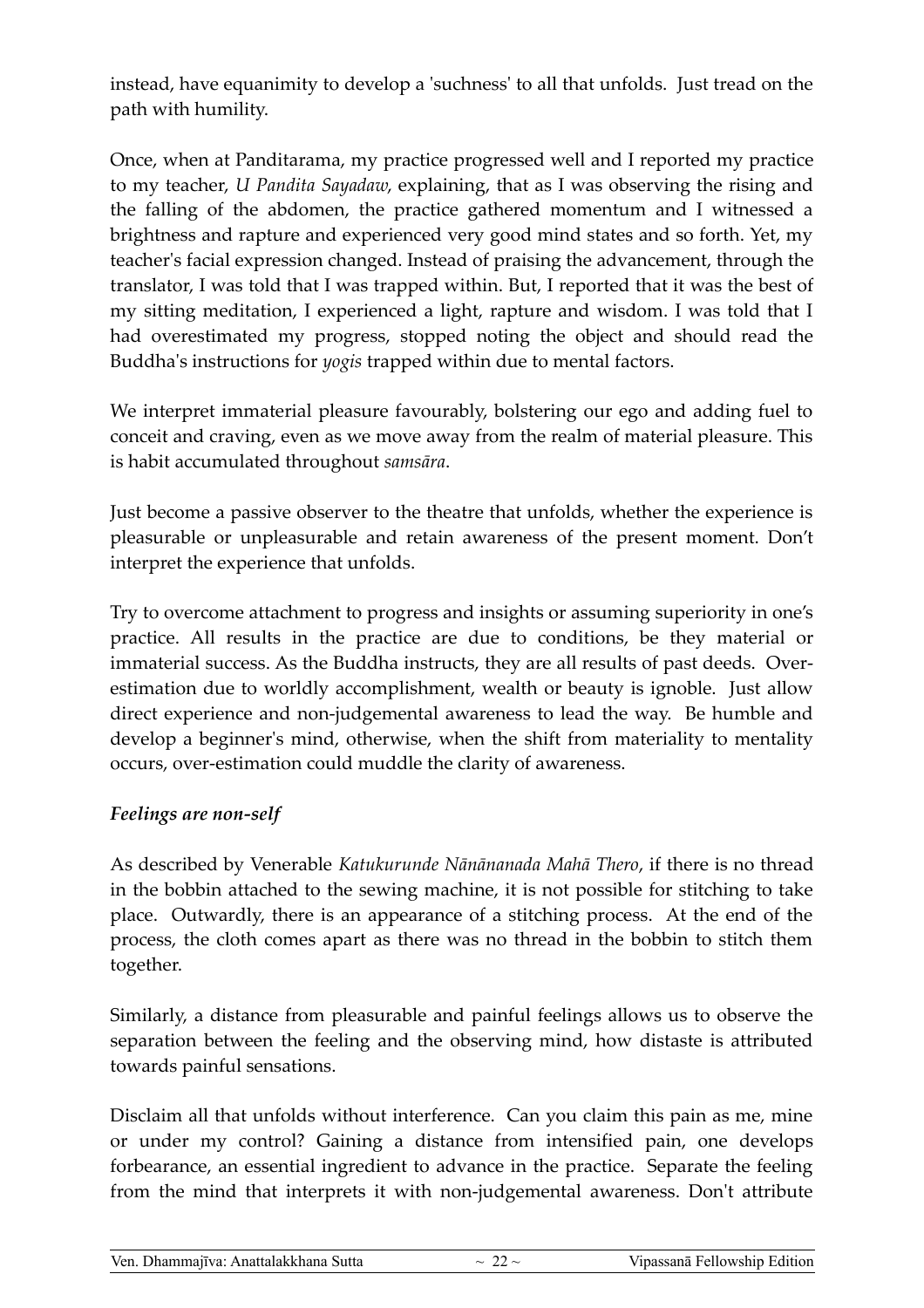instead, have equanimity to develop a 'suchness' to all that unfolds. Just tread on the path with humility.

Once, when at Panditarama, my practice progressed well and I reported my practice to my teacher, *U Pandita Sayadaw*, explaining, that as I was observing the rising and the falling of the abdomen, the practice gathered momentum and I witnessed a brightness and rapture and experienced very good mind states and so forth. Yet, my teacher's facial expression changed. Instead of praising the advancement, through the translator, I was told that I was trapped within. But, I reported that it was the best of my sitting meditation, I experienced a light, rapture and wisdom. I was told that I had overestimated my progress, stopped noting the object and should read the Buddha's instructions for *yogis* trapped within due to mental factors.

We interpret immaterial pleasure favourably, bolstering our ego and adding fuel to conceit and craving, even as we move away from the realm of material pleasure. This is habit accumulated throughout *samsāra*.

Just become a passive observer to the theatre that unfolds, whether the experience is pleasurable or unpleasurable and retain awareness of the present moment. Don't interpret the experience that unfolds.

Try to overcome attachment to progress and insights or assuming superiority in one's practice. All results in the practice are due to conditions, be they material or immaterial success. As the Buddha instructs, they are all results of past deeds. Over-estimation due to worldly accomplishment, wealth or beauty is ignoble. Just allow direct experience and non-judgemental awareness to lead the way. Be humble and develop a beginner's mind, otherwise, when the shift from materiality to mentality occurs, over-estimation could muddle the clarity of awareness.

### *Feelings are non-self*

As described by Venerable *Katukurunde Nānānanada Mahā Thero*, if there is no thread in the bobbin attached to the sewing machine, it is not possible for stitching to take place. Outwardly, there is an appearance of a stitching process. At the end of the process, the cloth comes apart as there was no thread in the bobbin to stitch them together.

Similarly, a distance from pleasurable and painful feelings allows us to observe the separation between the feeling and the observing mind, how distaste is attributed towards painful sensations.

Disclaim all that unfolds without interference. Can you claim this pain as me, mine or under my control? Gaining a distance from intensified pain, one develops forbearance, an essential ingredient to advance in the practice. Separate the feeling from the mind that interprets it with non-judgemental awareness. Don't attribute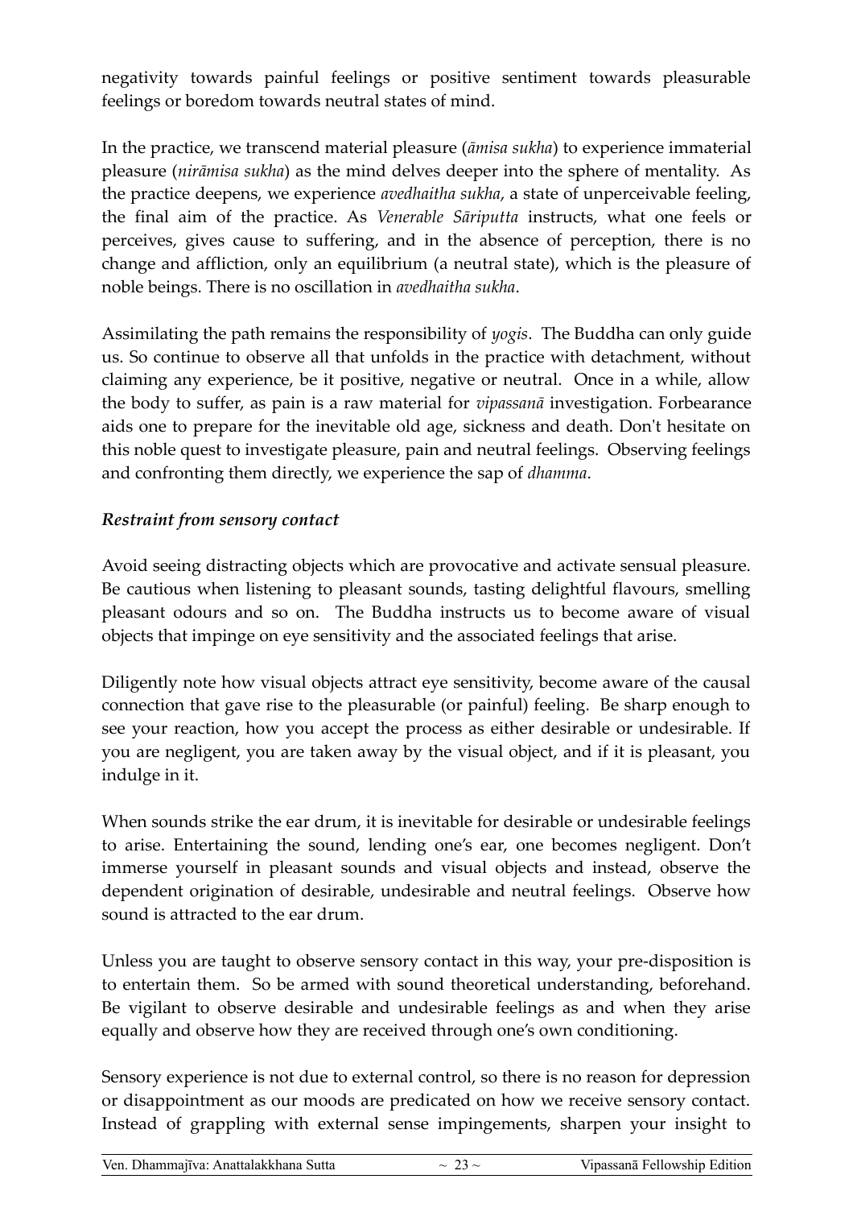negativity towards painful feelings or positive sentiment towards pleasurable feelings or boredom towards neutral states of mind.

In the practice, we transcend material pleasure (*āmisa sukha*) to experience immaterial pleasure (*nirāmisa sukha*) as the mind delves deeper into the sphere of mentality. As the practice deepens, we experience *avedhaitha sukha*, a state of unperceivable feeling, the final aim of the practice. As *Venerable Sāriputta* instructs, what one feels or perceives, gives cause to suffering, and in the absence of perception, there is no change and affliction, only an equilibrium (a neutral state), which is the pleasure of noble beings. There is no oscillation in *avedhaitha sukha*.

Assimilating the path remains the responsibility of *yogis*. The Buddha can only guide us. So continue to observe all that unfolds in the practice with detachment, without claiming any experience, be it positive, negative or neutral. Once in a while, allow the body to suffer, as pain is a raw material for *vipassanā* investigation. Forbearance aids one to prepare for the inevitable old age, sickness and death. Don't hesitate on this noble quest to investigate pleasure, pain and neutral feelings. Observing feelings and confronting them directly, we experience the sap of *dhamma*.

### *Restraint from sensory contact*

Avoid seeing distracting objects which are provocative and activate sensual pleasure. Be cautious when listening to pleasant sounds, tasting delightful flavours, smelling pleasant odours and so on. The Buddha instructs us to become aware of visual objects that impinge on eye sensitivity and the associated feelings that arise.

Diligently note how visual objects attract eye sensitivity, become aware of the causal connection that gave rise to the pleasurable (or painful) feeling. Be sharp enough to see your reaction, how you accept the process as either desirable or undesirable. If you are negligent, you are taken away by the visual object, and if it is pleasant, you indulge in it.

When sounds strike the ear drum, it is inevitable for desirable or undesirable feelings to arise. Entertaining the sound, lending one's ear, one becomes negligent. Don't immerse yourself in pleasant sounds and visual objects and instead, observe the dependent origination of desirable, undesirable and neutral feelings. Observe how sound is attracted to the ear drum.

Unless you are taught to observe sensory contact in this way, your pre-disposition is to entertain them. So be armed with sound theoretical understanding, beforehand. Be vigilant to observe desirable and undesirable feelings as and when they arise equally and observe how they are received through one's own conditioning.

Sensory experience is not due to external control, so there is no reason for depression or disappointment as our moods are predicated on how we receive sensory contact. Instead of grappling with external sense impingements, sharpen your insight to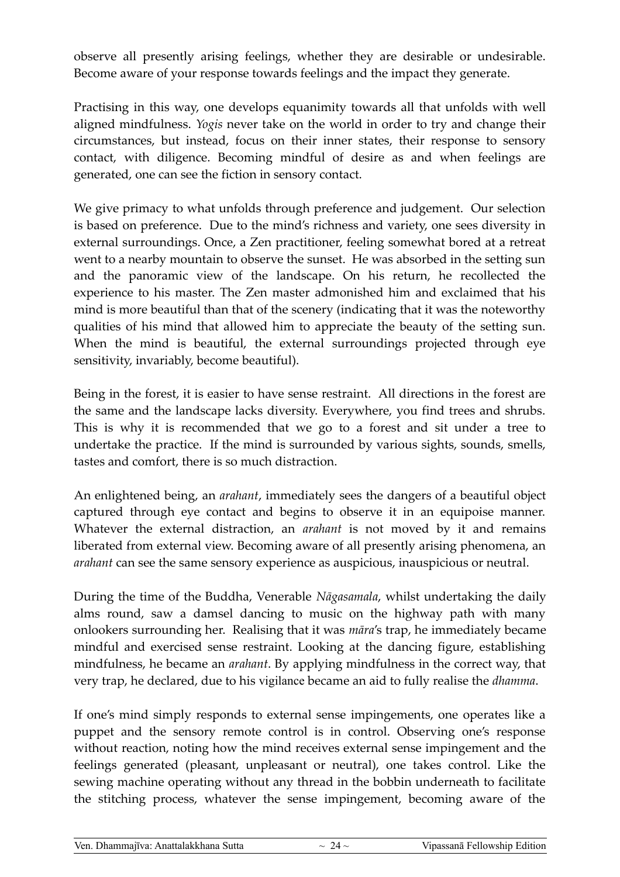observe all presently arising feelings, whether they are desirable or undesirable. Become aware of your response towards feelings and the impact they generate.

Practising in this way, one develops equanimity towards all that unfolds with well aligned mindfulness. *Yogis* never take on the world in order to try and change their circumstances, but instead, focus on their inner states, their response to sensory contact, with diligence. Becoming mindful of desire as and when feelings are generated, one can see the fiction in sensory contact.

We give primacy to what unfolds through preference and judgement. Our selection is based on preference. Due to the mind's richness and variety, one sees diversity in external surroundings. Once, a Zen practitioner, feeling somewhat bored at a retreat went to a nearby mountain to observe the sunset. He was absorbed in the setting sun and the panoramic view of the landscape. On his return, he recollected the experience to his master. The Zen master admonished him and exclaimed that his mind is more beautiful than that of the scenery (indicating that it was the noteworthy qualities of his mind that allowed him to appreciate the beauty of the setting sun. When the mind is beautiful, the external surroundings projected through eye sensitivity, invariably, become beautiful).

Being in the forest, it is easier to have sense restraint. All directions in the forest are the same and the landscape lacks diversity. Everywhere, you find trees and shrubs. This is why it is recommended that we go to a forest and sit under a tree to undertake the practice. If the mind is surrounded by various sights, sounds, smells, tastes and comfort, there is so much distraction.

An enlightened being, an *arahant*, immediately sees the dangers of a beautiful object captured through eye contact and begins to observe it in an equipoise manner. Whatever the external distraction, an *arahant* is not moved by it and remains liberated from external view. Becoming aware of all presently arising phenomena, an *arahant* can see the same sensory experience as auspicious, inauspicious or neutral.

During the time of the Buddha, Venerable *Nāgasamala*, whilst undertaking the daily alms round, saw a damsel dancing to music on the highway path with many onlookers surrounding her. Realising that it was *māra*'s trap, he immediately became mindful and exercised sense restraint. Looking at the dancing figure, establishing mindfulness, he became an *arahant*. By applying mindfulness in the correct way, that very trap, he declared, due to his vigilance became an aid to fully realise the *dhamma*.

If one's mind simply responds to external sense impingements, one operates like a puppet and the sensory remote control is in control. Observing one's response without reaction, noting how the mind receives external sense impingement and the feelings generated (pleasant, unpleasant or neutral), one takes control. Like the sewing machine operating without any thread in the bobbin underneath to facilitate the stitching process, whatever the sense impingement, becoming aware of the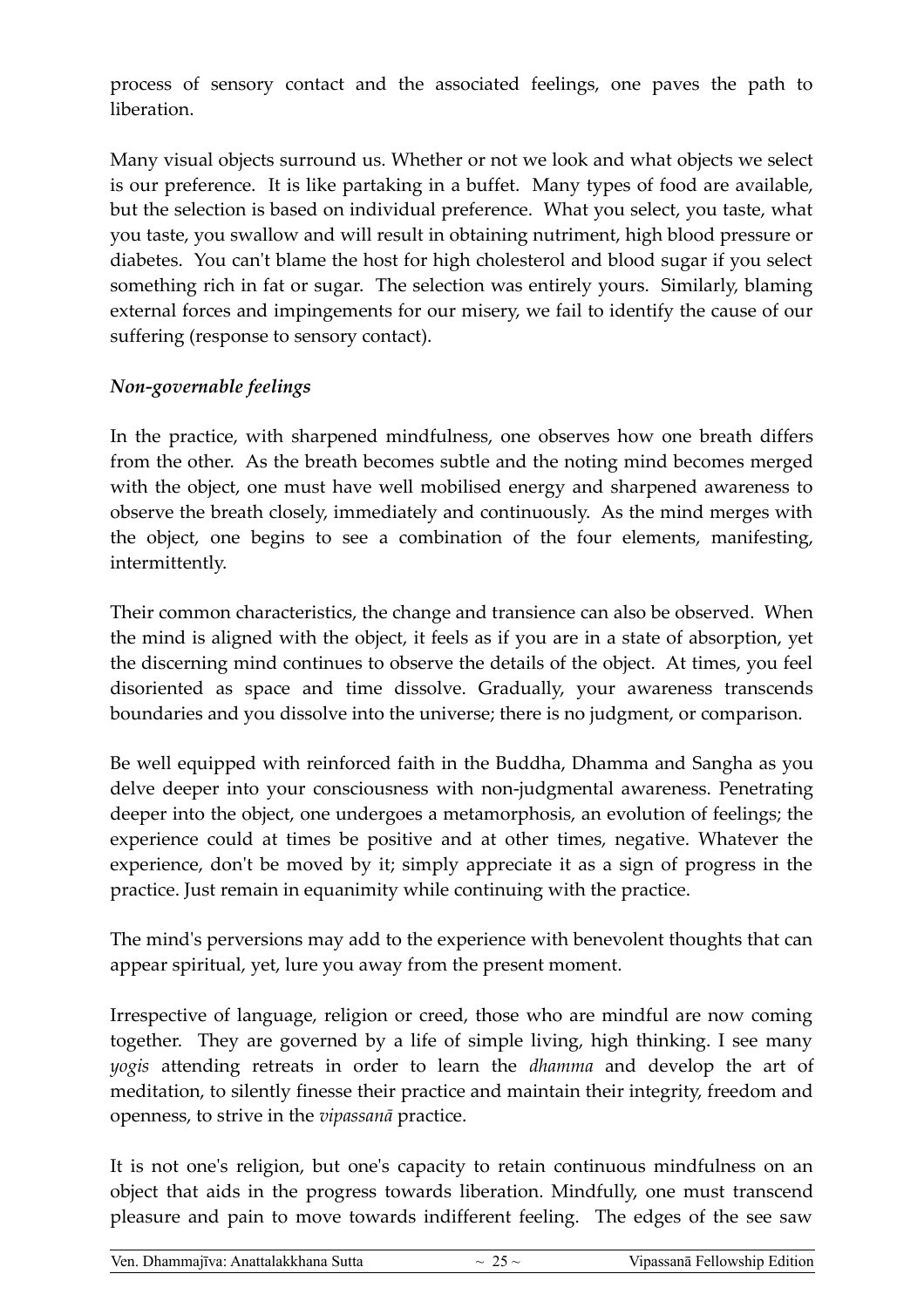process of sensory contact and the associated feelings, one paves the path to liberation.

Many visual objects surround us. Whether or not we look and what objects we select is our preference. It is like partaking in a buffet. Many types of food are available, but the selection is based on individual preference. What you select, you taste, what you taste, you swallow and will result in obtaining nutriment, high blood pressure or diabetes. You can't blame the host for high cholesterol and blood sugar if you select something rich in fat or sugar. The selection was entirely yours. Similarly, blaming external forces and impingements for our misery, we fail to identify the cause of our suffering (response to sensory contact).

***Non-governable feelings***

In the practice, with sharpened mindfulness, one observes how one breath differs from the other. As the breath becomes subtle and the noting mind becomes merged with the object, one must have well mobilised energy and sharpened awareness to observe the breath closely, immediately and continuously. As the mind merges with the object, one begins to see a combination of the four elements, manifesting, intermittently.

Their common characteristics, the change and transience can also be observed. When the mind is aligned with the object, it feels as if you are in a state of absorption, yet the discerning mind continues to observe the details of the object. At times, you feel disoriented as space and time dissolve. Gradually, your awareness transcends boundaries and you dissolve into the universe; there is no judgment, or comparison.

Be well equipped with reinforced faith in the Buddha, Dhamma and Sangha as you delve deeper into your consciousness with non-judgmental awareness. Penetrating deeper into the object, one undergoes a metamorphosis, an evolution of feelings; the experience could at times be positive and at other times, negative. Whatever the experience, don't be moved by it; simply appreciate it as a sign of progress in the practice. Just remain in equanimity while continuing with the practice.

The mind's perversions may add to the experience with benevolent thoughts that can appear spiritual, yet, lure you away from the present moment.

Irrespective of language, religion or creed, those who are mindful are now coming together. They are governed by a life of simple living, high thinking. I see many *yogis* attending retreats in order to learn the *dhamma* and develop the art of meditation, to silently finesse their practice and maintain their integrity, freedom and openness, to strive in the *vipassanā* practice.

It is not one's religion, but one's capacity to retain continuous mindfulness on an object that aids in the progress towards liberation. Mindfully, one must transcend pleasure and pain to move towards indifferent feeling. The edges of the see saw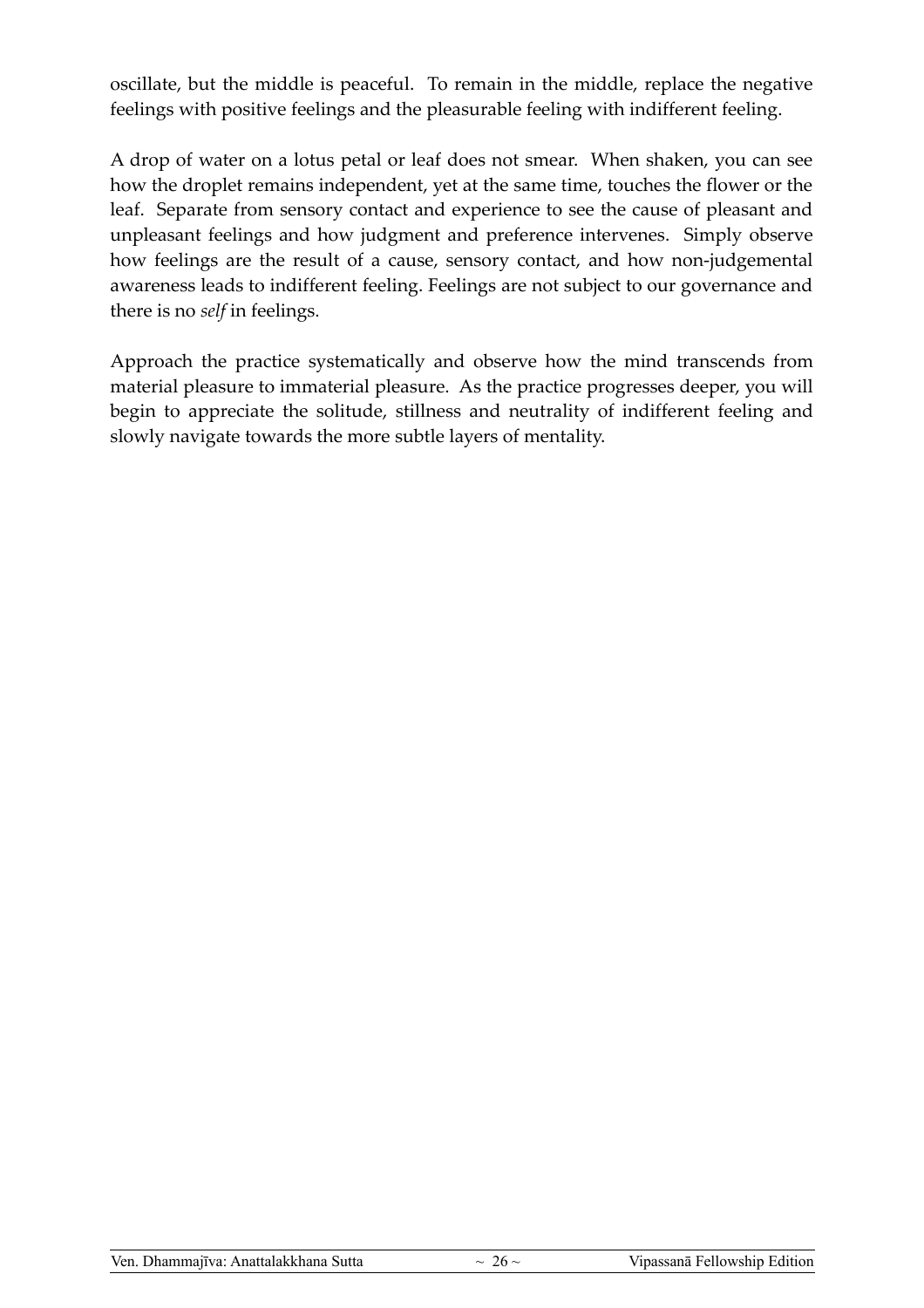oscillate, but the middle is peaceful. To remain in the middle, replace the negative feelings with positive feelings and the pleasurable feeling with indifferent feeling.

A drop of water on a lotus petal or leaf does not smear. When shaken, you can see how the droplet remains independent, yet at the same time, touches the flower or the leaf. Separate from sensory contact and experience to see the cause of pleasant and unpleasant feelings and how judgment and preference intervenes. Simply observe how feelings are the result of a cause, sensory contact, and how non-judgemental awareness leads to indifferent feeling. Feelings are not subject to our governance and there is no *self* in feelings.

Approach the practice systematically and observe how the mind transcends from material pleasure to immaterial pleasure. As the practice progresses deeper, you will begin to appreciate the solitude, stillness and neutrality of indifferent feeling and slowly navigate towards the more subtle layers of mentality.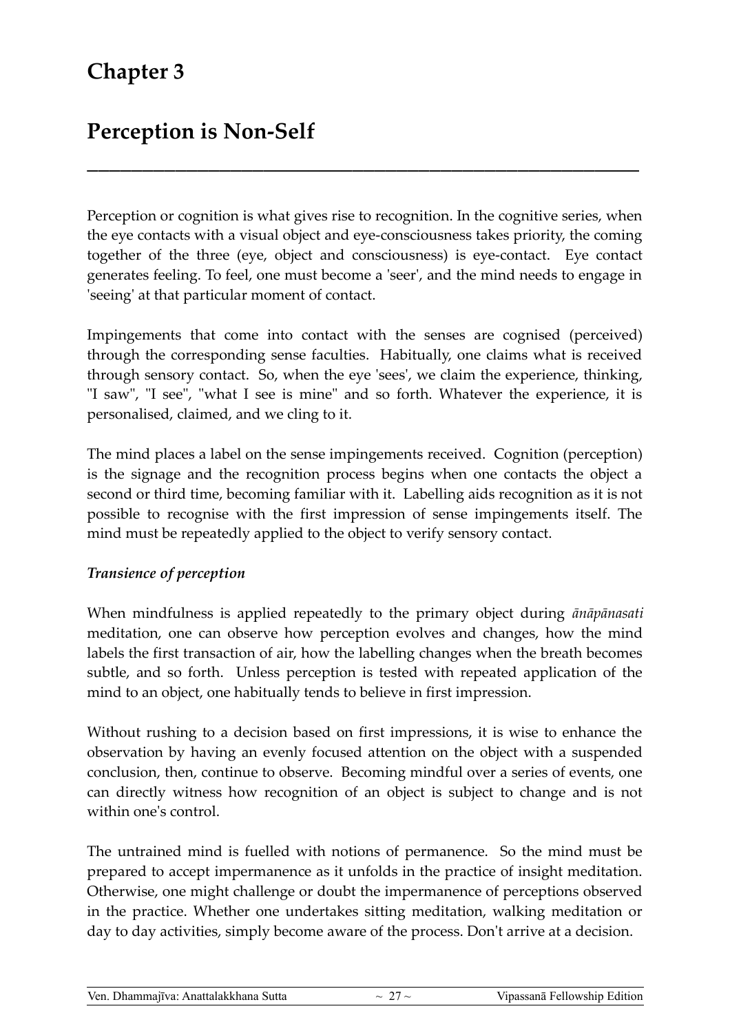# Chapter 3

# Perception is Non-Self

Perception or cognition is what gives rise to recognition. In the cognitive series, when the eye contacts with a visual object and eye-consciousness takes priority, the coming together of the three (eye, object and consciousness) is eye-contact. Eye contact generates feeling. To feel, one must become a 'seer', and the mind needs to engage in 'seeing' at that particular moment of contact.

Impingements that come into contact with the senses are cognised (perceived) through the corresponding sense faculties. Habitually, one claims what is received through sensory contact. So, when the eye 'sees', we claim the experience, thinking, "I saw", "I see", "what I see is mine" and so forth. Whatever the experience, it is personalised, claimed, and we cling to it.

The mind places a label on the sense impingements received. Cognition (perception) is the signage and the recognition process begins when one contacts the object a second or third time, becoming familiar with it. Labelling aids recognition as it is not possible to recognise with the first impression of sense impingements itself. The mind must be repeatedly applied to the object to verify sensory contact.

### *Transience of perception*

When mindfulness is applied repeatedly to the primary object during *ānāpānasati* meditation, one can observe how perception evolves and changes, how the mind labels the first transaction of air, how the labelling changes when the breath becomes subtle, and so forth. Unless perception is tested with repeated application of the mind to an object, one habitually tends to believe in first impression.

Without rushing to a decision based on first impressions, it is wise to enhance the observation by having an evenly focused attention on the object with a suspended conclusion, then, continue to observe. Becoming mindful over a series of events, one can directly witness how recognition of an object is subject to change and is not within one's control.

The untrained mind is fuelled with notions of permanence. So the mind must be prepared to accept impermanence as it unfolds in the practice of insight meditation. Otherwise, one might challenge or doubt the impermanence of perceptions observed in the practice. Whether one undertakes sitting meditation, walking meditation or day to day activities, simply become aware of the process. Don't arrive at a decision.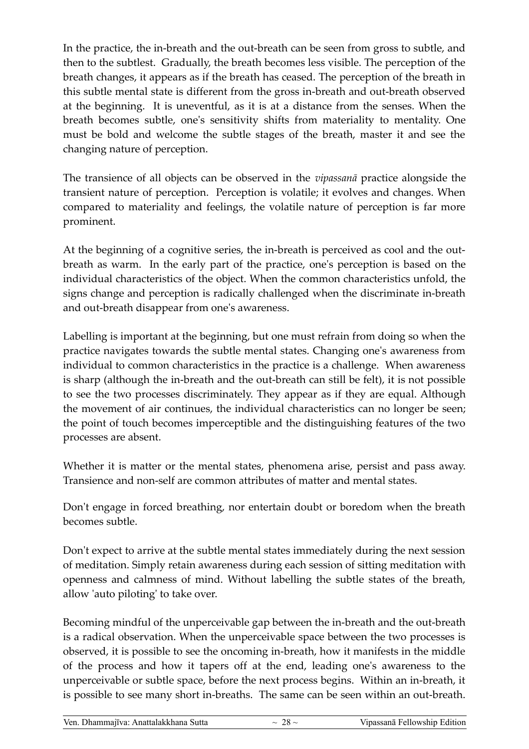In the practice, the in-breath and the out-breath can be seen from gross to subtle, and then to the subtlest. Gradually, the breath becomes less visible. The perception of the breath changes, it appears as if the breath has ceased. The perception of the breath in this subtle mental state is different from the gross in-breath and out-breath observed at the beginning. It is uneventful, as it is at a distance from the senses. When the breath becomes subtle, one's sensitivity shifts from materiality to mentality. One must be bold and welcome the subtle stages of the breath, master it and see the changing nature of perception.

The transience of all objects can be observed in the *vipassanā* practice alongside the transient nature of perception. Perception is volatile; it evolves and changes. When compared to materiality and feelings, the volatile nature of perception is far more prominent.

At the beginning of a cognitive series, the in-breath is perceived as cool and the out-breath as warm. In the early part of the practice, one's perception is based on the individual characteristics of the object. When the common characteristics unfold, the signs change and perception is radically challenged when the discriminate in-breath and out-breath disappear from one's awareness.

Labelling is important at the beginning, but one must refrain from doing so when the practice navigates towards the subtle mental states. Changing one's awareness from individual to common characteristics in the practice is a challenge. When awareness is sharp (although the in-breath and the out-breath can still be felt), it is not possible to see the two processes discriminately. They appear as if they are equal. Although the movement of air continues, the individual characteristics can no longer be seen; the point of touch becomes imperceptible and the distinguishing features of the two processes are absent.

Whether it is matter or the mental states, phenomena arise, persist and pass away. Transience and non-self are common attributes of matter and mental states.

Don't engage in forced breathing, nor entertain doubt or boredom when the breath becomes subtle.

Don't expect to arrive at the subtle mental states immediately during the next session of meditation. Simply retain awareness during each session of sitting meditation with openness and calmness of mind. Without labelling the subtle states of the breath, allow 'auto piloting' to take over.

Becoming mindful of the unperceivable gap between the in-breath and the out-breath is a radical observation. When the unperceivable space between the two processes is observed, it is possible to see the oncoming in-breath, how it manifests in the middle of the process and how it tapers off at the end, leading one's awareness to the unperceivable or subtle space, before the next process begins. Within an in-breath, it is possible to see many short in-breaths. The same can be seen within an out-breath.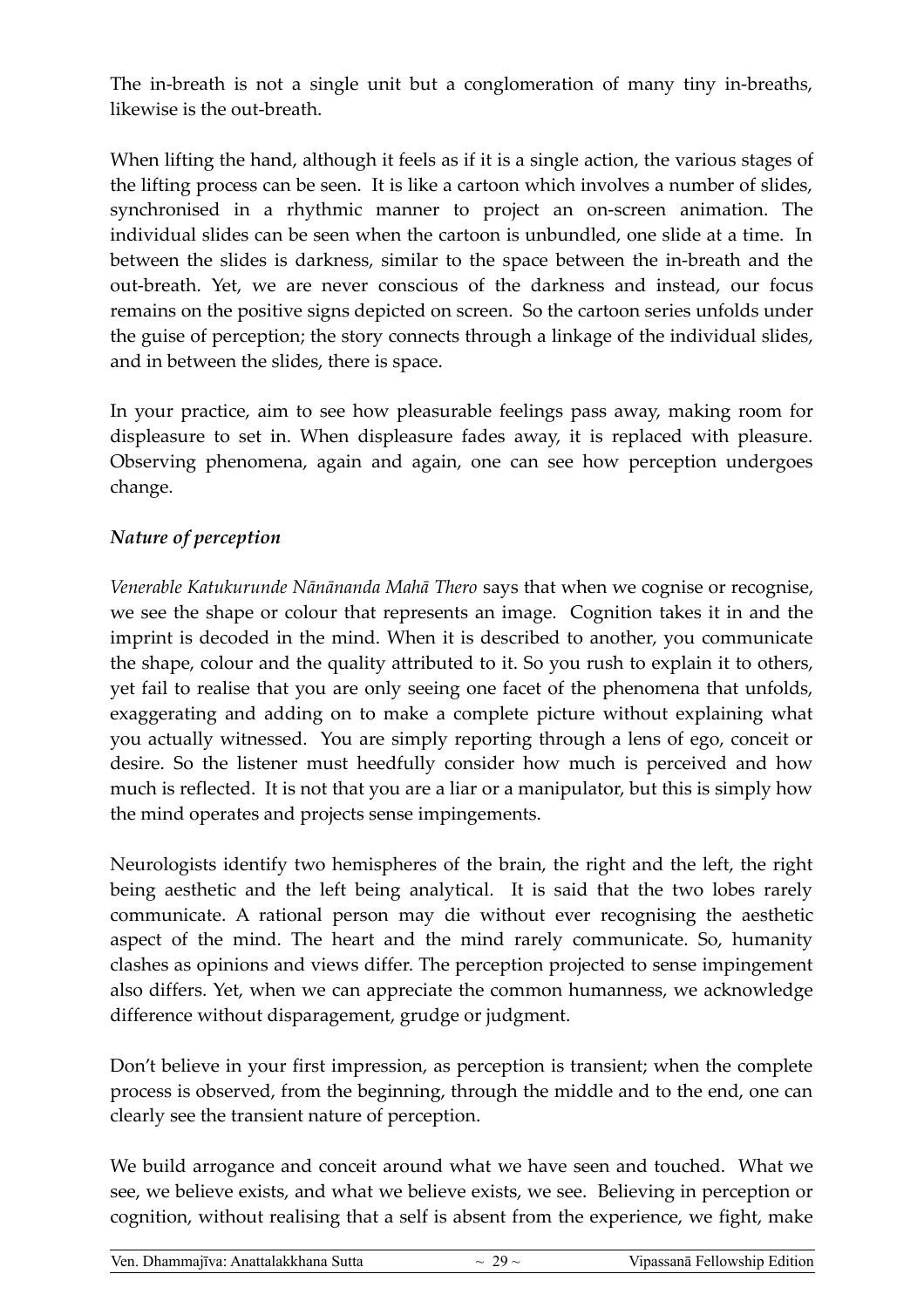The in-breath is not a single unit but a conglomeration of many tiny in-breaths, likewise is the out-breath.

When lifting the hand, although it feels as if it is a single action, the various stages of the lifting process can be seen. It is like a cartoon which involves a number of slides, synchronised in a rhythmic manner to project an on-screen animation. The individual slides can be seen when the cartoon is unbundled, one slide at a time. In between the slides is darkness, similar to the space between the in-breath and the out-breath. Yet, we are never conscious of the darkness and instead, our focus remains on the positive signs depicted on screen. So the cartoon series unfolds under the guise of perception; the story connects through a linkage of the individual slides, and in between the slides, there is space.

In your practice, aim to see how pleasurable feelings pass away, making room for displeasure to set in. When displeasure fades away, it is replaced with pleasure. Observing phenomena, again and again, one can see how perception undergoes change.

### *Nature of perception*

*Venerable Katukurunde Nānānanda Mahā Thero* says that when we cognise or recognise, we see the shape or colour that represents an image. Cognition takes it in and the imprint is decoded in the mind. When it is described to another, you communicate the shape, colour and the quality attributed to it. So you rush to explain it to others, yet fail to realise that you are only seeing one facet of the phenomena that unfolds, exaggerating and adding on to make a complete picture without explaining what you actually witnessed. You are simply reporting through a lens of ego, conceit or desire. So the listener must heedfully consider how much is perceived and how much is reflected. It is not that you are a liar or a manipulator, but this is simply how the mind operates and projects sense impingements.

Neurologists identify two hemispheres of the brain, the right and the left, the right being aesthetic and the left being analytical. It is said that the two lobes rarely communicate. A rational person may die without ever recognising the aesthetic aspect of the mind. The heart and the mind rarely communicate. So, humanity clashes as opinions and views differ. The perception projected to sense impingement also differs. Yet, when we can appreciate the common humanness, we acknowledge difference without disparagement, grudge or judgment.

Don't believe in your first impression, as perception is transient; when the complete process is observed, from the beginning, through the middle and to the end, one can clearly see the transient nature of perception.

We build arrogance and conceit around what we have seen and touched. What we see, we believe exists, and what we believe exists, we see. Believing in perception or cognition, without realising that a self is absent from the experience, we fight, make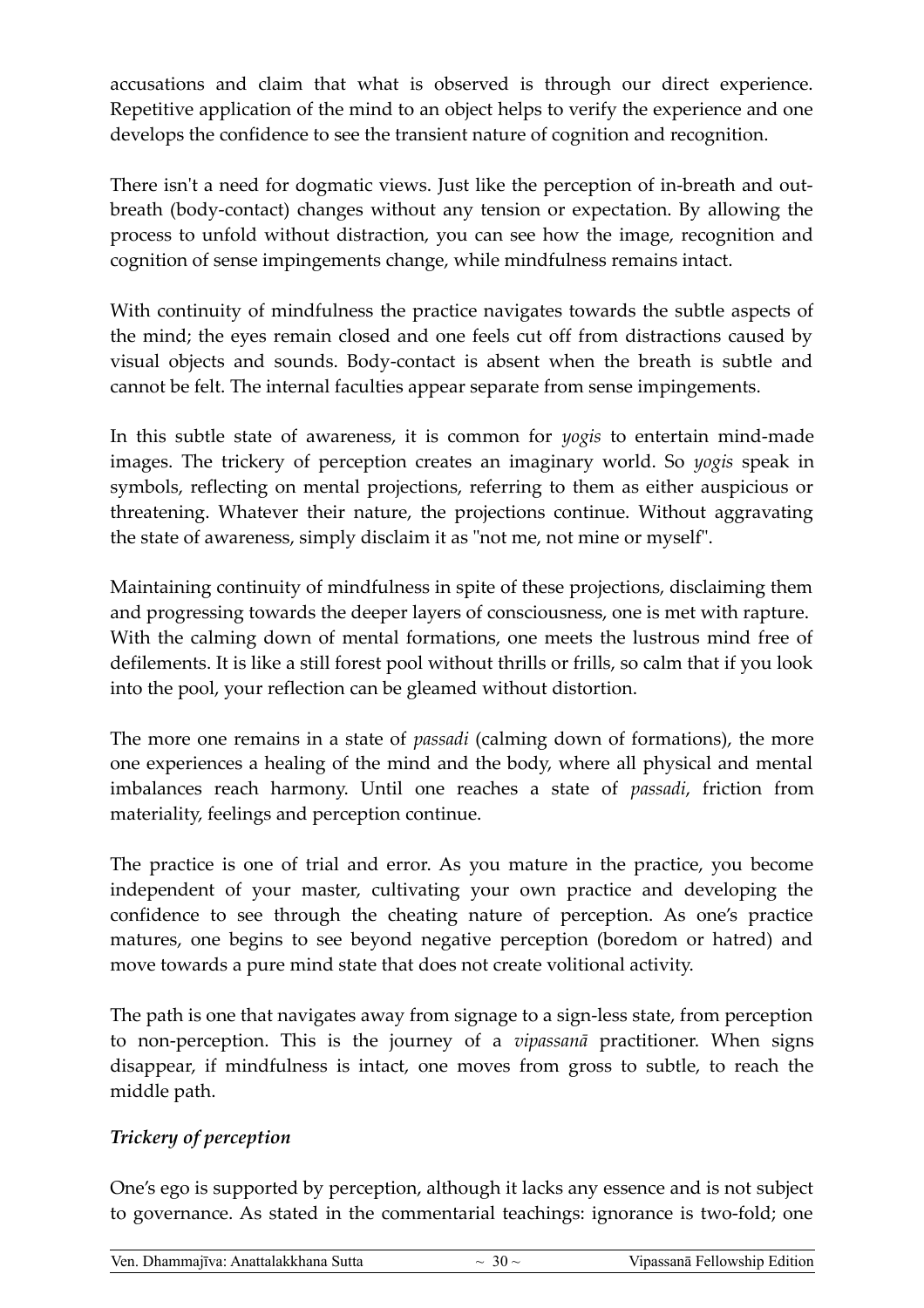accusations and claim that what is observed is through our direct experience. Repetitive application of the mind to an object helps to verify the experience and one develops the confidence to see the transient nature of cognition and recognition.

There isn't a need for dogmatic views. Just like the perception of in-breath and out-breath (body-contact) changes without any tension or expectation. By allowing the process to unfold without distraction, you can see how the image, recognition and cognition of sense impingements change, while mindfulness remains intact.

With continuity of mindfulness the practice navigates towards the subtle aspects of the mind; the eyes remain closed and one feels cut off from distractions caused by visual objects and sounds. Body-contact is absent when the breath is subtle and cannot be felt. The internal faculties appear separate from sense impingements.

In this subtle state of awareness, it is common for *yogis* to entertain mind-made images. The trickery of perception creates an imaginary world. So *yogis* speak in symbols, reflecting on mental projections, referring to them as either auspicious or threatening. Whatever their nature, the projections continue. Without aggravating the state of awareness, simply disclaim it as "not me, not mine or myself".

Maintaining continuity of mindfulness in spite of these projections, disclaiming them and progressing towards the deeper layers of consciousness, one is met with rapture. With the calming down of mental formations, one meets the lustrous mind free of defilements. It is like a still forest pool without thrills or frills, so calm that if you look into the pool, your reflection can be gleamed without distortion.

The more one remains in a state of *passadi* (calming down of formations), the more one experiences a healing of the mind and the body, where all physical and mental imbalances reach harmony. Until one reaches a state of *passadi*, friction from materiality, feelings and perception continue.

The practice is one of trial and error. As you mature in the practice, you become independent of your master, cultivating your own practice and developing the confidence to see through the cheating nature of perception. As one's practice matures, one begins to see beyond negative perception (boredom or hatred) and move towards a pure mind state that does not create volitional activity.

The path is one that navigates away from signage to a sign-less state, from perception to non-perception. This is the journey of a *vipassanā* practitioner. When signs disappear, if mindfulness is intact, one moves from gross to subtle, to reach the middle path.

### *Trickery of perception*

One's ego is supported by perception, although it lacks any essence and is not subject to governance. As stated in the commentarial teachings: ignorance is two-fold; one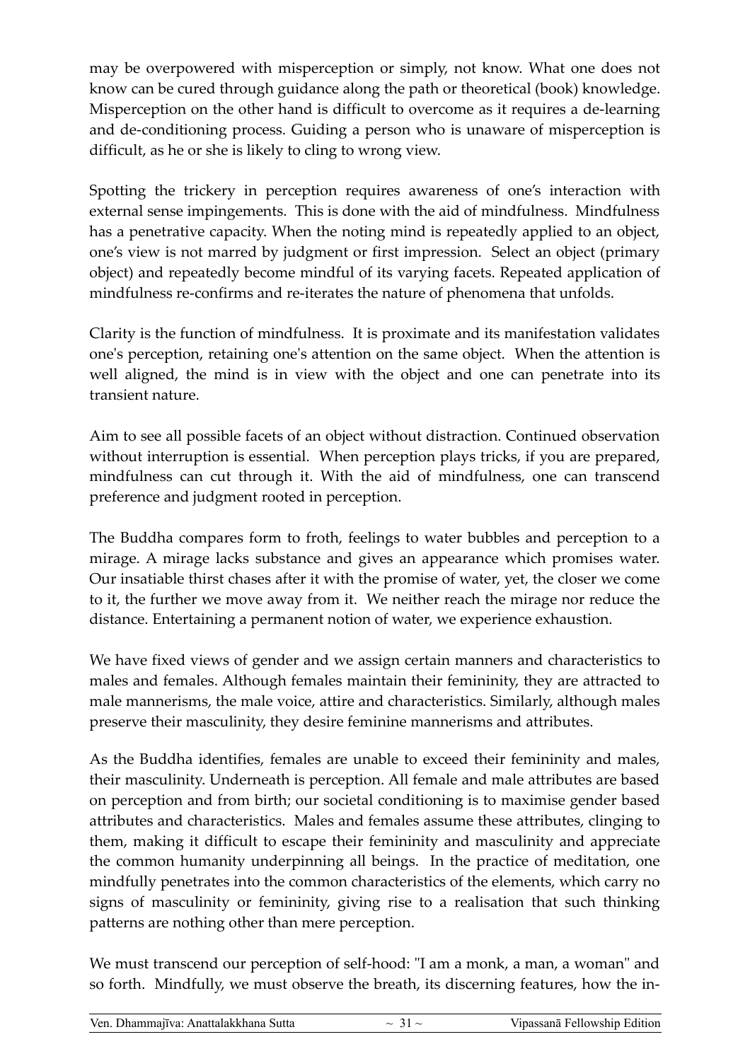may be overpowered with misperception or simply, not know. What one does not know can be cured through guidance along the path or theoretical (book) knowledge. Misperception on the other hand is difficult to overcome as it requires a de-learning and de-conditioning process. Guiding a person who is unaware of misperception is difficult, as he or she is likely to cling to wrong view.

Spotting the trickery in perception requires awareness of one's interaction with external sense impingements. This is done with the aid of mindfulness. Mindfulness has a penetrative capacity. When the noting mind is repeatedly applied to an object, one's view is not marred by judgment or first impression. Select an object (primary object) and repeatedly become mindful of its varying facets. Repeated application of mindfulness re-confirms and re-iterates the nature of phenomena that unfolds.

Clarity is the function of mindfulness. It is proximate and its manifestation validates one's perception, retaining one's attention on the same object. When the attention is well aligned, the mind is in view with the object and one can penetrate into its transient nature.

Aim to see all possible facets of an object without distraction. Continued observation without interruption is essential. When perception plays tricks, if you are prepared, mindfulness can cut through it. With the aid of mindfulness, one can transcend preference and judgment rooted in perception.

The Buddha compares form to froth, feelings to water bubbles and perception to a mirage. A mirage lacks substance and gives an appearance which promises water. Our insatiable thirst chases after it with the promise of water, yet, the closer we come to it, the further we move away from it. We neither reach the mirage nor reduce the distance. Entertaining a permanent notion of water, we experience exhaustion.

We have fixed views of gender and we assign certain manners and characteristics to males and females. Although females maintain their femininity, they are attracted to male mannerisms, the male voice, attire and characteristics. Similarly, although males preserve their masculinity, they desire feminine mannerisms and attributes.

As the Buddha identifies, females are unable to exceed their femininity and males, their masculinity. Underneath is perception. All female and male attributes are based on perception and from birth; our societal conditioning is to maximise gender based attributes and characteristics. Males and females assume these attributes, clinging to them, making it difficult to escape their femininity and masculinity and appreciate the common humanity underpinning all beings. In the practice of meditation, one mindfully penetrates into the common characteristics of the elements, which carry no signs of masculinity or femininity, giving rise to a realisation that such thinking patterns are nothing other than mere perception.

We must transcend our perception of self-hood: "I am a monk, a man, a woman" and so forth. Mindfully, we must observe the breath, its discerning features, how the in-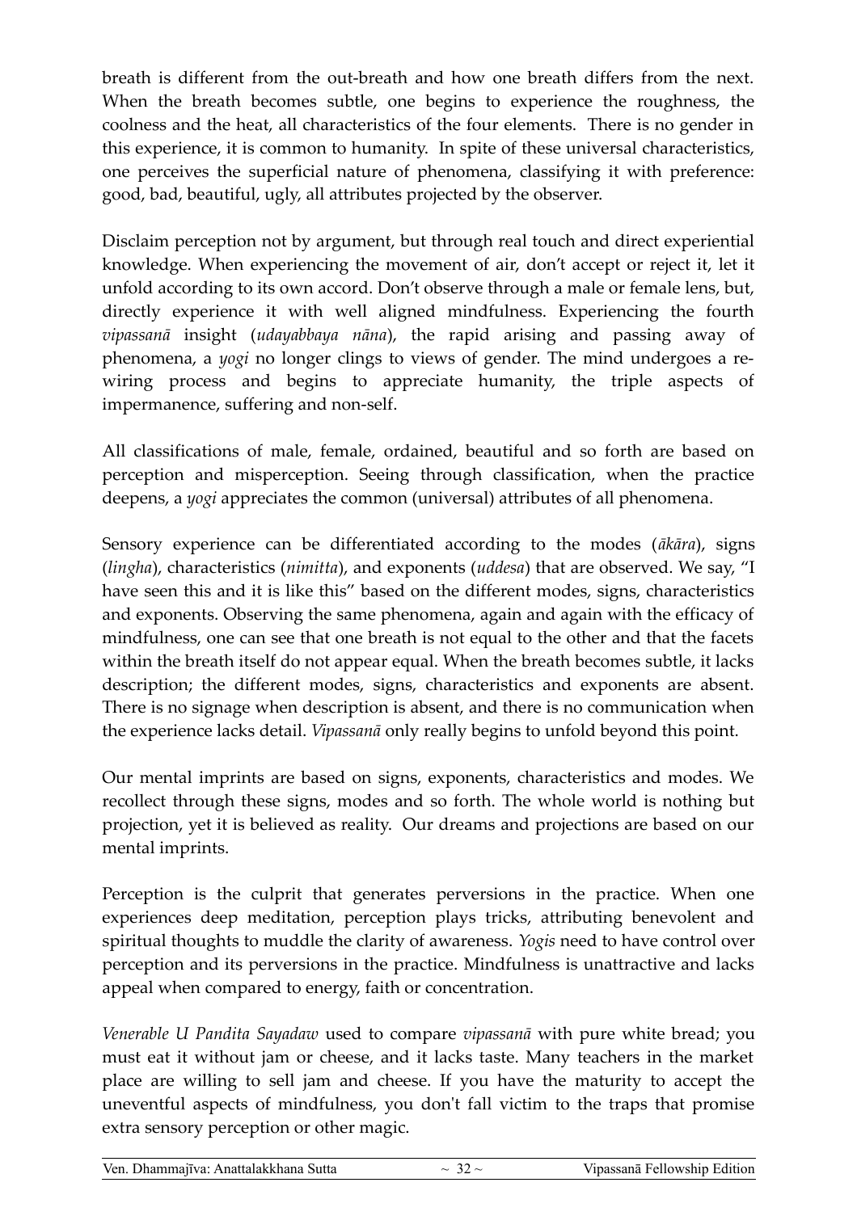breath is different from the out-breath and how one breath differs from the next. When the breath becomes subtle, one begins to experience the roughness, the coolness and the heat, all characteristics of the four elements. There is no gender in this experience, it is common to humanity. In spite of these universal characteristics, one perceives the superficial nature of phenomena, classifying it with preference: good, bad, beautiful, ugly, all attributes projected by the observer.

Disclaim perception not by argument, but through real touch and direct experiential knowledge. When experiencing the movement of air, don't accept or reject it, let it unfold according to its own accord. Don't observe through a male or female lens, but, directly experience it with well aligned mindfulness. Experiencing the fourth *vipassanā* insight (*udayabbaya nāna*), the rapid arising and passing away of phenomena, a *yogi* no longer clings to views of gender. The mind undergoes a re-wiring process and begins to appreciate humanity, the triple aspects of impermanence, suffering and non-self.

All classifications of male, female, ordained, beautiful and so forth are based on perception and misperception. Seeing through classification, when the practice deepens, a *yogi* appreciates the common (universal) attributes of all phenomena.

Sensory experience can be differentiated according to the modes (*ākāra*), signs (*lingha*), characteristics (*nimitta*), and exponents (*uddesa*) that are observed. We say, "I have seen this and it is like this" based on the different modes, signs, characteristics and exponents. Observing the same phenomena, again and again with the efficacy of mindfulness, one can see that one breath is not equal to the other and that the facets within the breath itself do not appear equal. When the breath becomes subtle, it lacks description; the different modes, signs, characteristics and exponents are absent. There is no signage when description is absent, and there is no communication when the experience lacks detail. *Vipassanā* only really begins to unfold beyond this point.

Our mental imprints are based on signs, exponents, characteristics and modes. We recollect through these signs, modes and so forth. The whole world is nothing but projection, yet it is believed as reality. Our dreams and projections are based on our mental imprints.

Perception is the culprit that generates perversions in the practice. When one experiences deep meditation, perception plays tricks, attributing benevolent and spiritual thoughts to muddle the clarity of awareness. *Yogis* need to have control over perception and its perversions in the practice. Mindfulness is unattractive and lacks appeal when compared to energy, faith or concentration.

*Venerable U Pandita Sayadaw* used to compare *vipassanā* with pure white bread; you must eat it without jam or cheese, and it lacks taste. Many teachers in the market place are willing to sell jam and cheese. If you have the maturity to accept the uneventful aspects of mindfulness, you don't fall victim to the traps that promise extra sensory perception or other magic.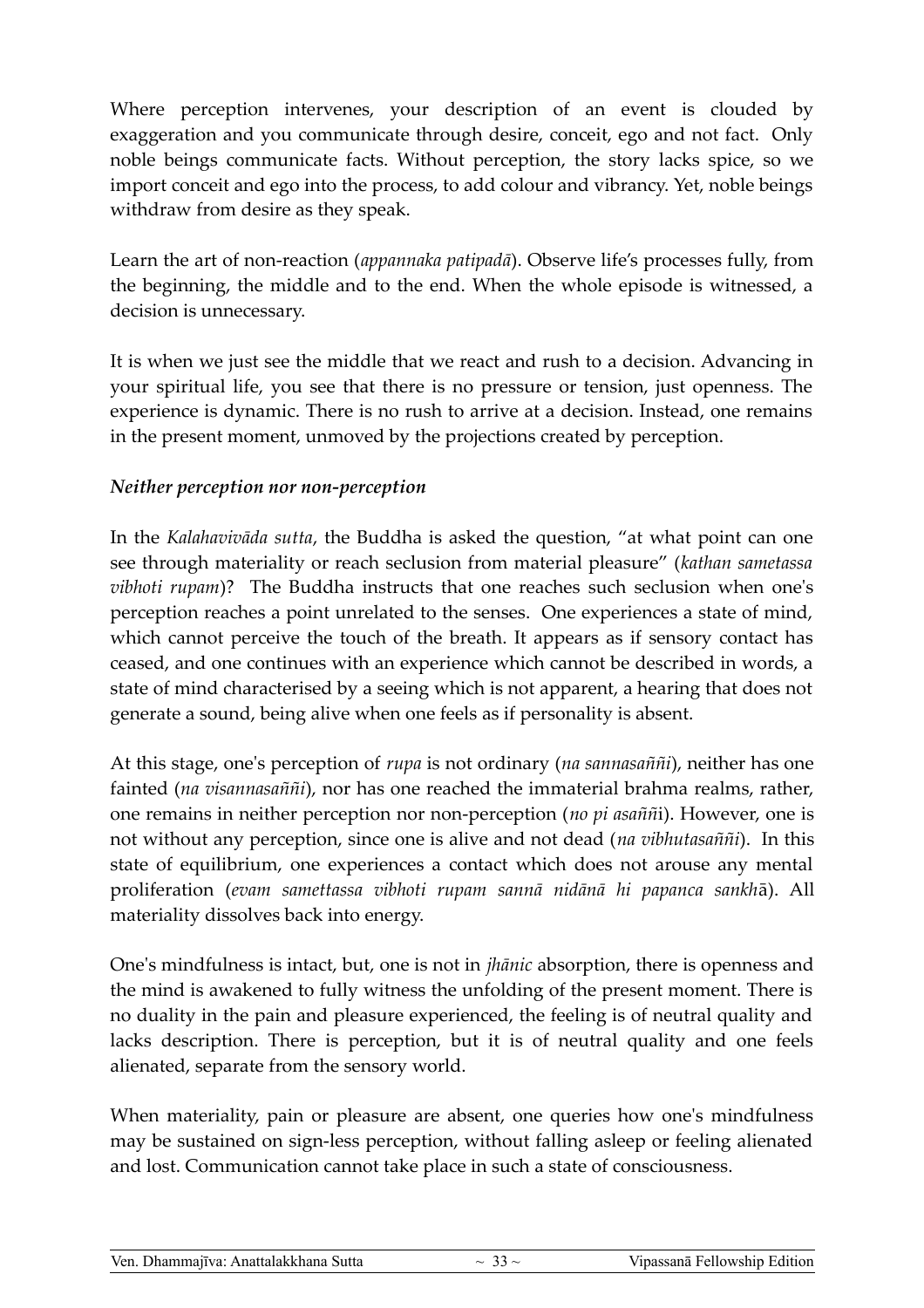Where perception intervenes, your description of an event is clouded by exaggeration and you communicate through desire, conceit, ego and not fact. Only noble beings communicate facts. Without perception, the story lacks spice, so we import conceit and ego into the process, to add colour and vibrancy. Yet, noble beings withdraw from desire as they speak.

Learn the art of non-reaction (*appannaka patipadā*). Observe life's processes fully, from the beginning, the middle and to the end. When the whole episode is witnessed, a decision is unnecessary.

It is when we just see the middle that we react and rush to a decision. Advancing in your spiritual life, you see that there is no pressure or tension, just openness. The experience is dynamic. There is no rush to arrive at a decision. Instead, one remains in the present moment, unmoved by the projections created by perception.

### *Neither perception nor non-perception*

In the *Kalahavivāda sutta*, the Buddha is asked the question, "at what point can one see through materiality or reach seclusion from material pleasure" (*kathan sametassa vibhoti rupam*)? The Buddha instructs that one reaches such seclusion when one's perception reaches a point unrelated to the senses. One experiences a state of mind, which cannot perceive the touch of the breath. It appears as if sensory contact has ceased, and one continues with an experience which cannot be described in words, a state of mind characterised by a seeing which is not apparent, a hearing that does not generate a sound, being alive when one feels as if personality is absent.

At this stage, one's perception of *rupa* is not ordinary (*na sannasaññi*), neither has one fainted (*na visannasaññi*), nor has one reached the immaterial brahma realms, rather, one remains in neither perception nor non-perception (*no pi asañña*i). However, one is not without any perception, since one is alive and not dead (*na vibhutasaññi*). In this state of equilibrium, one experiences a contact which does not arouse any mental proliferation (*evam samettassa vibhoti rupam sannā nidānā hi papanca sankh*ā). All materiality dissolves back into energy.

One's mindfulness is intact, but, one is not in *jhānic* absorption, there is openness and the mind is awakened to fully witness the unfolding of the present moment. There is no duality in the pain and pleasure experienced, the feeling is of neutral quality and lacks description. There is perception, but it is of neutral quality and one feels alienated, separate from the sensory world.

When materiality, pain or pleasure are absent, one queries how one's mindfulness may be sustained on sign-less perception, without falling asleep or feeling alienated and lost. Communication cannot take place in such a state of consciousness.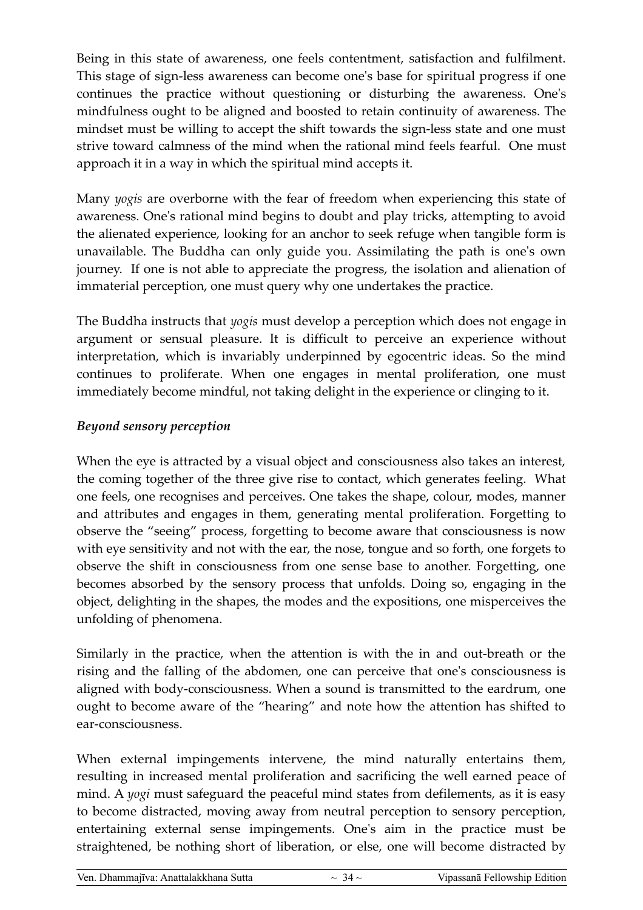Being in this state of awareness, one feels contentment, satisfaction and fulfilment. This stage of sign-less awareness can become one's base for spiritual progress if one continues the practice without questioning or disturbing the awareness. One's mindfulness ought to be aligned and boosted to retain continuity of awareness. The mindset must be willing to accept the shift towards the sign-less state and one must strive toward calmness of the mind when the rational mind feels fearful. One must approach it in a way in which the spiritual mind accepts it.

Many *yogis* are overborne with the fear of freedom when experiencing this state of awareness. One's rational mind begins to doubt and play tricks, attempting to avoid the alienated experience, looking for an anchor to seek refuge when tangible form is unavailable. The Buddha can only guide you. Assimilating the path is one's own journey. If one is not able to appreciate the progress, the isolation and alienation of immaterial perception, one must query why one undertakes the practice.

The Buddha instructs that *yogis* must develop a perception which does not engage in argument or sensual pleasure. It is difficult to perceive an experience without interpretation, which is invariably underpinned by egocentric ideas. So the mind continues to proliferate. When one engages in mental proliferation, one must immediately become mindful, not taking delight in the experience or clinging to it.

### *Beyond sensory perception*

When the eye is attracted by a visual object and consciousness also takes an interest, the coming together of the three give rise to contact, which generates feeling. What one feels, one recognises and perceives. One takes the shape, colour, modes, manner and attributes and engages in them, generating mental proliferation. Forgetting to observe the "seeing" process, forgetting to become aware that consciousness is now with eye sensitivity and not with the ear, the nose, tongue and so forth, one forgets to observe the shift in consciousness from one sense base to another. Forgetting, one becomes absorbed by the sensory process that unfolds. Doing so, engaging in the object, delighting in the shapes, the modes and the expositions, one misperceives the unfolding of phenomena.

Similarly in the practice, when the attention is with the in and out-breath or the rising and the falling of the abdomen, one can perceive that one's consciousness is aligned with body-consciousness. When a sound is transmitted to the eardrum, one ought to become aware of the "hearing" and note how the attention has shifted to ear-consciousness.

When external impingements intervene, the mind naturally entertains them, resulting in increased mental proliferation and sacrificing the well earned peace of mind. A *yogi* must safeguard the peaceful mind states from defilements, as it is easy to become distracted, moving away from neutral perception to sensory perception, entertaining external sense impingements. One's aim in the practice must be straightened, be nothing short of liberation, or else, one will become distracted by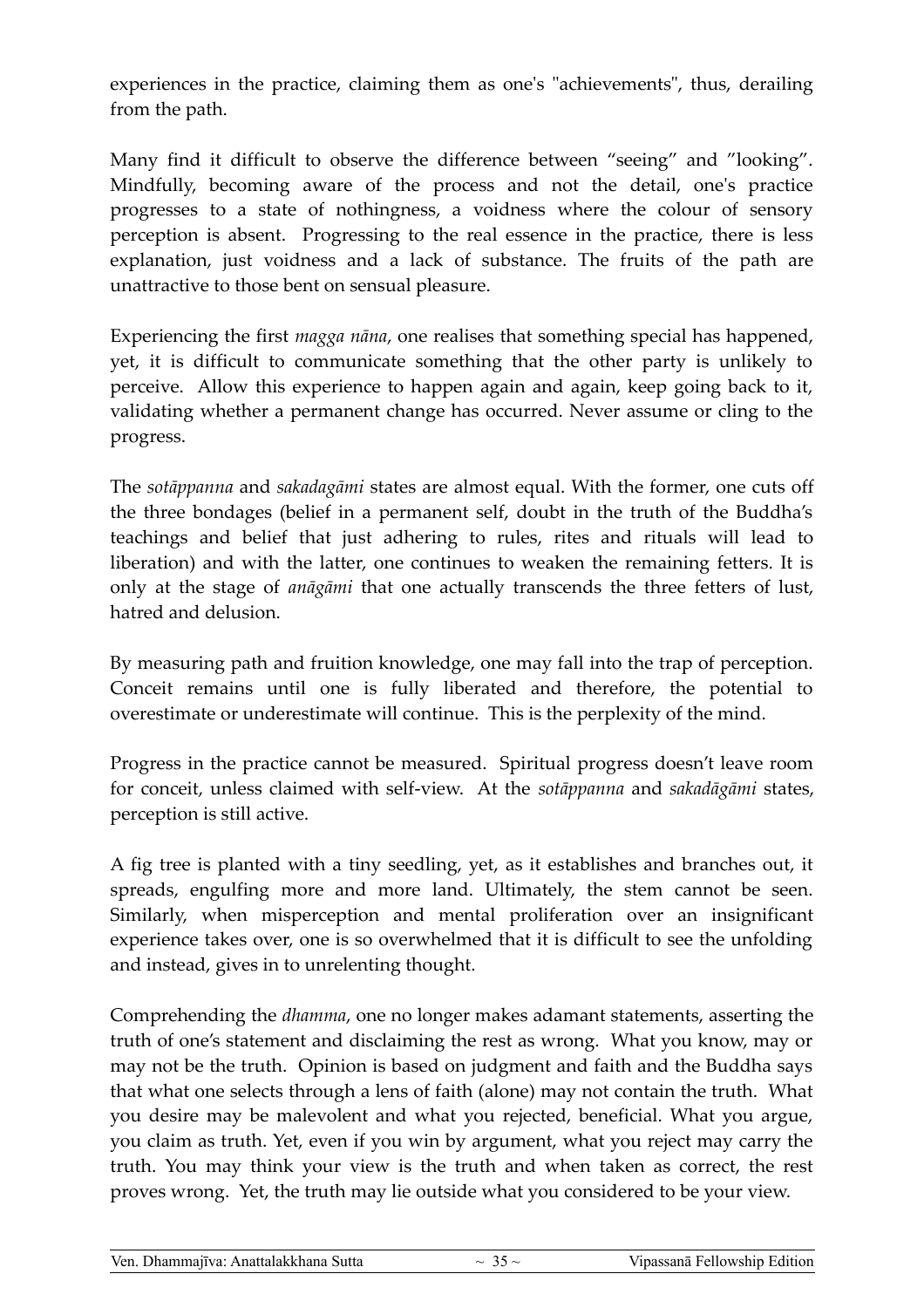experiences in the practice, claiming them as one's "achievements", thus, derailing from the path.

Many find it difficult to observe the difference between "seeing" and "looking". Mindfully, becoming aware of the process and not the detail, one's practice progresses to a state of nothingness, a voidness where the colour of sensory perception is absent. Progressing to the real essence in the practice, there is less explanation, just voidness and a lack of substance. The fruits of the path are unattractive to those bent on sensual pleasure.

Experiencing the first *magga nāna*, one realises that something special has happened, yet, it is difficult to communicate something that the other party is unlikely to perceive. Allow this experience to happen again and again, keep going back to it, validating whether a permanent change has occurred. Never assume or cling to the progress.

The *sotāppanna* and *sakadagāmi* states are almost equal. With the former, one cuts off the three bondages (belief in a permanent self, doubt in the truth of the Buddha's teachings and belief that just adhering to rules, rites and rituals will lead to liberation) and with the latter, one continues to weaken the remaining fetters. It is only at the stage of *anāgāmi* that one actually transcends the three fetters of lust, hatred and delusion.

By measuring path and fruition knowledge, one may fall into the trap of perception. Conceit remains until one is fully liberated and therefore, the potential to overestimate or underestimate will continue. This is the perplexity of the mind.

Progress in the practice cannot be measured. Spiritual progress doesn't leave room for conceit, unless claimed with self-view. At the *sotāppanna* and *sakadāgāmi* states, perception is still active.

A fig tree is planted with a tiny seedling, yet, as it establishes and branches out, it spreads, engulfing more and more land. Ultimately, the stem cannot be seen. Similarly, when misperception and mental proliferation over an insignificant experience takes over, one is so overwhelmed that it is difficult to see the unfolding and instead, gives in to unrelenting thought.

Comprehending the *dhamma*, one no longer makes adamant statements, asserting the truth of one's statement and disclaiming the rest as wrong. What you know, may or may not be the truth. Opinion is based on judgment and faith and the Buddha says that what one selects through a lens of faith (alone) may not contain the truth. What you desire may be malevolent and what you rejected, beneficial. What you argue, you claim as truth. Yet, even if you win by argument, what you reject may carry the truth. You may think your view is the truth and when taken as correct, the rest proves wrong. Yet, the truth may lie outside what you considered to be your view.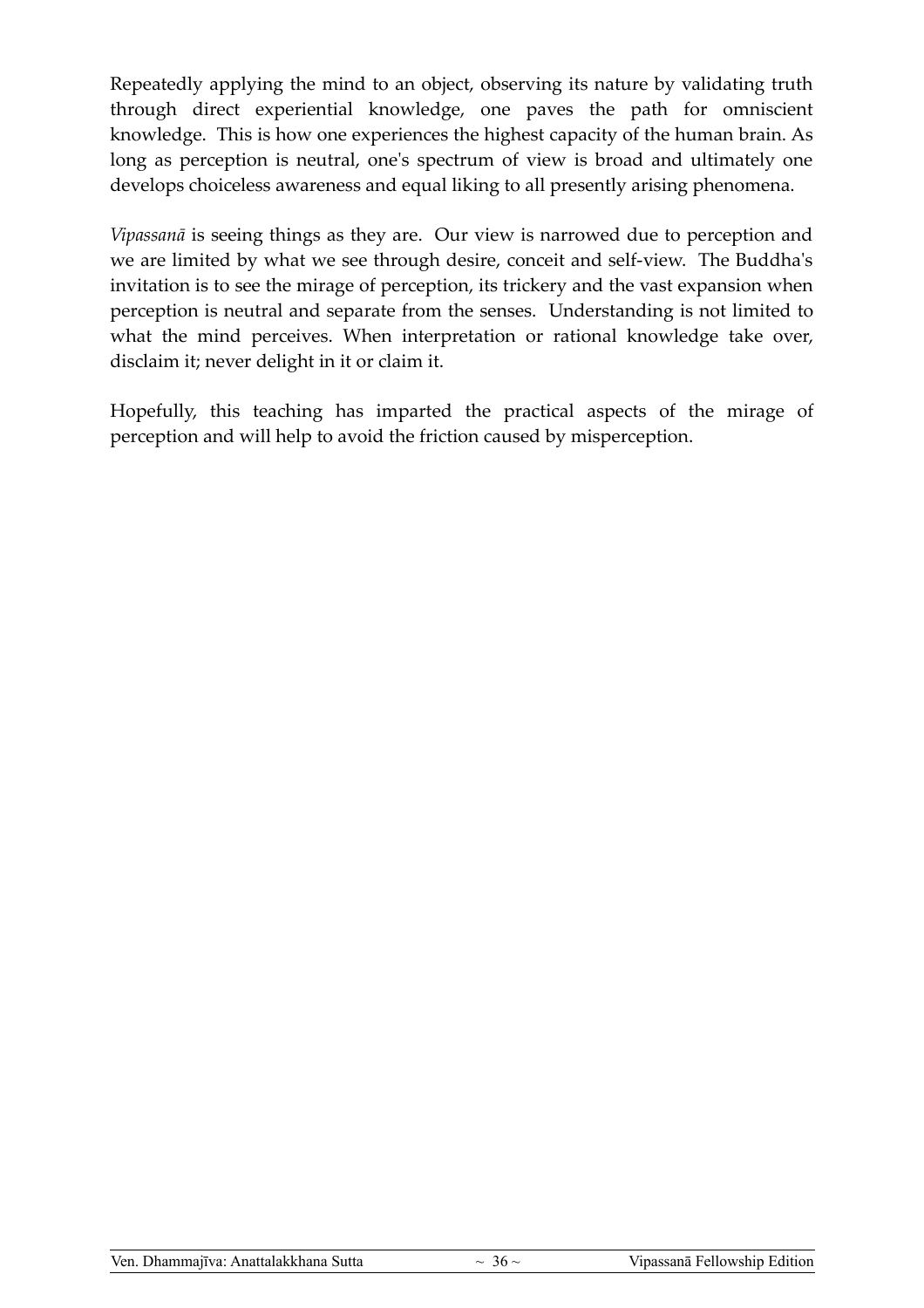Repeatedly applying the mind to an object, observing its nature by validating truth through direct experiential knowledge, one paves the path for omniscient knowledge. This is how one experiences the highest capacity of the human brain. As long as perception is neutral, one's spectrum of view is broad and ultimately one develops choiceless awareness and equal liking to all presently arising phenomena.

*Vipassanā* is seeing things as they are. Our view is narrowed due to perception and we are limited by what we see through desire, conceit and self-view. The Buddha's invitation is to see the mirage of perception, its trickery and the vast expansion when perception is neutral and separate from the senses. Understanding is not limited to what the mind perceives. When interpretation or rational knowledge take over, disclaim it; never delight in it or claim it.

Hopefully, this teaching has imparted the practical aspects of the mirage of perception and will help to avoid the friction caused by misperception.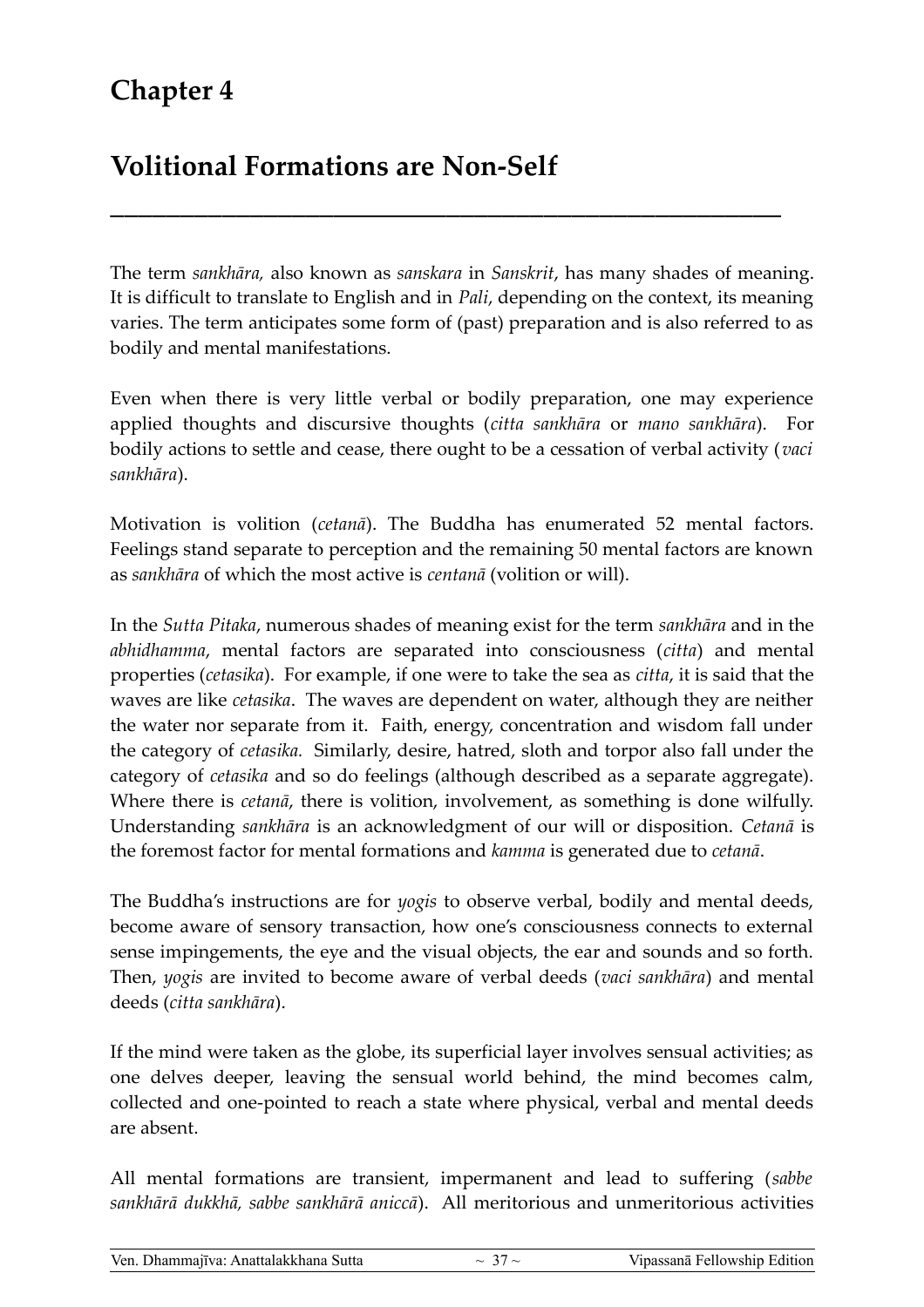# Chapter 4

# Volitional Formations are Non-Self

---

The term *sankhāra,* also known as *sanskara* in *Sanskrit*, has many shades of meaning. It is difficult to translate to English and in *Pali*, depending on the context, its meaning varies. The term anticipates some form of (past) preparation and is also referred to as bodily and mental manifestations.

Even when there is very little verbal or bodily preparation, one may experience applied thoughts and discursive thoughts (*citta sankhāra* or *mano sankhāra*). For bodily actions to settle and cease, there ought to be a cessation of verbal activity (*vaci sankhāra*).

Motivation is volition (*cetanā*). The Buddha has enumerated 52 mental factors. Feelings stand separate to perception and the remaining 50 mental factors are known as *sankhāra* of which the most active is *centanā* (volition or will).

In the *Sutta Pitaka*, numerous shades of meaning exist for the term *sankhāra* and in the *abhidhamma*, mental factors are separated into consciousness (*citta*) and mental properties (*cetasika*). For example, if one were to take the sea as *citta*, it is said that the waves are like *cetasika*. The waves are dependent on water, although they are neither the water nor separate from it. Faith, energy, concentration and wisdom fall under the category of *cetasika.* Similarly, desire, hatred, sloth and torpor also fall under the category of *cetasika* and so do feelings (although described as a separate aggregate). Where there is *cetanā*, there is volition, involvement, as something is done wilfully. Understanding *sankhāra* is an acknowledgment of our will or disposition. *Cetanā* is the foremost factor for mental formations and *kamma* is generated due to *cetanā*.

The Buddha's instructions are for *yogis* to observe verbal, bodily and mental deeds, become aware of sensory transaction, how one's consciousness connects to external sense impingements, the eye and the visual objects, the ear and sounds and so forth. Then, *yogis* are invited to become aware of verbal deeds (*vaci sankhāra*) and mental deeds (*citta sankhāra*).

If the mind were taken as the globe, its superficial layer involves sensual activities; as one delves deeper, leaving the sensual world behind, the mind becomes calm, collected and one-pointed to reach a state where physical, verbal and mental deeds are absent.

All mental formations are transient, impermanent and lead to suffering (*sabbe sankhārā dukkhā, sabbe sankhārā aniccā*). All meritorious and unmeritorious activities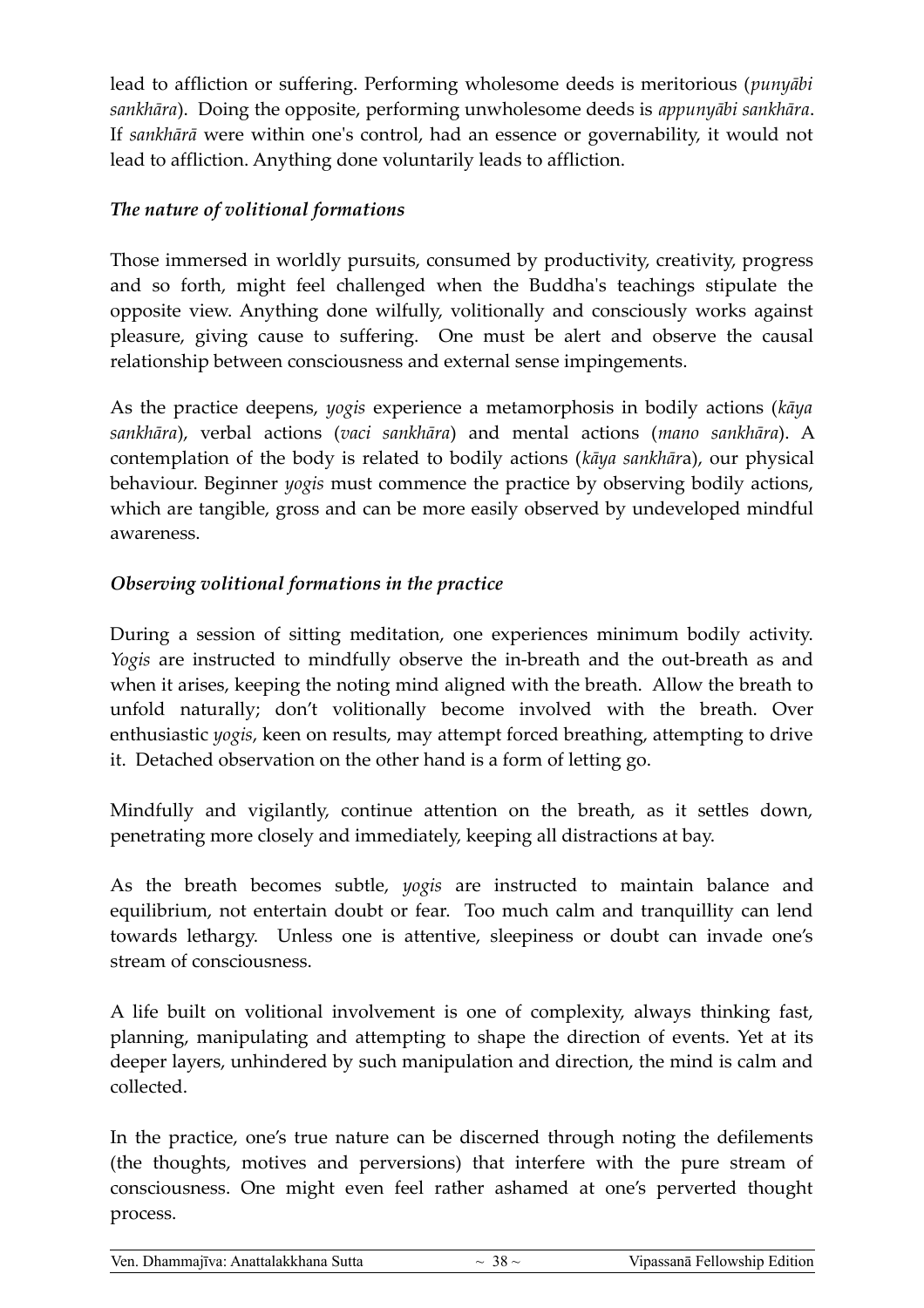lead to affliction or suffering. Performing wholesome deeds is meritorious (*punyābi sankhāra*). Doing the opposite, performing unwholesome deeds is *appunyābi sankhāra*. If *sankhārā* were within one's control, had an essence or governability, it would not lead to affliction. Anything done voluntarily leads to affliction.

### *The nature of volitional formations*

Those immersed in worldly pursuits, consumed by productivity, creativity, progress and so forth, might feel challenged when the Buddha's teachings stipulate the opposite view. Anything done wilfully, volitionally and consciously works against pleasure, giving cause to suffering. One must be alert and observe the causal relationship between consciousness and external sense impingements.

As the practice deepens, *yogis* experience a metamorphosis in bodily actions (*kāya sankhāra*), verbal actions (*vaci sankhāra*) and mental actions (*mano sankhāra*). A contemplation of the body is related to bodily actions (*kāya sankhār*a), our physical behaviour. Beginner *yogis* must commence the practice by observing bodily actions, which are tangible, gross and can be more easily observed by undeveloped mindful awareness.

### *Observing volitional formations in the practice*

During a session of sitting meditation, one experiences minimum bodily activity. *Yogis* are instructed to mindfully observe the in-breath and the out-breath as and when it arises, keeping the noting mind aligned with the breath. Allow the breath to unfold naturally; don't volitionally become involved with the breath. Over enthusiastic *yogis*, keen on results, may attempt forced breathing, attempting to drive it. Detached observation on the other hand is a form of letting go.

Mindfully and vigilantly, continue attention on the breath, as it settles down, penetrating more closely and immediately, keeping all distractions at bay.

As the breath becomes subtle, *yogis* are instructed to maintain balance and equilibrium, not entertain doubt or fear. Too much calm and tranquillity can lend towards lethargy. Unless one is attentive, sleepiness or doubt can invade one's stream of consciousness.

A life built on volitional involvement is one of complexity, always thinking fast, planning, manipulating and attempting to shape the direction of events. Yet at its deeper layers, unhindered by such manipulation and direction, the mind is calm and collected.

In the practice, one's true nature can be discerned through noting the defilements (the thoughts, motives and perversions) that interfere with the pure stream of consciousness. One might even feel rather ashamed at one's perverted thought process.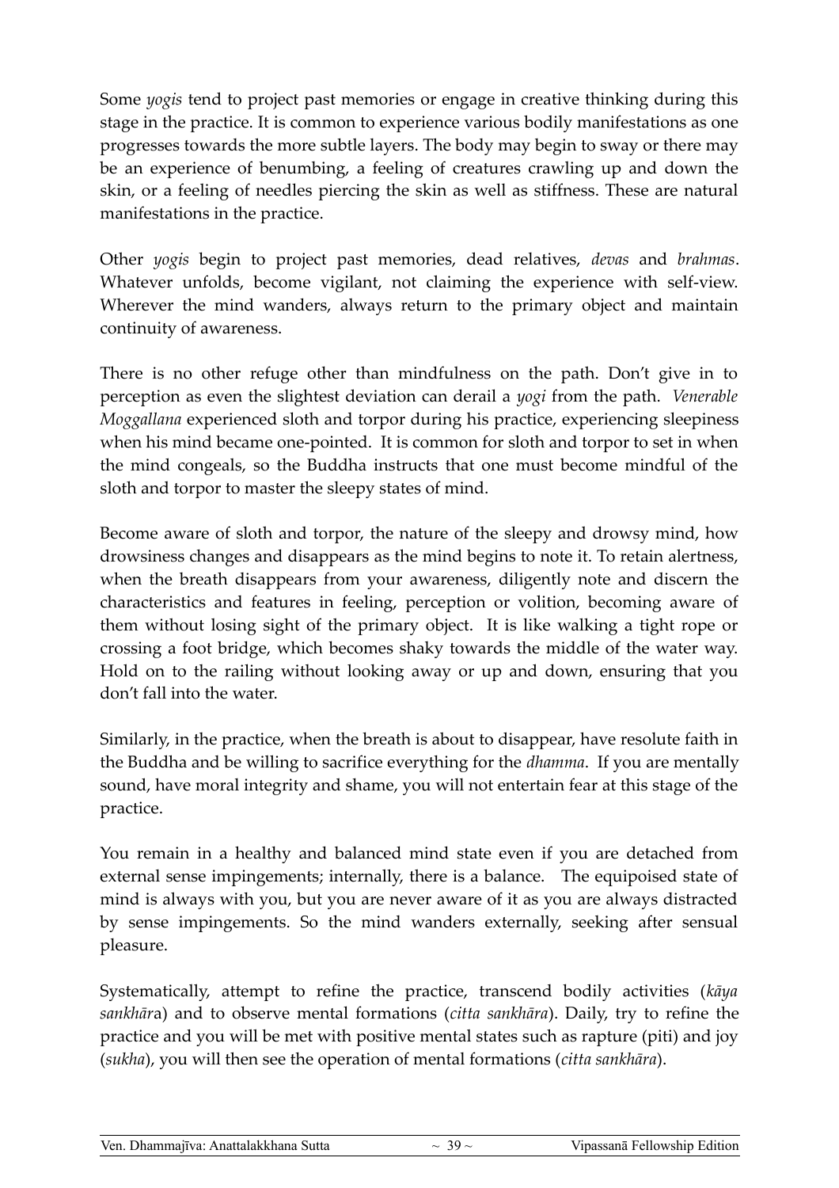Some *yogis* tend to project past memories or engage in creative thinking during this stage in the practice. It is common to experience various bodily manifestations as one progresses towards the more subtle layers. The body may begin to sway or there may be an experience of benumbing, a feeling of creatures crawling up and down the skin, or a feeling of needles piercing the skin as well as stiffness. These are natural manifestations in the practice.

Other *yogis* begin to project past memories, dead relatives, *devas* and *brahmas*. Whatever unfolds, become vigilant, not claiming the experience with self-view. Wherever the mind wanders, always return to the primary object and maintain continuity of awareness.

There is no other refuge other than mindfulness on the path. Don't give in to perception as even the slightest deviation can derail a *yogi* from the path. *Venerable Moggallana* experienced sloth and torpor during his practice, experiencing sleepiness when his mind became one-pointed. It is common for sloth and torpor to set in when the mind congeals, so the Buddha instructs that one must become mindful of the sloth and torpor to master the sleepy states of mind.

Become aware of sloth and torpor, the nature of the sleepy and drowsy mind, how drowsiness changes and disappears as the mind begins to note it. To retain alertness, when the breath disappears from your awareness, diligently note and discern the characteristics and features in feeling, perception or volition, becoming aware of them without losing sight of the primary object. It is like walking a tight rope or crossing a foot bridge, which becomes shaky towards the middle of the water way. Hold on to the railing without looking away or up and down, ensuring that you don't fall into the water.

Similarly, in the practice, when the breath is about to disappear, have resolute faith in the Buddha and be willing to sacrifice everything for the *dhamma*. If you are mentally sound, have moral integrity and shame, you will not entertain fear at this stage of the practice.

You remain in a healthy and balanced mind state even if you are detached from external sense impingements; internally, there is a balance. The equipoised state of mind is always with you, but you are never aware of it as you are always distracted by sense impingements. So the mind wanders externally, seeking after sensual pleasure.

Systematically, attempt to refine the practice, transcend bodily activities (*kāya sankhāra*) and to observe mental formations (*citta sankhāra*). Daily, try to refine the practice and you will be met with positive mental states such as rapture (piti) and joy (*sukha*), you will then see the operation of mental formations (*citta sankhāra*).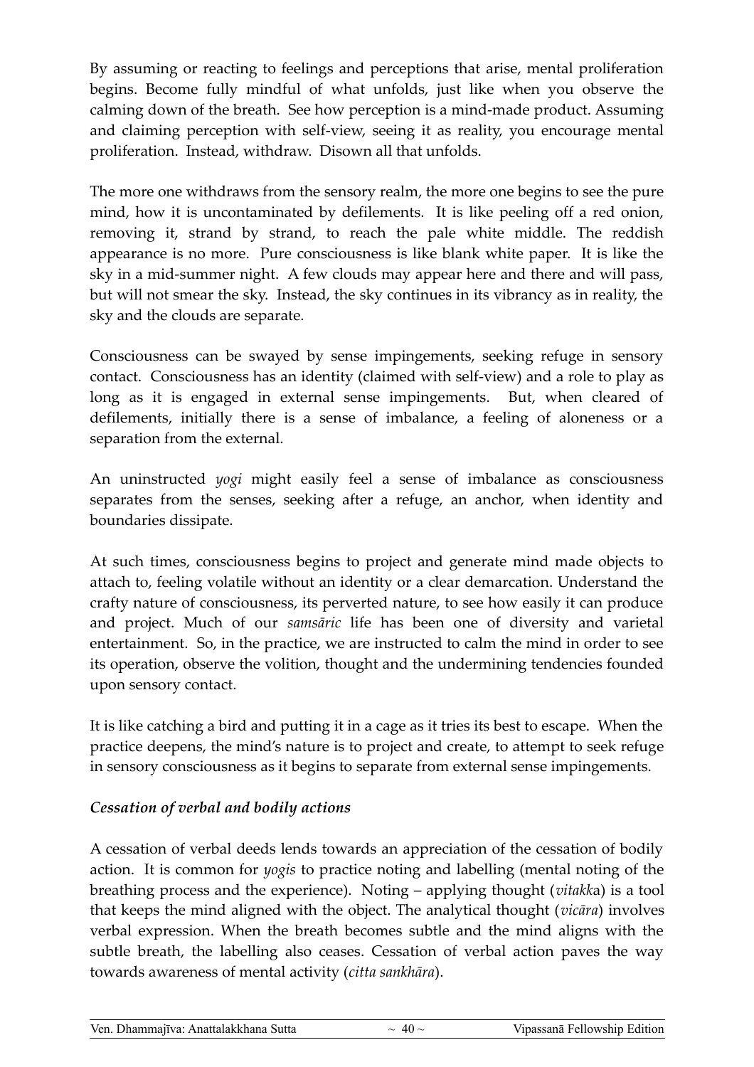By assuming or reacting to feelings and perceptions that arise, mental proliferation begins. Become fully mindful of what unfolds, just like when you observe the calming down of the breath. See how perception is a mind-made product. Assuming and claiming perception with self-view, seeing it as reality, you encourage mental proliferation. Instead, withdraw. Disown all that unfolds.

The more one withdraws from the sensory realm, the more one begins to see the pure mind, how it is uncontaminated by defilements. It is like peeling off a red onion, removing it, strand by strand, to reach the pale white middle. The reddish appearance is no more. Pure consciousness is like blank white paper. It is like the sky in a mid-summer night. A few clouds may appear here and there and will pass, but will not smear the sky. Instead, the sky continues in its vibrancy as in reality, the sky and the clouds are separate.

Consciousness can be swayed by sense impingements, seeking refuge in sensory contact. Consciousness has an identity (claimed with self-view) and a role to play as long as it is engaged in external sense impingements. But, when cleared of defilements, initially there is a sense of imbalance, a feeling of aloneness or a separation from the external.

An uninstructed *yogi* might easily feel a sense of imbalance as consciousness separates from the senses, seeking after a refuge, an anchor, when identity and boundaries dissipate.

At such times, consciousness begins to project and generate mind made objects to attach to, feeling volatile without an identity or a clear demarcation. Understand the crafty nature of consciousness, its perverted nature, to see how easily it can produce and project. Much of our *samsāric* life has been one of diversity and varietal entertainment. So, in the practice, we are instructed to calm the mind in order to see its operation, observe the volition, thought and the undermining tendencies founded upon sensory contact.

It is like catching a bird and putting it in a cage as it tries its best to escape. When the practice deepens, the mind's nature is to project and create, to attempt to seek refuge in sensory consciousness as it begins to separate from external sense impingements.

### *Cessation of verbal and bodily actions*

A cessation of verbal deeds lends towards an appreciation of the cessation of bodily action. It is common for *yogis* to practice noting and labelling (mental noting of the breathing process and the experience). Noting – applying thought (*vitakk*a) is a tool that keeps the mind aligned with the object. The analytical thought (*vicāra*) involves verbal expression. When the breath becomes subtle and the mind aligns with the subtle breath, the labelling also ceases. Cessation of verbal action paves the way towards awareness of mental activity (*citta sankhāra*).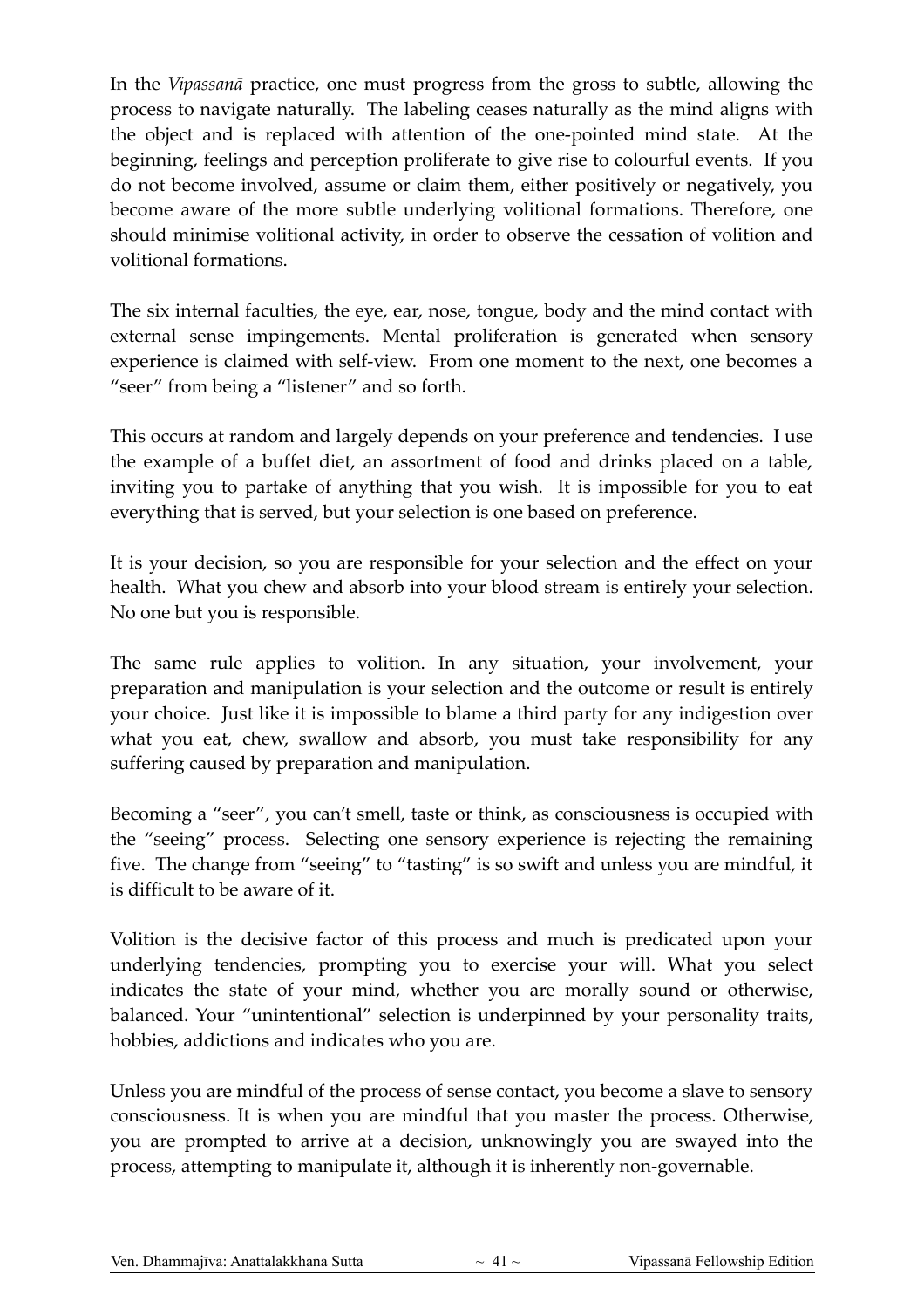In the *Vipassanā* practice, one must progress from the gross to subtle, allowing the process to navigate naturally. The labeling ceases naturally as the mind aligns with the object and is replaced with attention of the one-pointed mind state. At the beginning, feelings and perception proliferate to give rise to colourful events. If you do not become involved, assume or claim them, either positively or negatively, you become aware of the more subtle underlying volitional formations. Therefore, one should minimise volitional activity, in order to observe the cessation of volition and volitional formations.

The six internal faculties, the eye, ear, nose, tongue, body and the mind contact with external sense impingements. Mental proliferation is generated when sensory experience is claimed with self-view. From one moment to the next, one becomes a "seer" from being a "listener" and so forth.

This occurs at random and largely depends on your preference and tendencies. I use the example of a buffet diet, an assortment of food and drinks placed on a table, inviting you to partake of anything that you wish. It is impossible for you to eat everything that is served, but your selection is one based on preference.

It is your decision, so you are responsible for your selection and the effect on your health. What you chew and absorb into your blood stream is entirely your selection. No one but you is responsible.

The same rule applies to volition. In any situation, your involvement, your preparation and manipulation is your selection and the outcome or result is entirely your choice. Just like it is impossible to blame a third party for any indigestion over what you eat, chew, swallow and absorb, you must take responsibility for any suffering caused by preparation and manipulation.

Becoming a "seer", you can't smell, taste or think, as consciousness is occupied with the "seeing" process. Selecting one sensory experience is rejecting the remaining five. The change from "seeing" to "tasting" is so swift and unless you are mindful, it is difficult to be aware of it.

Volition is the decisive factor of this process and much is predicated upon your underlying tendencies, prompting you to exercise your will. What you select indicates the state of your mind, whether you are morally sound or otherwise, balanced. Your "unintentional" selection is underpinned by your personality traits, hobbies, addictions and indicates who you are.

Unless you are mindful of the process of sense contact, you become a slave to sensory consciousness. It is when you are mindful that you master the process. Otherwise, you are prompted to arrive at a decision, unknowingly you are swayed into the process, attempting to manipulate it, although it is inherently non-governable.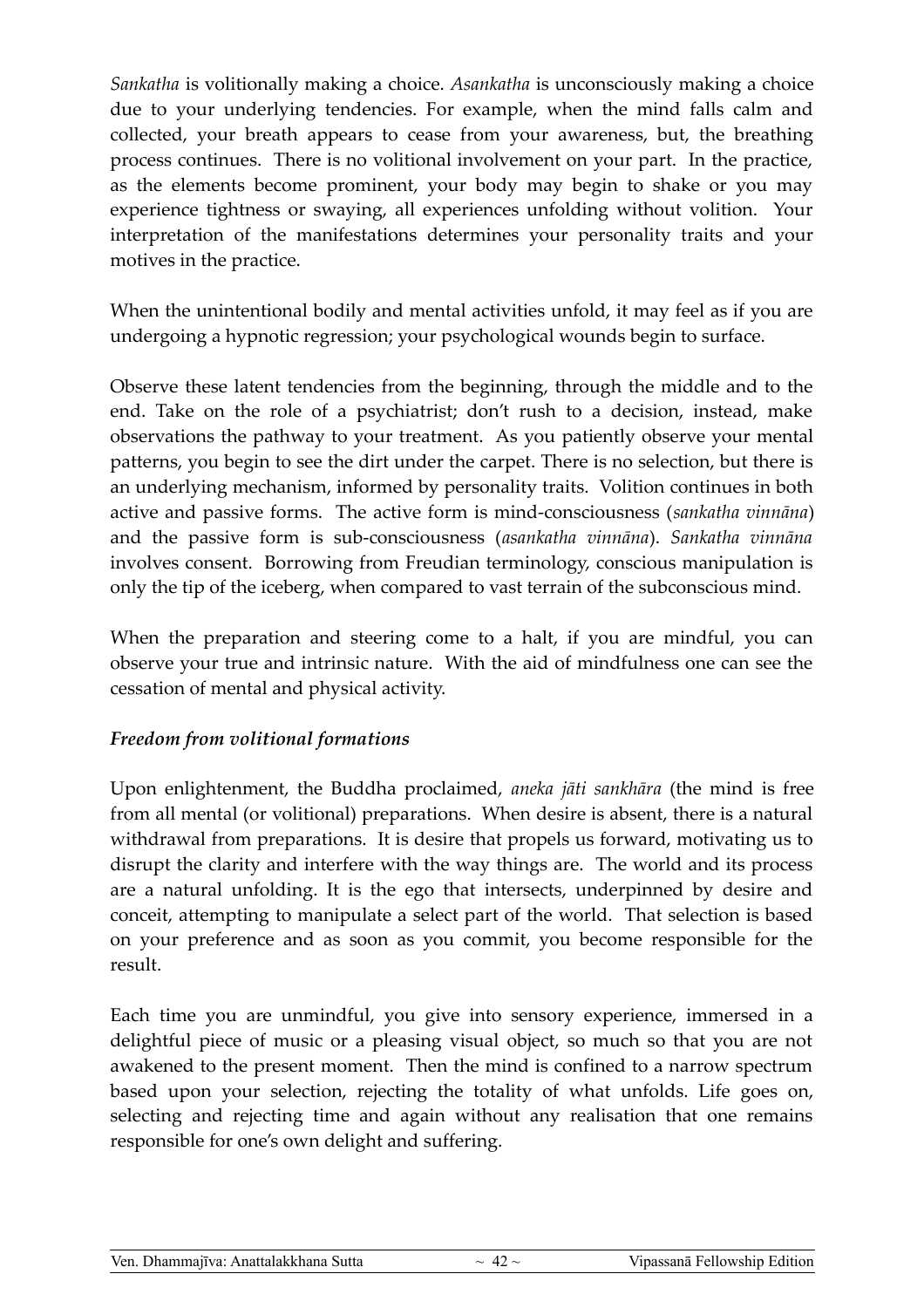*Sankatha* is volitionally making a choice. *Asankatha* is unconsciously making a choice due to your underlying tendencies. For example, when the mind falls calm and collected, your breath appears to cease from your awareness, but, the breathing process continues. There is no volitional involvement on your part. In the practice, as the elements become prominent, your body may begin to shake or you may experience tightness or swaying, all experiences unfolding without volition. Your interpretation of the manifestations determines your personality traits and your motives in the practice.

When the unintentional bodily and mental activities unfold, it may feel as if you are undergoing a hypnotic regression; your psychological wounds begin to surface.

Observe these latent tendencies from the beginning, through the middle and to the end. Take on the role of a psychiatrist; don't rush to a decision, instead, make observations the pathway to your treatment. As you patiently observe your mental patterns, you begin to see the dirt under the carpet. There is no selection, but there is an underlying mechanism, informed by personality traits. Volition continues in both active and passive forms. The active form is mind-consciousness (*sankatha vinnāna*) and the passive form is sub-consciousness (*asankatha vinnāna*). *Sankatha vinnāna* involves consent. Borrowing from Freudian terminology, conscious manipulation is only the tip of the iceberg, when compared to vast terrain of the subconscious mind.

When the preparation and steering come to a halt, if you are mindful, you can observe your true and intrinsic nature. With the aid of mindfulness one can see the cessation of mental and physical activity.

***Freedom from volitional formations***

Upon enlightenment, the Buddha proclaimed, *aneka jāti sankhāra* (the mind is free from all mental (or volitional) preparations. When desire is absent, there is a natural withdrawal from preparations. It is desire that propels us forward, motivating us to disrupt the clarity and interfere with the way things are. The world and its process are a natural unfolding. It is the ego that intersects, underpinned by desire and conceit, attempting to manipulate a select part of the world. That selection is based on your preference and as soon as you commit, you become responsible for the result.

Each time you are unmindful, you give into sensory experience, immersed in a delightful piece of music or a pleasing visual object, so much so that you are not awakened to the present moment. Then the mind is confined to a narrow spectrum based upon your selection, rejecting the totality of what unfolds. Life goes on, selecting and rejecting time and again without any realisation that one remains responsible for one's own delight and suffering.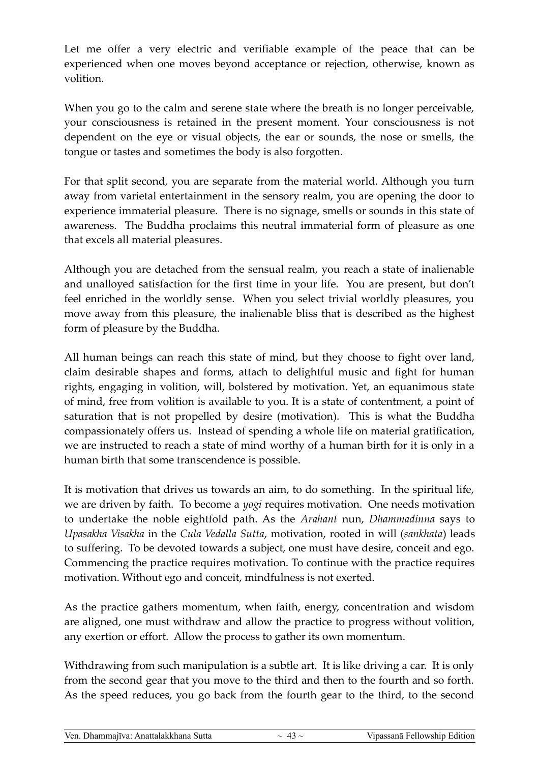Let me offer a very electric and verifiable example of the peace that can be experienced when one moves beyond acceptance or rejection, otherwise, known as volition.

When you go to the calm and serene state where the breath is no longer perceivable, your consciousness is retained in the present moment. Your consciousness is not dependent on the eye or visual objects, the ear or sounds, the nose or smells, the tongue or tastes and sometimes the body is also forgotten.

For that split second, you are separate from the material world. Although you turn away from varietal entertainment in the sensory realm, you are opening the door to experience immaterial pleasure. There is no signage, smells or sounds in this state of awareness. The Buddha proclaims this neutral immaterial form of pleasure as one that excels all material pleasures.

Although you are detached from the sensual realm, you reach a state of inalienable and unalloyed satisfaction for the first time in your life. You are present, but don't feel enriched in the worldly sense. When you select trivial worldly pleasures, you move away from this pleasure, the inalienable bliss that is described as the highest form of pleasure by the Buddha.

All human beings can reach this state of mind, but they choose to fight over land, claim desirable shapes and forms, attach to delightful music and fight for human rights, engaging in volition, will, bolstered by motivation. Yet, an equanimous state of mind, free from volition is available to you. It is a state of contentment, a point of saturation that is not propelled by desire (motivation). This is what the Buddha compassionately offers us. Instead of spending a whole life on material gratification, we are instructed to reach a state of mind worthy of a human birth for it is only in a human birth that some transcendence is possible.

It is motivation that drives us towards an aim, to do something. In the spiritual life, we are driven by faith. To become a *yogi* requires motivation. One needs motivation to undertake the noble eightfold path. As the *Arahant* nun, *Dhammadinna* says to *Upasakha Visakha* in the *Cula Vedalla Sutta*, motivation, rooted in will (*sankhata*) leads to suffering. To be devoted towards a subject, one must have desire, conceit and ego. Commencing the practice requires motivation. To continue with the practice requires motivation. Without ego and conceit, mindfulness is not exerted.

As the practice gathers momentum, when faith, energy, concentration and wisdom are aligned, one must withdraw and allow the practice to progress without volition, any exertion or effort. Allow the process to gather its own momentum.

Withdrawing from such manipulation is a subtle art. It is like driving a car. It is only from the second gear that you move to the third and then to the fourth and so forth. As the speed reduces, you go back from the fourth gear to the third, to the second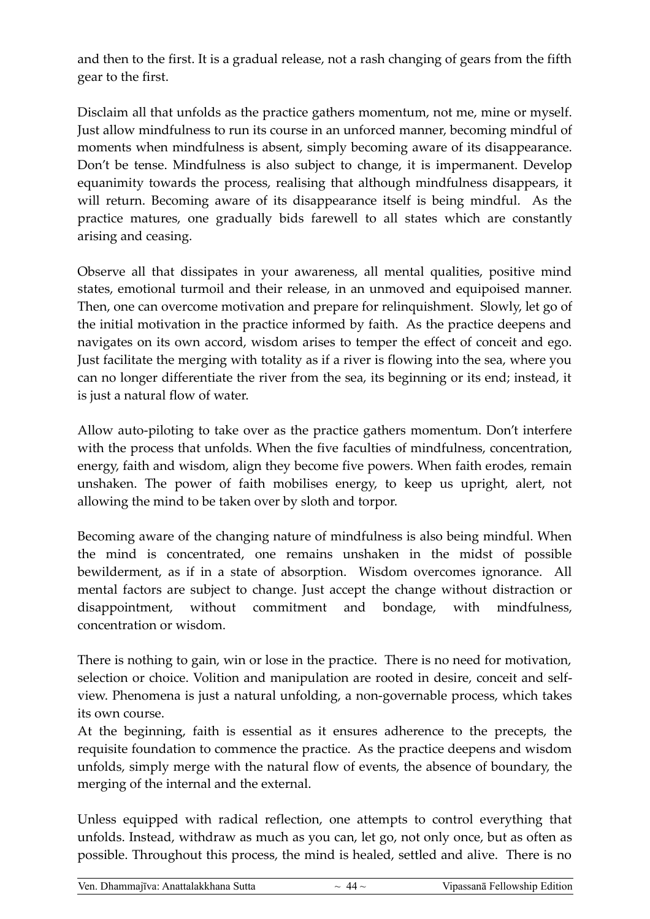and then to the first. It is a gradual release, not a rash changing of gears from the fifth gear to the first.

Disclaim all that unfolds as the practice gathers momentum, not me, mine or myself. Just allow mindfulness to run its course in an unforced manner, becoming mindful of moments when mindfulness is absent, simply becoming aware of its disappearance. Don't be tense. Mindfulness is also subject to change, it is impermanent. Develop equanimity towards the process, realising that although mindfulness disappears, it will return. Becoming aware of its disappearance itself is being mindful. As the practice matures, one gradually bids farewell to all states which are constantly arising and ceasing.

Observe all that dissipates in your awareness, all mental qualities, positive mind states, emotional turmoil and their release, in an unmoved and equipoised manner. Then, one can overcome motivation and prepare for relinquishment. Slowly, let go of the initial motivation in the practice informed by faith. As the practice deepens and navigates on its own accord, wisdom arises to temper the effect of conceit and ego. Just facilitate the merging with totality as if a river is flowing into the sea, where you can no longer differentiate the river from the sea, its beginning or its end; instead, it is just a natural flow of water.

Allow auto-piloting to take over as the practice gathers momentum. Don't interfere with the process that unfolds. When the five faculties of mindfulness, concentration, energy, faith and wisdom, align they become five powers. When faith erodes, remain unshaken. The power of faith mobilises energy, to keep us upright, alert, not allowing the mind to be taken over by sloth and torpor.

Becoming aware of the changing nature of mindfulness is also being mindful. When the mind is concentrated, one remains unshaken in the midst of possible bewilderment, as if in a state of absorption. Wisdom overcomes ignorance. All mental factors are subject to change. Just accept the change without distraction or disappointment, without commitment and bondage, with mindfulness, concentration or wisdom.

There is nothing to gain, win or lose in the practice. There is no need for motivation, selection or choice. Volition and manipulation are rooted in desire, conceit and self-view. Phenomena is just a natural unfolding, a non-governable process, which takes its own course.

At the beginning, faith is essential as it ensures adherence to the precepts, the requisite foundation to commence the practice. As the practice deepens and wisdom unfolds, simply merge with the natural flow of events, the absence of boundary, the merging of the internal and the external.

Unless equipped with radical reflection, one attempts to control everything that unfolds. Instead, withdraw as much as you can, let go, not only once, but as often as possible. Throughout this process, the mind is healed, settled and alive. There is no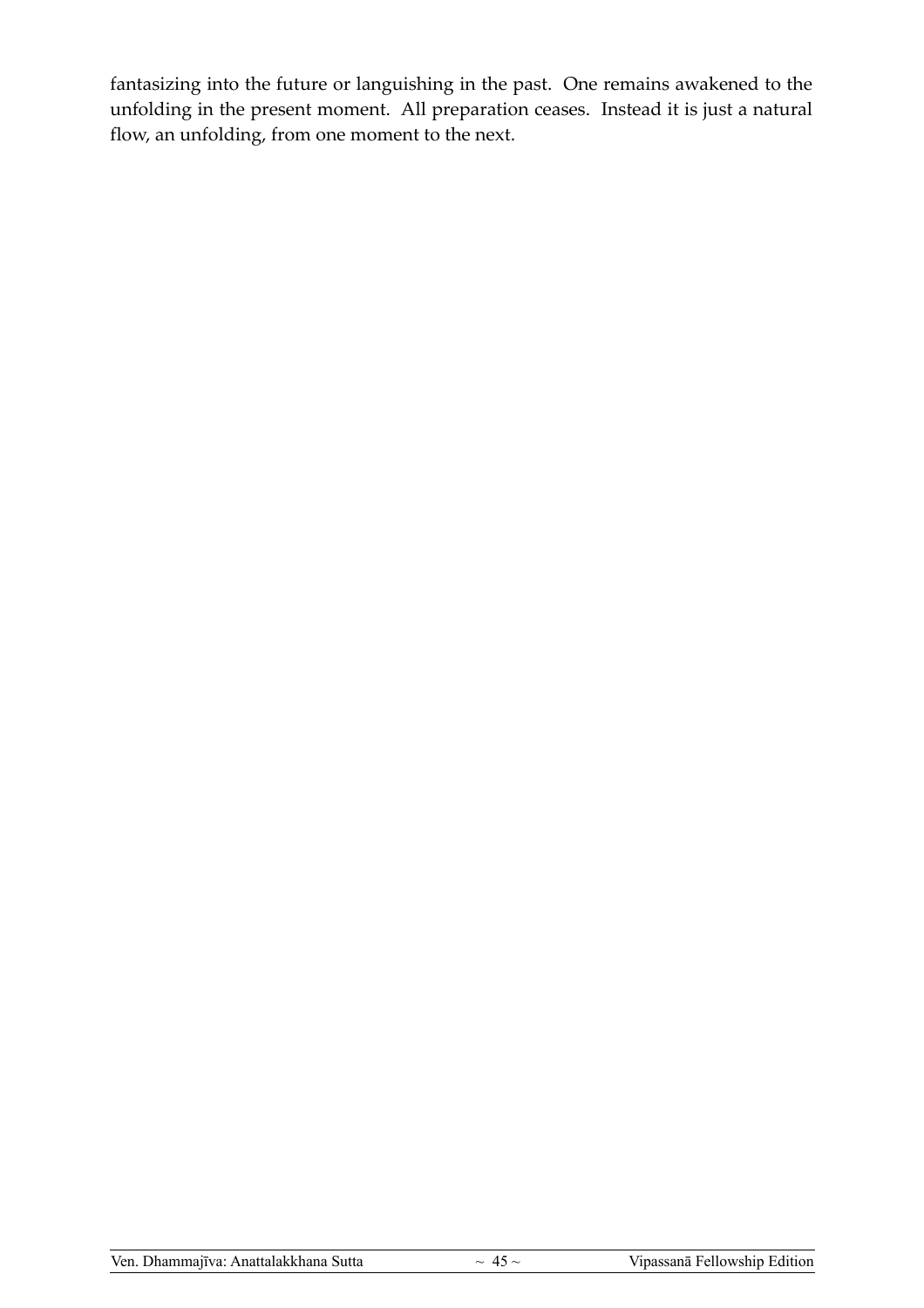fantasizing into the future or languishing in the past. One remains awakened to the unfolding in the present moment. All preparation ceases. Instead it is just a natural flow, an unfolding, from one moment to the next.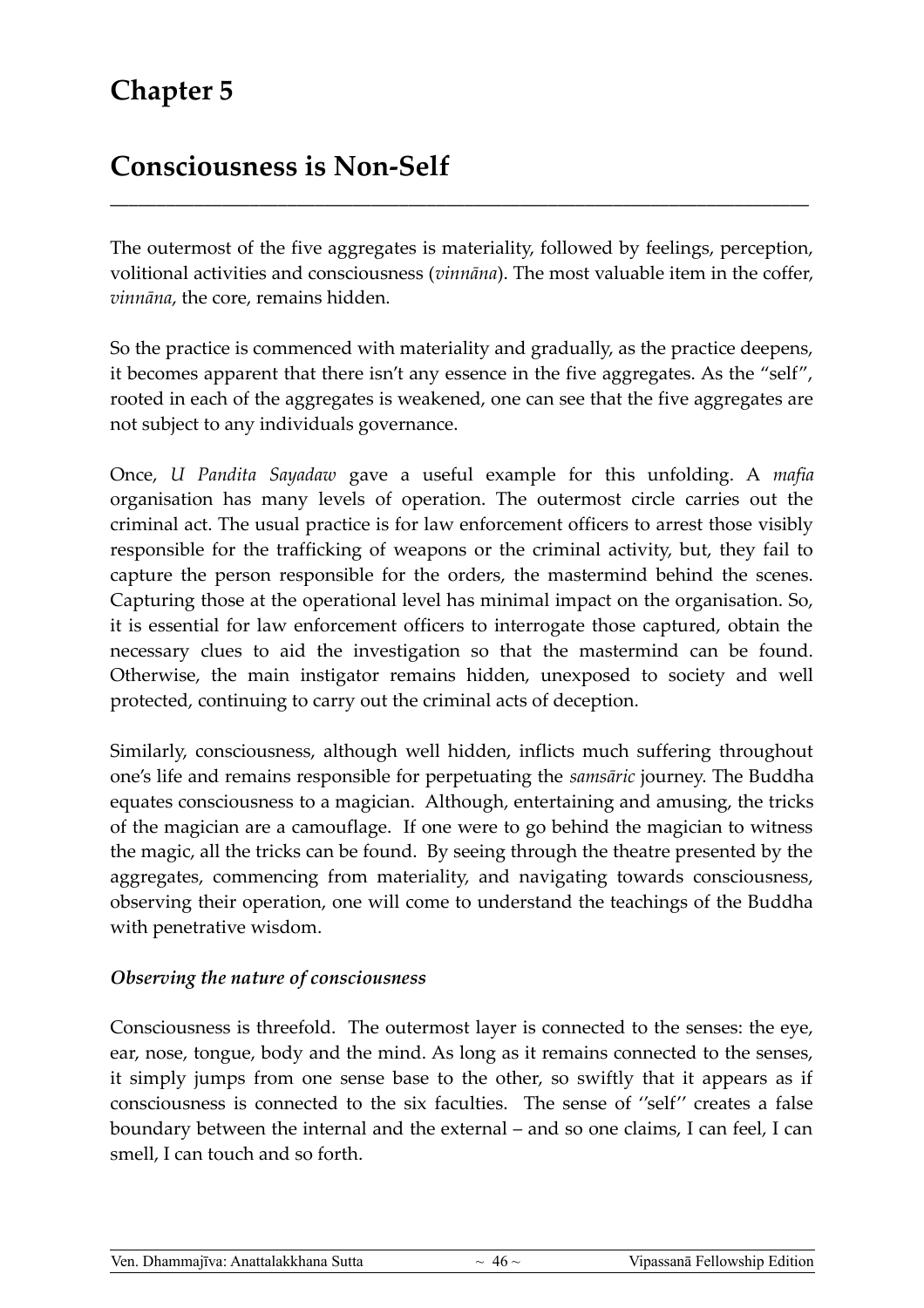# Chapter 5

# Consciousness is Non-Self

The outermost of the five aggregates is materiality, followed by feelings, perception, volitional activities and consciousness (*vinnāna*). The most valuable item in the coffer, *vinnāna*, the core, remains hidden.

So the practice is commenced with materiality and gradually, as the practice deepens, it becomes apparent that there isn't any essence in the five aggregates. As the "self", rooted in each of the aggregates is weakened, one can see that the five aggregates are not subject to any individuals governance.

Once, *U Pandita Sayadaw* gave a useful example for this unfolding. A *mafia* organisation has many levels of operation. The outermost circle carries out the criminal act. The usual practice is for law enforcement officers to arrest those visibly responsible for the trafficking of weapons or the criminal activity, but, they fail to capture the person responsible for the orders, the mastermind behind the scenes. Capturing those at the operational level has minimal impact on the organisation. So, it is essential for law enforcement officers to interrogate those captured, obtain the necessary clues to aid the investigation so that the mastermind can be found. Otherwise, the main instigator remains hidden, unexposed to society and well protected, continuing to carry out the criminal acts of deception.

Similarly, consciousness, although well hidden, inflicts much suffering throughout one's life and remains responsible for perpetuating the *samsāric* journey. The Buddha equates consciousness to a magician. Although, entertaining and amusing, the tricks of the magician are a camouflage. If one were to go behind the magician to witness the magic, all the tricks can be found. By seeing through the theatre presented by the aggregates, commencing from materiality, and navigating towards consciousness, observing their operation, one will come to understand the teachings of the Buddha with penetrative wisdom.

### *Observing the nature of consciousness*

Consciousness is threefold. The outermost layer is connected to the senses: the eye, ear, nose, tongue, body and the mind. As long as it remains connected to the senses, it simply jumps from one sense base to the other, so swiftly that it appears as if consciousness is connected to the six faculties. The sense of ''self'' creates a false boundary between the internal and the external – and so one claims, I can feel, I can smell, I can touch and so forth.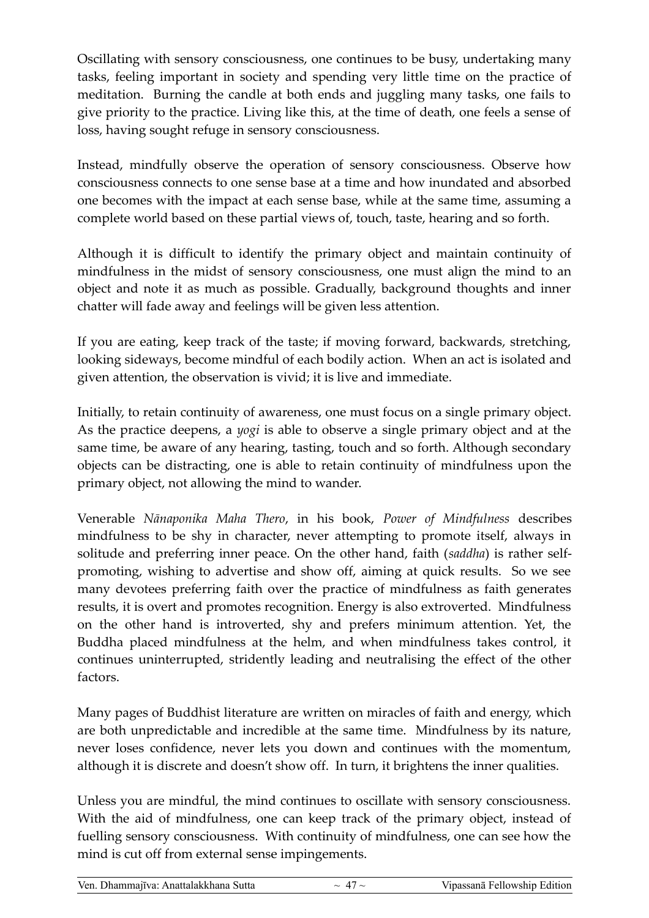Oscillating with sensory consciousness, one continues to be busy, undertaking many tasks, feeling important in society and spending very little time on the practice of meditation. Burning the candle at both ends and juggling many tasks, one fails to give priority to the practice. Living like this, at the time of death, one feels a sense of loss, having sought refuge in sensory consciousness.

Instead, mindfully observe the operation of sensory consciousness. Observe how consciousness connects to one sense base at a time and how inundated and absorbed one becomes with the impact at each sense base, while at the same time, assuming a complete world based on these partial views of, touch, taste, hearing and so forth.

Although it is difficult to identify the primary object and maintain continuity of mindfulness in the midst of sensory consciousness, one must align the mind to an object and note it as much as possible. Gradually, background thoughts and inner chatter will fade away and feelings will be given less attention.

If you are eating, keep track of the taste; if moving forward, backwards, stretching, looking sideways, become mindful of each bodily action. When an act is isolated and given attention, the observation is vivid; it is live and immediate.

Initially, to retain continuity of awareness, one must focus on a single primary object. As the practice deepens, a *yogi* is able to observe a single primary object and at the same time, be aware of any hearing, tasting, touch and so forth. Although secondary objects can be distracting, one is able to retain continuity of mindfulness upon the primary object, not allowing the mind to wander.

Venerable *Nānaponika Maha Thero*, in his book, *Power of Mindfulness* describes mindfulness to be shy in character, never attempting to promote itself, always in solitude and preferring inner peace. On the other hand, faith (*saddha*) is rather self-promoting, wishing to advertise and show off, aiming at quick results. So we see many devotees preferring faith over the practice of mindfulness as faith generates results, it is overt and promotes recognition. Energy is also extroverted. Mindfulness on the other hand is introverted, shy and prefers minimum attention. Yet, the Buddha placed mindfulness at the helm, and when mindfulness takes control, it continues uninterrupted, stridently leading and neutralising the effect of the other factors.

Many pages of Buddhist literature are written on miracles of faith and energy, which are both unpredictable and incredible at the same time. Mindfulness by its nature, never loses confidence, never lets you down and continues with the momentum, although it is discrete and doesn't show off. In turn, it brightens the inner qualities.

Unless you are mindful, the mind continues to oscillate with sensory consciousness. With the aid of mindfulness, one can keep track of the primary object, instead of fuelling sensory consciousness. With continuity of mindfulness, one can see how the mind is cut off from external sense impingements.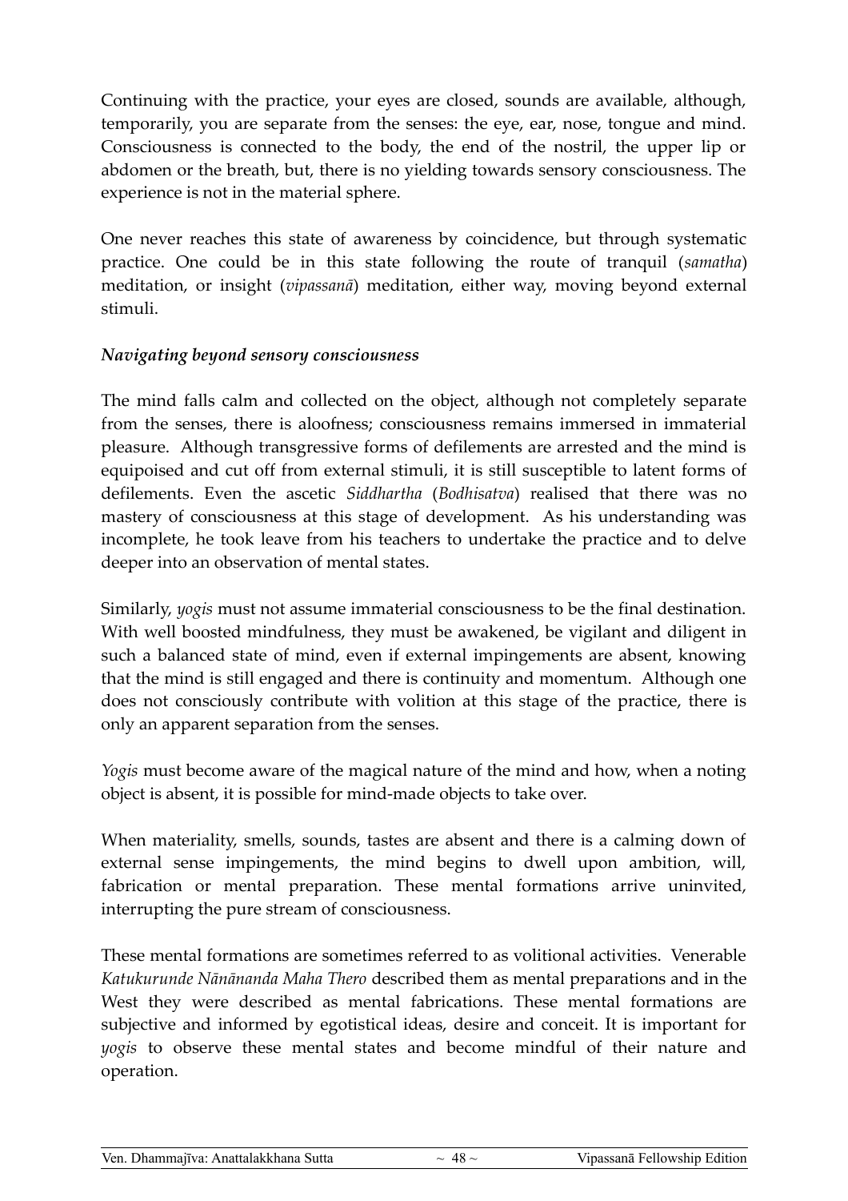Continuing with the practice, your eyes are closed, sounds are available, although, temporarily, you are separate from the senses: the eye, ear, nose, tongue and mind. Consciousness is connected to the body, the end of the nostril, the upper lip or abdomen or the breath, but, there is no yielding towards sensory consciousness. The experience is not in the material sphere.

One never reaches this state of awareness by coincidence, but through systematic practice. One could be in this state following the route of tranquil (*samatha*) meditation, or insight (*vipassanā*) meditation, either way, moving beyond external stimuli.

***Navigating beyond sensory consciousness***

The mind falls calm and collected on the object, although not completely separate from the senses, there is aloofness; consciousness remains immersed in immaterial pleasure. Although transgressive forms of defilements are arrested and the mind is equipoised and cut off from external stimuli, it is still susceptible to latent forms of defilements. Even the ascetic *Siddhartha* (*Bodhisatva*) realised that there was no mastery of consciousness at this stage of development. As his understanding was incomplete, he took leave from his teachers to undertake the practice and to delve deeper into an observation of mental states.

Similarly, *yogis* must not assume immaterial consciousness to be the final destination. With well boosted mindfulness, they must be awakened, be vigilant and diligent in such a balanced state of mind, even if external impingements are absent, knowing that the mind is still engaged and there is continuity and momentum. Although one does not consciously contribute with volition at this stage of the practice, there is only an apparent separation from the senses.

*Yogis* must become aware of the magical nature of the mind and how, when a noting object is absent, it is possible for mind-made objects to take over.

When materiality, smells, sounds, tastes are absent and there is a calming down of external sense impingements, the mind begins to dwell upon ambition, will, fabrication or mental preparation. These mental formations arrive uninvited, interrupting the pure stream of consciousness.

These mental formations are sometimes referred to as volitional activities. Venerable *Katukurunde Nānānanda Maha Thero* described them as mental preparations and in the West they were described as mental fabrications. These mental formations are subjective and informed by egotistical ideas, desire and conceit. It is important for *yogis* to observe these mental states and become mindful of their nature and operation.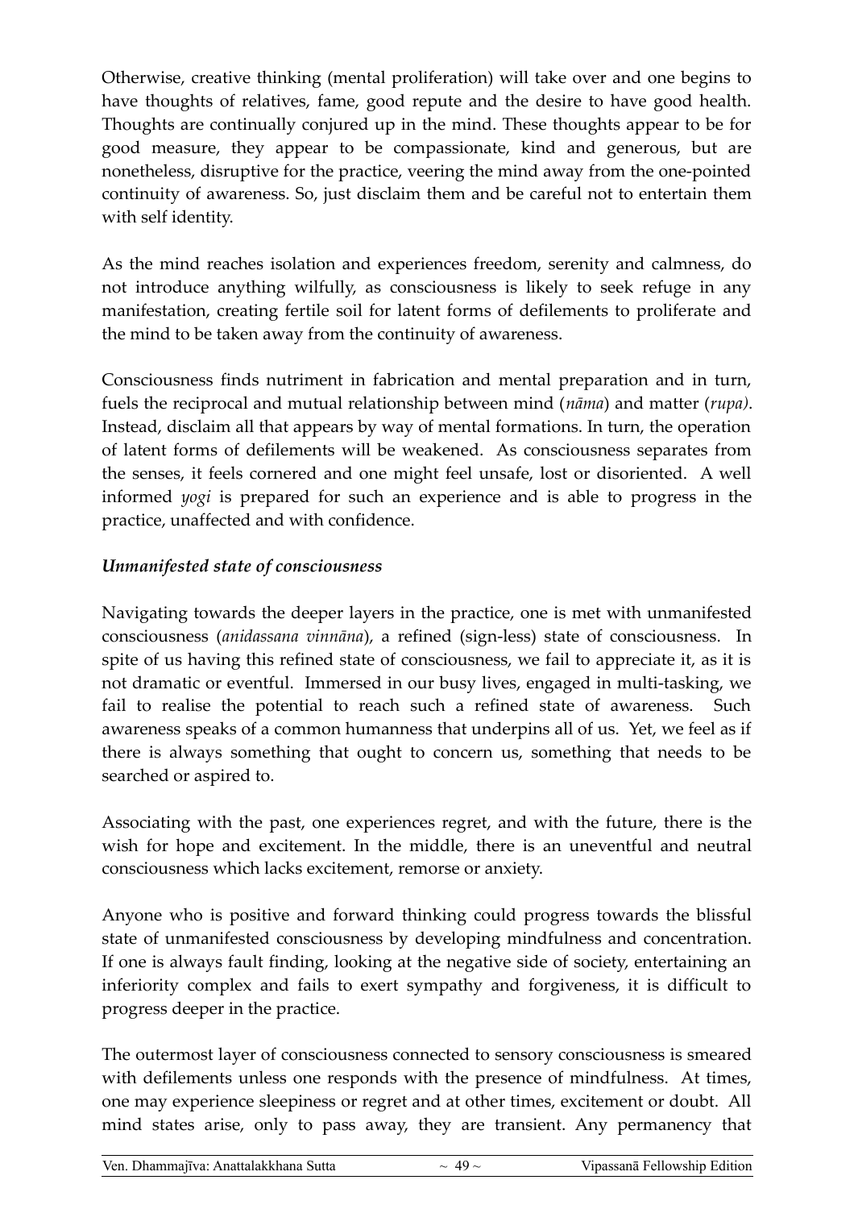Otherwise, creative thinking (mental proliferation) will take over and one begins to have thoughts of relatives, fame, good repute and the desire to have good health. Thoughts are continually conjured up in the mind. These thoughts appear to be for good measure, they appear to be compassionate, kind and generous, but are nonetheless, disruptive for the practice, veering the mind away from the one-pointed continuity of awareness. So, just disclaim them and be careful not to entertain them with self identity.

As the mind reaches isolation and experiences freedom, serenity and calmness, do not introduce anything wilfully, as consciousness is likely to seek refuge in any manifestation, creating fertile soil for latent forms of defilements to proliferate and the mind to be taken away from the continuity of awareness.

Consciousness finds nutriment in fabrication and mental preparation and in turn, fuels the reciprocal and mutual relationship between mind (*nāma*) and matter (*rupa)*. Instead, disclaim all that appears by way of mental formations. In turn, the operation of latent forms of defilements will be weakened. As consciousness separates from the senses, it feels cornered and one might feel unsafe, lost or disoriented. A well informed *yogi* is prepared for such an experience and is able to progress in the practice, unaffected and with confidence.

### *Unmanifested state of consciousness*

Navigating towards the deeper layers in the practice, one is met with unmanifested consciousness (*anidassana vinnāna*), a refined (sign-less) state of consciousness. In spite of us having this refined state of consciousness, we fail to appreciate it, as it is not dramatic or eventful. Immersed in our busy lives, engaged in multi-tasking, we fail to realise the potential to reach such a refined state of awareness. Such awareness speaks of a common humanness that underpins all of us. Yet, we feel as if there is always something that ought to concern us, something that needs to be searched or aspired to.

Associating with the past, one experiences regret, and with the future, there is the wish for hope and excitement. In the middle, there is an uneventful and neutral consciousness which lacks excitement, remorse or anxiety.

Anyone who is positive and forward thinking could progress towards the blissful state of unmanifested consciousness by developing mindfulness and concentration. If one is always fault finding, looking at the negative side of society, entertaining an inferiority complex and fails to exert sympathy and forgiveness, it is difficult to progress deeper in the practice.

The outermost layer of consciousness connected to sensory consciousness is smeared with defilements unless one responds with the presence of mindfulness. At times, one may experience sleepiness or regret and at other times, excitement or doubt. All mind states arise, only to pass away, they are transient. Any permanency that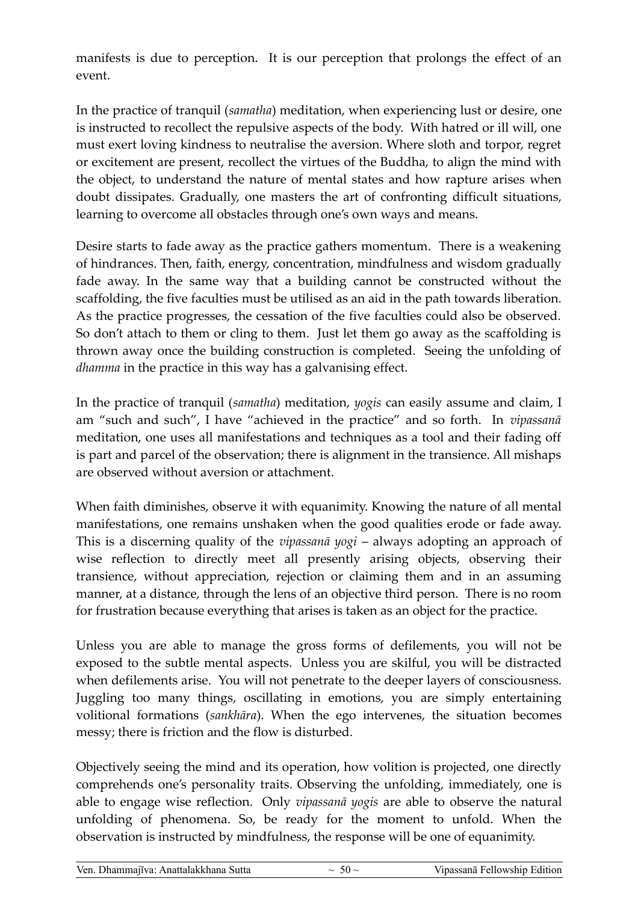manifests is due to perception. It is our perception that prolongs the effect of an event.

In the practice of tranquil (*samatha*) meditation, when experiencing lust or desire, one is instructed to recollect the repulsive aspects of the body. With hatred or ill will, one must exert loving kindness to neutralise the aversion. Where sloth and torpor, regret or excitement are present, recollect the virtues of the Buddha, to align the mind with the object, to understand the nature of mental states and how rapture arises when doubt dissipates. Gradually, one masters the art of confronting difficult situations, learning to overcome all obstacles through one's own ways and means.

Desire starts to fade away as the practice gathers momentum. There is a weakening of hindrances. Then, faith, energy, concentration, mindfulness and wisdom gradually fade away. In the same way that a building cannot be constructed without the scaffolding, the five faculties must be utilised as an aid in the path towards liberation. As the practice progresses, the cessation of the five faculties could also be observed. So don't attach to them or cling to them. Just let them go away as the scaffolding is thrown away once the building construction is completed. Seeing the unfolding of *dhamma* in the practice in this way has a galvanising effect.

In the practice of tranquil (*samatha*) meditation, *yogis* can easily assume and claim, I am "such and such", I have "achieved in the practice" and so forth. In *vipassanā* meditation, one uses all manifestations and techniques as a tool and their fading off is part and parcel of the observation; there is alignment in the transience. All mishaps are observed without aversion or attachment.

When faith diminishes, observe it with equanimity. Knowing the nature of all mental manifestations, one remains unshaken when the good qualities erode or fade away. This is a discerning quality of the *vipassanā yogi* – always adopting an approach of wise reflection to directly meet all presently arising objects, observing their transience, without appreciation, rejection or claiming them and in an assuming manner, at a distance, through the lens of an objective third person. There is no room for frustration because everything that arises is taken as an object for the practice.

Unless you are able to manage the gross forms of defilements, you will not be exposed to the subtle mental aspects. Unless you are skilful, you will be distracted when defilements arise. You will not penetrate to the deeper layers of consciousness. Juggling too many things, oscillating in emotions, you are simply entertaining volitional formations (*sankhāra*). When the ego intervenes, the situation becomes messy; there is friction and the flow is disturbed.

Objectively seeing the mind and its operation, how volition is projected, one directly comprehends one's personality traits. Observing the unfolding, immediately, one is able to engage wise reflection. Only *vipassanā yogis* are able to observe the natural unfolding of phenomena. So, be ready for the moment to unfold. When the observation is instructed by mindfulness, the response will be one of equanimity.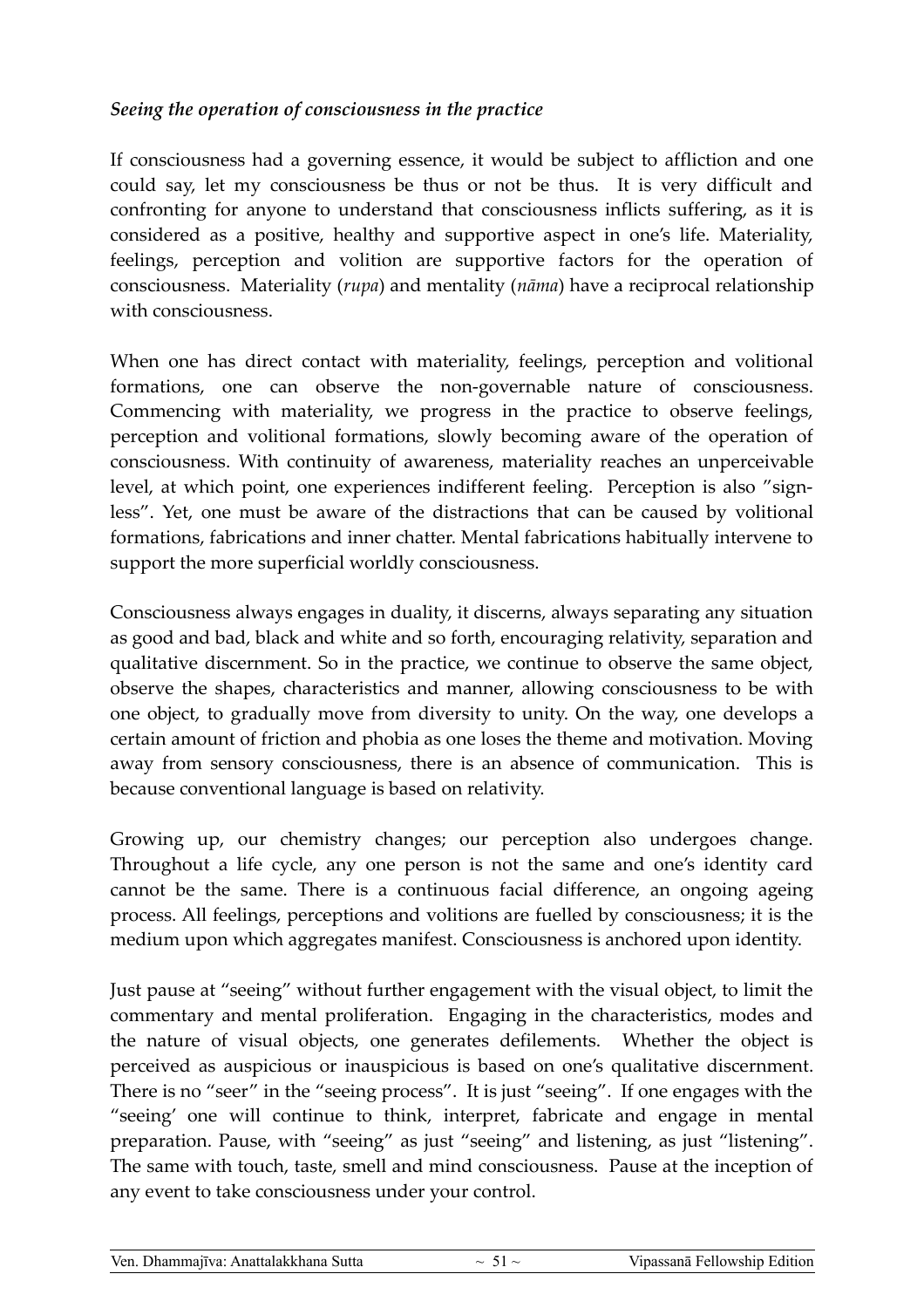*Seeing the operation of consciousness in the practice*

If consciousness had a governing essence, it would be subject to affliction and one could say, let my consciousness be thus or not be thus. It is very difficult and confronting for anyone to understand that consciousness inflicts suffering, as it is considered as a positive, healthy and supportive aspect in one's life. Materiality, feelings, perception and volition are supportive factors for the operation of consciousness. Materiality (*rupa*) and mentality (*nāma*) have a reciprocal relationship with consciousness.

When one has direct contact with materiality, feelings, perception and volitional formations, one can observe the non-governable nature of consciousness. Commencing with materiality, we progress in the practice to observe feelings, perception and volitional formations, slowly becoming aware of the operation of consciousness. With continuity of awareness, materiality reaches an unperceivable level, at which point, one experiences indifferent feeling. Perception is also "sign-less". Yet, one must be aware of the distractions that can be caused by volitional formations, fabrications and inner chatter. Mental fabrications habitually intervene to support the more superficial worldly consciousness.

Consciousness always engages in duality, it discerns, always separating any situation as good and bad, black and white and so forth, encouraging relativity, separation and qualitative discernment. So in the practice, we continue to observe the same object, observe the shapes, characteristics and manner, allowing consciousness to be with one object, to gradually move from diversity to unity. On the way, one develops a certain amount of friction and phobia as one loses the theme and motivation. Moving away from sensory consciousness, there is an absence of communication. This is because conventional language is based on relativity.

Growing up, our chemistry changes; our perception also undergoes change. Throughout a life cycle, any one person is not the same and one's identity card cannot be the same. There is a continuous facial difference, an ongoing ageing process. All feelings, perceptions and volitions are fuelled by consciousness; it is the medium upon which aggregates manifest. Consciousness is anchored upon identity.

Just pause at "seeing" without further engagement with the visual object, to limit the commentary and mental proliferation. Engaging in the characteristics, modes and the nature of visual objects, one generates defilements. Whether the object is perceived as auspicious or inauspicious is based on one's qualitative discernment. There is no "seer" in the "seeing process". It is just "seeing". If one engages with the "seeing' one will continue to think, interpret, fabricate and engage in mental preparation. Pause, with "seeing" as just "seeing" and listening, as just "listening". The same with touch, taste, smell and mind consciousness. Pause at the inception of any event to take consciousness under your control.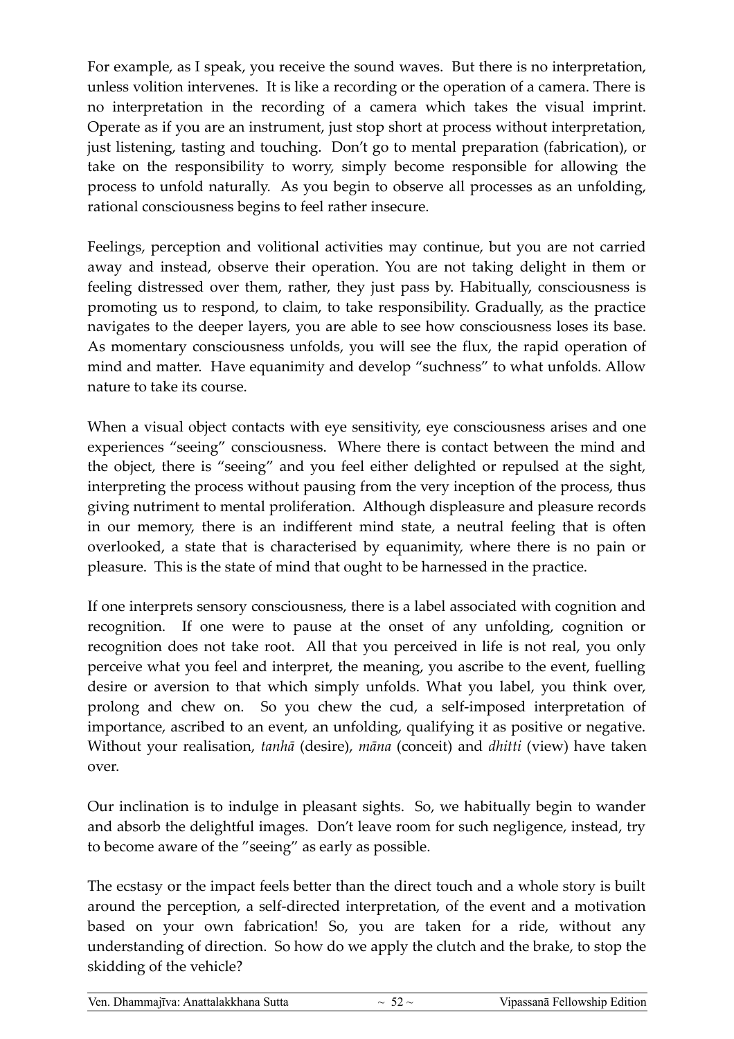For example, as I speak, you receive the sound waves. But there is no interpretation, unless volition intervenes. It is like a recording or the operation of a camera. There is no interpretation in the recording of a camera which takes the visual imprint. Operate as if you are an instrument, just stop short at process without interpretation, just listening, tasting and touching. Don't go to mental preparation (fabrication), or take on the responsibility to worry, simply become responsible for allowing the process to unfold naturally. As you begin to observe all processes as an unfolding, rational consciousness begins to feel rather insecure.

Feelings, perception and volitional activities may continue, but you are not carried away and instead, observe their operation. You are not taking delight in them or feeling distressed over them, rather, they just pass by. Habitually, consciousness is promoting us to respond, to claim, to take responsibility. Gradually, as the practice navigates to the deeper layers, you are able to see how consciousness loses its base. As momentary consciousness unfolds, you will see the flux, the rapid operation of mind and matter. Have equanimity and develop "suchness" to what unfolds. Allow nature to take its course.

When a visual object contacts with eye sensitivity, eye consciousness arises and one experiences "seeing" consciousness. Where there is contact between the mind and the object, there is "seeing" and you feel either delighted or repulsed at the sight, interpreting the process without pausing from the very inception of the process, thus giving nutriment to mental proliferation. Although displeasure and pleasure records in our memory, there is an indifferent mind state, a neutral feeling that is often overlooked, a state that is characterised by equanimity, where there is no pain or pleasure. This is the state of mind that ought to be harnessed in the practice.

If one interprets sensory consciousness, there is a label associated with cognition and recognition. If one were to pause at the onset of any unfolding, cognition or recognition does not take root. All that you perceived in life is not real, you only perceive what you feel and interpret, the meaning, you ascribe to the event, fuelling desire or aversion to that which simply unfolds. What you label, you think over, prolong and chew on. So you chew the cud, a self-imposed interpretation of importance, ascribed to an event, an unfolding, qualifying it as positive or negative. Without your realisation, *tanhā* (desire), *māna* (conceit) and *dhitti* (view) have taken over.

Our inclination is to indulge in pleasant sights. So, we habitually begin to wander and absorb the delightful images. Don't leave room for such negligence, instead, try to become aware of the "seeing" as early as possible.

The ecstasy or the impact feels better than the direct touch and a whole story is built around the perception, a self-directed interpretation, of the event and a motivation based on your own fabrication! So, you are taken for a ride, without any understanding of direction. So how do we apply the clutch and the brake, to stop the skidding of the vehicle?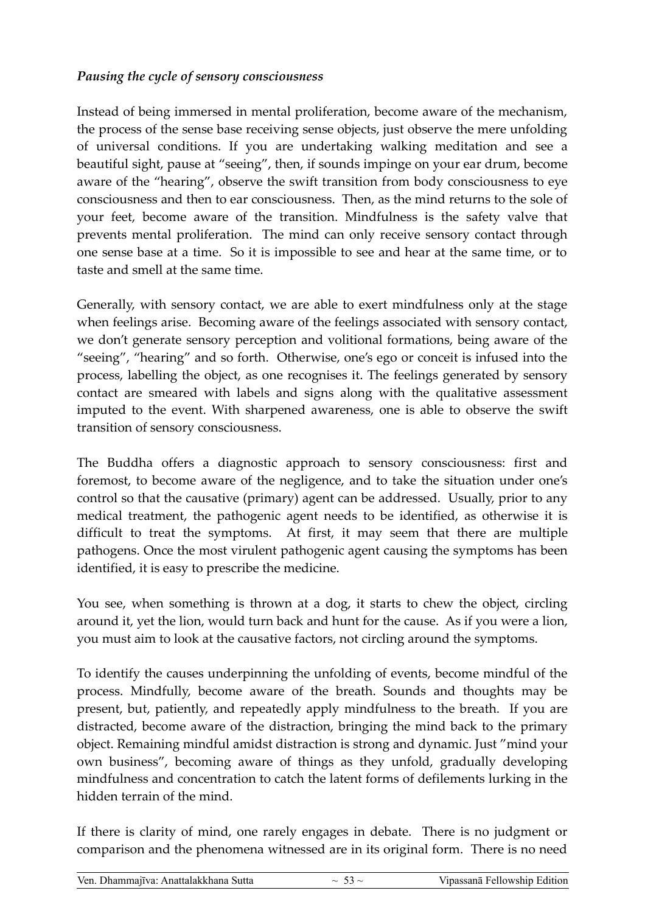***Pausing the cycle of sensory consciousness***

Instead of being immersed in mental proliferation, become aware of the mechanism, the process of the sense base receiving sense objects, just observe the mere unfolding of universal conditions. If you are undertaking walking meditation and see a beautiful sight, pause at "seeing", then, if sounds impinge on your ear drum, become aware of the "hearing", observe the swift transition from body consciousness to eye consciousness and then to ear consciousness. Then, as the mind returns to the sole of your feet, become aware of the transition. Mindfulness is the safety valve that prevents mental proliferation. The mind can only receive sensory contact through one sense base at a time. So it is impossible to see and hear at the same time, or to taste and smell at the same time.

Generally, with sensory contact, we are able to exert mindfulness only at the stage when feelings arise. Becoming aware of the feelings associated with sensory contact, we don't generate sensory perception and volitional formations, being aware of the "seeing", "hearing" and so forth. Otherwise, one's ego or conceit is infused into the process, labelling the object, as one recognises it. The feelings generated by sensory contact are smeared with labels and signs along with the qualitative assessment imputed to the event. With sharpened awareness, one is able to observe the swift transition of sensory consciousness.

The Buddha offers a diagnostic approach to sensory consciousness: first and foremost, to become aware of the negligence, and to take the situation under one's control so that the causative (primary) agent can be addressed. Usually, prior to any medical treatment, the pathogenic agent needs to be identified, as otherwise it is difficult to treat the symptoms. At first, it may seem that there are multiple pathogens. Once the most virulent pathogenic agent causing the symptoms has been identified, it is easy to prescribe the medicine.

You see, when something is thrown at a dog, it starts to chew the object, circling around it, yet the lion, would turn back and hunt for the cause. As if you were a lion, you must aim to look at the causative factors, not circling around the symptoms.

To identify the causes underpinning the unfolding of events, become mindful of the process. Mindfully, become aware of the breath. Sounds and thoughts may be present, but, patiently, and repeatedly apply mindfulness to the breath. If you are distracted, become aware of the distraction, bringing the mind back to the primary object. Remaining mindful amidst distraction is strong and dynamic. Just "mind your own business", becoming aware of things as they unfold, gradually developing mindfulness and concentration to catch the latent forms of defilements lurking in the hidden terrain of the mind.

If there is clarity of mind, one rarely engages in debate. There is no judgment or comparison and the phenomena witnessed are in its original form. There is no need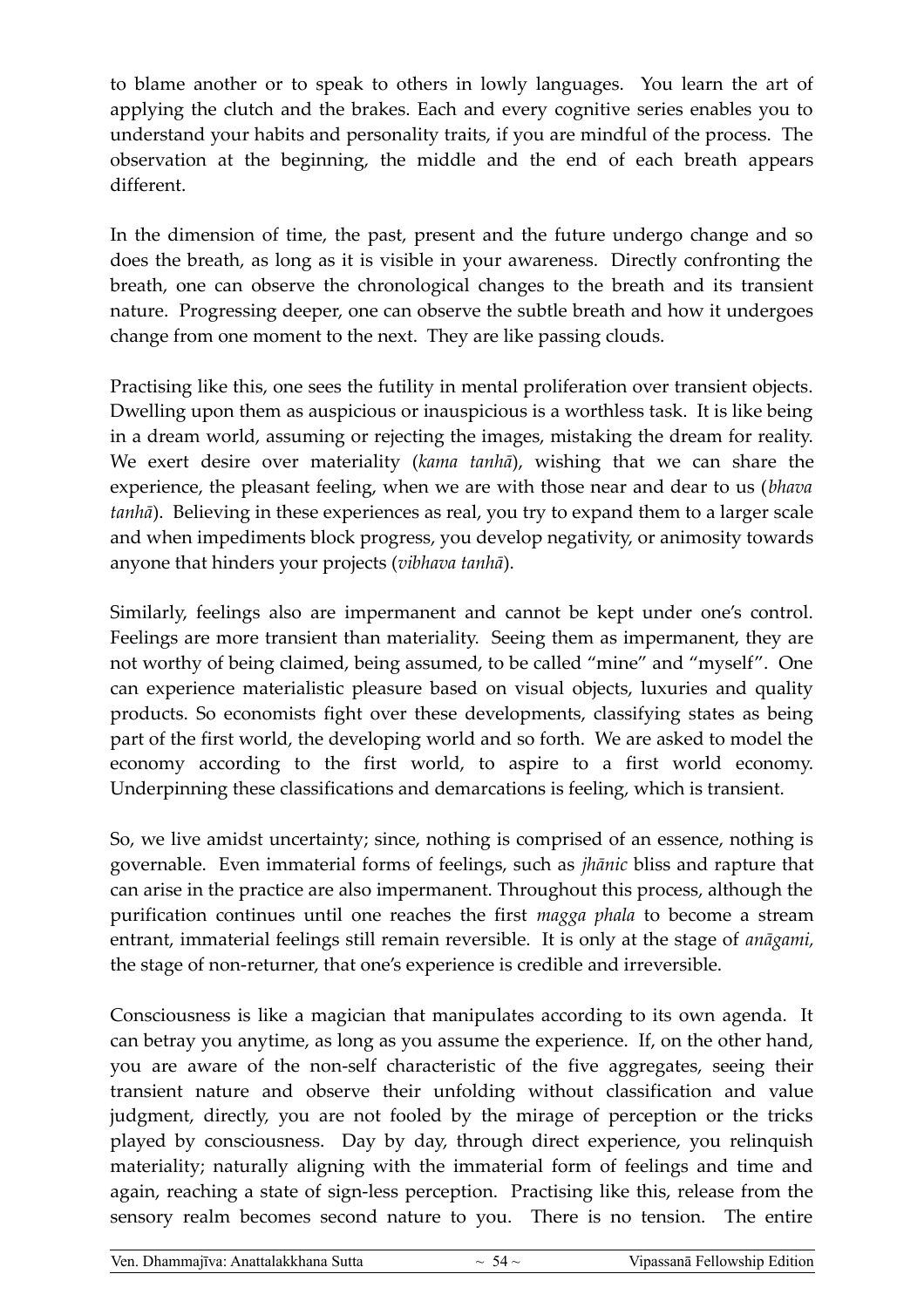to blame another or to speak to others in lowly languages. You learn the art of applying the clutch and the brakes. Each and every cognitive series enables you to understand your habits and personality traits, if you are mindful of the process. The observation at the beginning, the middle and the end of each breath appears different.

In the dimension of time, the past, present and the future undergo change and so does the breath, as long as it is visible in your awareness. Directly confronting the breath, one can observe the chronological changes to the breath and its transient nature. Progressing deeper, one can observe the subtle breath and how it undergoes change from one moment to the next. They are like passing clouds.

Practising like this, one sees the futility in mental proliferation over transient objects. Dwelling upon them as auspicious or inauspicious is a worthless task. It is like being in a dream world, assuming or rejecting the images, mistaking the dream for reality. We exert desire over materiality (*kama tanhā*), wishing that we can share the experience, the pleasant feeling, when we are with those near and dear to us (*bhava tanhā*). Believing in these experiences as real, you try to expand them to a larger scale and when impediments block progress, you develop negativity, or animosity towards anyone that hinders your projects (*vibhava tanhā*).

Similarly, feelings also are impermanent and cannot be kept under one's control. Feelings are more transient than materiality. Seeing them as impermanent, they are not worthy of being claimed, being assumed, to be called "mine" and "myself". One can experience materialistic pleasure based on visual objects, luxuries and quality products. So economists fight over these developments, classifying states as being part of the first world, the developing world and so forth. We are asked to model the economy according to the first world, to aspire to a first world economy. Underpinning these classifications and demarcations is feeling, which is transient.

So, we live amidst uncertainty; since, nothing is comprised of an essence, nothing is governable. Even immaterial forms of feelings, such as *jhānic* bliss and rapture that can arise in the practice are also impermanent. Throughout this process, although the purification continues until one reaches the first *magga phala* to become a stream entrant, immaterial feelings still remain reversible. It is only at the stage of *anāgami,* the stage of non-returner, that one's experience is credible and irreversible.

Consciousness is like a magician that manipulates according to its own agenda. It can betray you anytime, as long as you assume the experience. If, on the other hand, you are aware of the non-self characteristic of the five aggregates, seeing their transient nature and observe their unfolding without classification and value judgment, directly, you are not fooled by the mirage of perception or the tricks played by consciousness. Day by day, through direct experience, you relinquish materiality; naturally aligning with the immaterial form of feelings and time and again, reaching a state of sign-less perception. Practising like this, release from the sensory realm becomes second nature to you. There is no tension. The entire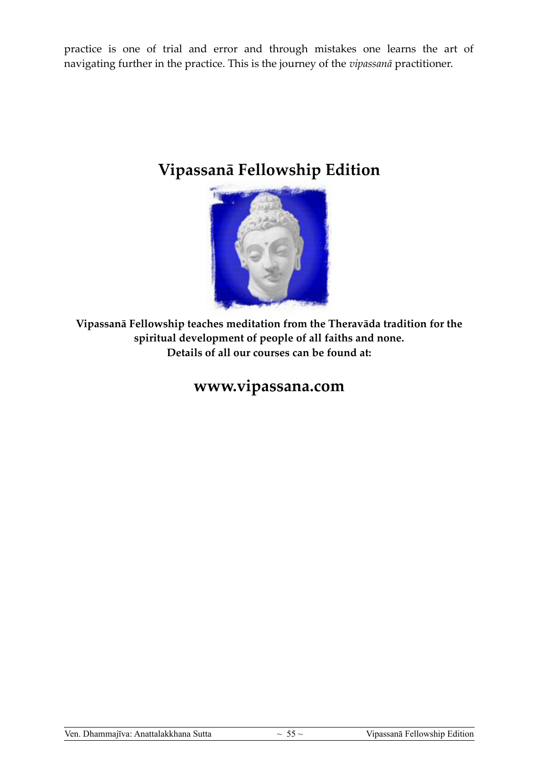practice is one of trial and error and through mistakes one learns the art of navigating further in the practice. This is the journey of the *vipassanā* practitioner.

## Vipassanā Fellowship Edition

**Vipassanā Fellowship teaches meditation from the Theravāda tradition for the spiritual development of people of all faiths and none.**
**Details of all our courses can be found at:**

## www.vipassana.com